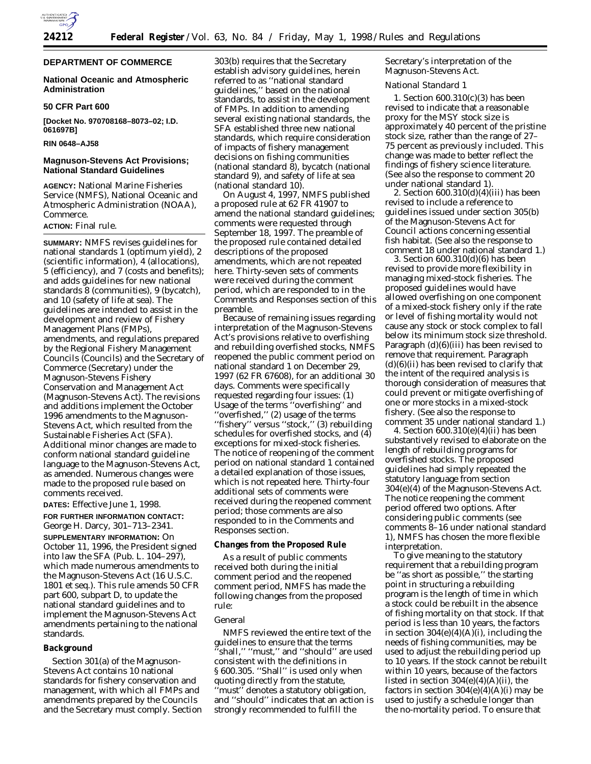# DEPARTMENT OF COMMERCE

## National Oceanic and Atmospheric Administration

### 50 CFR Part 600

**[Docket No. 970708168–8073–02; I.D. 061697B]**

**RIN 0648–AJ58**

## Magnuson-Stevens Act Provisions; National Standard Guidelines

**AGENCY:** National Marine Fisheries Service (NMFS), National Oceanic and Atmospheric Administration (NOAA), Commerce.

**ACTION:** Final rule.

**SUMMARY:** NMFS revises guidelines for national standards 1 (optimum yield), 2 (scientific information), 4 (allocations), 5 (efficiency), and 7 (costs and benefits); and adds guidelines for new national standards 8 (communities), 9 (bycatch), and 10 (safety of life at sea). The guidelines are intended to assist in the development and review of Fishery Management Plans (FMPs), amendments, and regulations prepared by the Regional Fishery Management Councils (Councils) and the Secretary of Commerce (Secretary) under the Magnuson-Stevens Fishery Conservation and Management Act (Magnuson-Stevens Act). The revisions and additions implement the October 1996 amendments to the Magnuson-Stevens Act, which resulted from the Sustainable Fisheries Act (SFA). Additional minor changes are made to conform national standard guideline language to the Magnuson-Stevens Act, as amended. Numerous changes were made to the proposed rule based on comments received.

**DATES:** Effective June 1, 1998.

**FOR FURTHER INFORMATION CONTACT:** George H. Darcy, 301–713–2341.

**SUPPLEMENTARY INFORMATION:** On October 11, 1996, the President signed into law the SFA (Pub. L. 104–297), which made numerous amendments to the Magnuson-Stevens Act (16 U.S.C. 1801 et seq.). This rule amends 50 CFR part 600, subpart D, to update the national standard guidelines and to implement the Magnuson-Stevens Act amendments pertaining to the national standards.

## Background

Section 301(a) of the Magnuson-Stevens Act contains 10 national standards for fishery conservation and management, with which all FMPs and amendments prepared by the Councils and the Secretary must comply. Section 303(b) requires that the Secretary establish advisory guidelines, herein referred to as ''national standard guidelines,'' based on the national standards, to assist in the development of FMPs. In addition to amending several existing national standards, the SFA established three new national standards, which require consideration of impacts of fishery management decisions on fishing communities (national standard 8), bycatch (national standard 9), and safety of life at sea (national standard 10).

On August 4, 1997, NMFS published a proposed rule at 62 FR 41907 to amend the national standard guidelines; comments were requested through September 18, 1997. The preamble of the proposed rule contained detailed descriptions of the proposed amendments, which are not repeated here. Thirty-seven sets of comments were received during the comment period, which are responded to in the Comments and Responses section of this preamble.

Because of remaining issues regarding interpretation of the Magnuson-Stevens Act's provisions relative to overfishing and rebuilding overfished stocks, NMFS reopened the public comment period on national standard 1 on December 29, 1997 (62 FR 67608), for an additional 30 days. Comments were specifically requested regarding four issues: (1) Usage of the terms ''overfishing'' and ''overfished,'' (2) usage of the terms ''fishery'' versus ''stock,'' (3) rebuilding schedules for overfished stocks, and (4) exceptions for mixed-stock fisheries. The notice of reopening of the comment period on national standard 1 contained a detailed explanation of those issues, which is not repeated here. Thirty-four additional sets of comments were received during the reopened comment period; those comments are also responded to in the Comments and Responses section.

## Changes from the Proposed Rule

As a result of public comments received both during the initial comment period and the reopened comment period, NMFS has made the following changes from the proposed rule:

### *General*

NMFS reviewed the entire text of the guidelines to ensure that the terms ''shall,'' ''must,'' and ''should'' are used consistent with the definitions in § 600.305. ''Shall'' is used only when quoting directly from the statute, ''must'' denotes a statutory obligation, and ''should'' indicates that an action is strongly recommended to fulfill the Secretary's interpretation of the Magnuson-Stevens Act.

### *National Standard 1*

1. Section 600.310(c)(3) has been revised to indicate that a reasonable proxy for the MSY stock size is approximately 40 percent of the pristine stock size, rather than the range of 27–75 percent as previously included. This change was made to better reflect the findings of fishery science literature. (See also the response to comment 20 under national standard 1).

2. Section 600.310(d)(4)(iii) has been revised to include a reference to guidelines issued under section 305(b) of the Magnuson-Stevens Act for Council actions concerning essential fish habitat. (See also the response to comment 18 under national standard 1.)

3. Section 600.310(d)(6) has been revised to provide more flexibility in managing mixed-stock fisheries. The proposed guidelines would have allowed overfishing on one component of a mixed-stock fishery only if the rate or level of fishing mortality would not cause any stock or stock complex to fall below its minimum stock size threshold. Paragraph (d)(6)(iii) has been revised to remove that requirement. Paragraph (d)(6)(ii) has been revised to clarify that the intent of the required analysis is thorough consideration of measures that could prevent or mitigate overfishing of one or more stocks in a mixed-stock fishery. (See also the response to comment 35 under national standard 1.)

4. Section 600.310(e)(4)(ii) has been substantively revised to elaborate on the length of rebuilding programs for overfished stocks. The proposed guidelines had simply repeated the statutory language from section 304(e)(4) of the Magnuson-Stevens Act. The notice reopening the comment period offered two options. After considering public comments (see comments 8–16 under national standard 1), NMFS has chosen the more flexible interpretation.

To give meaning to the statutory requirement that a rebuilding program be ''as short as possible,'' the starting point in structuring a rebuilding program is the length of time in which a stock could be rebuilt in the absence of fishing mortality on that stock. If that period is less than 10 years, the factors in section 304(e)(4)(A)(i), including the needs of fishing communities, may be used to adjust the rebuilding period up to 10 years. If the stock cannot be rebuilt within 10 years, because of the factors listed in section 304(e)(4)(A)(ii), the factors in section 304(e)(4)(A)(i) may be used to justify a schedule longer than the no-mortality period. To ensure that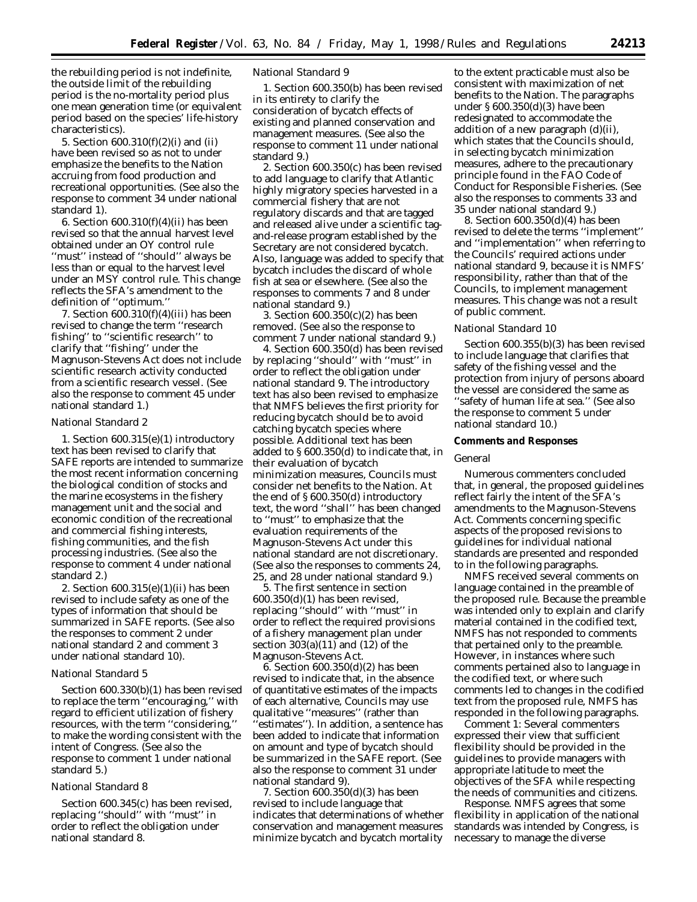the rebuilding period is not indefinite, the outside limit of the rebuilding period is the no-mortality period plus one mean generation time (or equivalent period based on the species' life-history characteristics).

5. Section 600.310(f)(2)(i) and (ii) have been revised so as not to under emphasize the benefits to the Nation accruing from food production and recreational opportunities. (See also the response to comment 34 under national standard 1).

6. Section 600.310(f)(4)(ii) has been revised so that the annual harvest level obtained under an OY control rule ''must'' instead of ''should'' always be less than or equal to the harvest level under an MSY control rule. This change reflects the SFA's amendment to the definition of ''optimum.''

7. Section 600.310(f)(4)(iii) has been revised to change the term ''research fishing'' to ''scientific research'' to clarify that ''fishing'' under the Magnuson-Stevens Act does not include scientific research activity conducted from a scientific research vessel. (See also the response to comment 45 under national standard 1.)

*National Standard 2*

1. Section 600.315(e)(1) introductory text has been revised to clarify that SAFE reports are intended to summarize the most recent information concerning the biological condition of stocks and the marine ecosystems in the fishery management unit and the social and economic condition of the recreational and commercial fishing interests, fishing communities, and the fish processing industries. (See also the response to comment 4 under national standard 2.)

2. Section 600.315(e)(1)(ii) has been revised to include safety as one of the types of information that should be summarized in SAFE reports. (See also the responses to comment 2 under national standard 2 and comment 3 under national standard 10).

*National Standard 5*

Section 600.330(b)(1) has been revised to replace the term ''encouraging,'' with regard to efficient utilization of fishery resources, with the term ''considering,'' to make the wording consistent with the intent of Congress. (See also the response to comment 1 under national standard 5.)

*National Standard 8*

Section 600.345(c) has been revised, replacing ''should'' with ''must'' in order to reflect the obligation under national standard 8.

*National Standard 9*

1. Section 600.350(b) has been revised in its entirety to clarify the consideration of bycatch effects of existing and planned conservation and management measures. (See also the response to comment 11 under national standard 9.)

2. Section 600.350(c) has been revised to add language to clarify that Atlantic highly migratory species harvested in a commercial fishery that are not regulatory discards and that are tagged and released alive under a scientific tag-and-release program established by the Secretary are not considered bycatch. Also, language was added to specify that bycatch includes the discard of whole fish at sea or elsewhere. (See also the responses to comments 7 and 8 under national standard 9.)

3. Section 600.350(c)(2) has been removed. (See also the response to comment 7 under national standard 9.)

4. Section 600.350(d) has been revised by replacing ''should'' with ''must'' in order to reflect the obligation under national standard 9. The introductory text has also been revised to emphasize that NMFS believes the first priority for reducing bycatch should be to avoid catching bycatch species where possible. Additional text has been added to § 600.350(d) to indicate that, in their evaluation of bycatch minimization measures, Councils must consider net benefits to the Nation. At the end of § 600.350(d) introductory text, the word ''shall'' has been changed to ''must'' to emphasize that the evaluation requirements of the Magnuson-Stevens Act under this national standard are not discretionary. (See also the responses to comments 24, 25, and 28 under national standard 9.)

5. The first sentence in section 600.350(d)(1) has been revised, replacing ''should'' with ''must'' in order to reflect the required provisions of a fishery management plan under section 303(a)(11) and (12) of the Magnuson-Stevens Act.

6. Section 600.350(d)(2) has been revised to indicate that, in the absence of quantitative estimates of the impacts of each alternative, Councils may use qualitative ''measures'' (rather than ''estimates''). In addition, a sentence has been added to indicate that information on amount and type of bycatch should be summarized in the SAFE report. (See also the response to comment 31 under national standard 9).

7. Section 600.350(d)(3) has been revised to include language that indicates that determinations of whether conservation and management measures minimize bycatch and bycatch mortality to the extent practicable must also be consistent with maximization of net benefits to the Nation. The paragraphs under § 600.350(d)(3) have been redesignated to accommodate the addition of a new paragraph (d)(ii), which states that the Councils should, in selecting bycatch minimization measures, adhere to the precautionary principle found in the FAO Code of Conduct for Responsible Fisheries. (See also the responses to comments 33 and 35 under national standard 9.)

8. Section 600.350(d)(4) has been revised to delete the terms ''implement'' and ''implementation'' when referring to the Councils' required actions under national standard 9, because it is NMFS' responsibility, rather than that of the Councils, to implement management measures. This change was not a result of public comment.

*National Standard 10*

Section 600.355(b)(3) has been revised to include language that clarifies that safety of the fishing vessel and the protection from injury of persons aboard the vessel are considered the same as ''safety of human life at sea.'' (See also the response to comment 5 under national standard 10.)

**Comments and Responses**

*General*

Numerous commenters concluded that, in general, the proposed guidelines reflect fairly the intent of the SFA's amendments to the Magnuson-Stevens Act. Comments concerning specific aspects of the proposed revisions to guidelines for individual national standards are presented and responded to in the following paragraphs.

NMFS received several comments on language contained in the preamble of the proposed rule. Because the preamble was intended only to explain and clarify material contained in the codified text, NMFS has not responded to comments that pertained only to the preamble. However, in instances where such comments pertained also to language in the codified text, or where such comments led to changes in the codified text from the proposed rule, NMFS has responded in the following paragraphs.

*Comment 1:* Several commenters expressed their view that sufficient flexibility should be provided in the guidelines to provide managers with appropriate latitude to meet the objectives of the SFA while respecting the needs of communities and citizens.

*Response.* NMFS agrees that some flexibility in application of the national standards was intended by Congress, is necessary to manage the diverse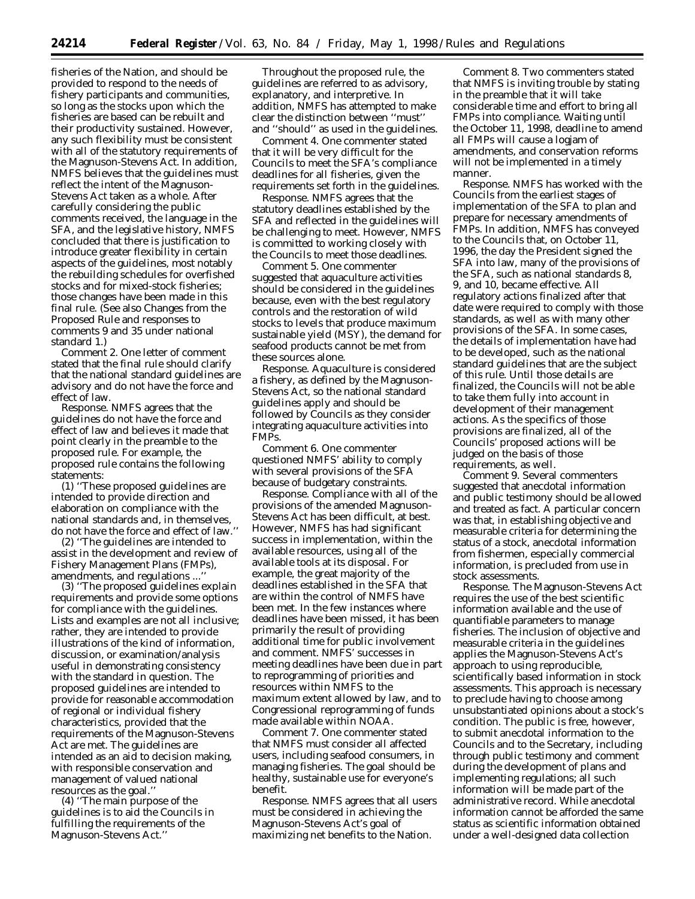fisheries of the Nation, and should be provided to respond to the needs of fishery participants and communities, so long as the stocks upon which the fisheries are based can be rebuilt and their productivity sustained. However, any such flexibility must be consistent with all of the statutory requirements of the Magnuson-Stevens Act. In addition, NMFS believes that the guidelines must reflect the intent of the Magnuson-Stevens Act taken as a whole. After carefully considering the public comments received, the language in the SFA, and the legislative history, NMFS concluded that there is justification to introduce greater flexibility in certain aspects of the guidelines, most notably the rebuilding schedules for overfished stocks and for mixed-stock fisheries; those changes have been made in this final rule. (See also Changes from the Proposed Rule and responses to comments 9 and 35 under national standard 1.)

*Comment 2.* One letter of comment stated that the final rule should clarify that the national standard guidelines are advisory and do not have the force and effect of law.

*Response.* NMFS agrees that the guidelines do not have the force and effect of law and believes it made that point clearly in the preamble to the proposed rule. For example, the proposed rule contains the following statements:

(1) ''These proposed guidelines are intended to provide direction and elaboration on compliance with the national standards and, in themselves, do not have the force and effect of law.''

(2) ''The guidelines are intended to assist in the development and review of Fishery Management Plans (FMPs), amendments, and regulations ...''

(3) ''The proposed guidelines explain requirements and provide some options for compliance with the guidelines. Lists and examples are not all inclusive; rather, they are intended to provide illustrations of the kind of information, discussion, or examination/analysis useful in demonstrating consistency with the standard in question. The proposed guidelines are intended to provide for reasonable accommodation of regional or individual fishery characteristics, provided that the requirements of the Magnuson-Stevens Act are met. The guidelines are intended as an aid to decision making, with responsible conservation and management of valued national resources as the goal.''

(4) ''The main purpose of the guidelines is to aid the Councils in fulfilling the requirements of the Magnuson-Stevens Act.''

Throughout the proposed rule, the guidelines are referred to as advisory, explanatory, and interpretive. In addition, NMFS has attempted to make clear the distinction between ''must'' and ''should'' as used in the guidelines.

*Comment 4.* One commenter stated that it will be very difficult for the Councils to meet the SFA's compliance deadlines for all fisheries, given the requirements set forth in the guidelines.

*Response.* NMFS agrees that the statutory deadlines established by the SFA and reflected in the guidelines will be challenging to meet. However, NMFS is committed to working closely with the Councils to meet those deadlines.

*Comment 5.* One commenter suggested that aquaculture activities should be considered in the guidelines because, even with the best regulatory controls and the restoration of wild stocks to levels that produce maximum sustainable yield (MSY), the demand for seafood products cannot be met from these sources alone.

*Response.* Aquaculture is considered a fishery, as defined by the Magnuson-Stevens Act, so the national standard guidelines apply and should be followed by Councils as they consider integrating aquaculture activities into FMPs.

*Comment 6.* One commenter questioned NMFS' ability to comply with several provisions of the SFA because of budgetary constraints.

*Response.* Compliance with all of the provisions of the amended Magnuson-Stevens Act has been difficult, at best. However, NMFS has had significant success in implementation, within the available resources, using all of the available tools at its disposal. For example, the great majority of the deadlines established in the SFA that are within the control of NMFS have been met. In the few instances where deadlines have been missed, it has been primarily the result of providing additional time for public involvement and comment. NMFS' successes in meeting deadlines have been due in part to reprogramming of priorities and resources within NMFS to the maximum extent allowed by law, and to Congressional reprogramming of funds made available within NOAA.

*Comment 7.* One commenter stated that NMFS must consider all affected users, including seafood consumers, in managing fisheries. The goal should be healthy, sustainable use for everyone's benefit.

*Response.* NMFS agrees that all users must be considered in achieving the Magnuson-Stevens Act's goal of maximizing net benefits to the Nation.

*Comment 8.* Two commenters stated that NMFS is inviting trouble by stating in the preamble that it will take considerable time and effort to bring all FMPs into compliance. Waiting until the October 11, 1998, deadline to amend all FMPs will cause a logjam of amendments, and conservation reforms will not be implemented in a timely manner.

*Response.* NMFS has worked with the Councils from the earliest stages of implementation of the SFA to plan and prepare for necessary amendments of FMPs. In addition, NMFS has conveyed to the Councils that, on October 11, 1996, the day the President signed the SFA into law, many of the provisions of the SFA, such as national standards 8, 9, and 10, became effective. All regulatory actions finalized after that date were required to comply with those standards, as well as with many other provisions of the SFA. In some cases, the details of implementation have had to be developed, such as the national standard guidelines that are the subject of this rule. Until those details are finalized, the Councils will not be able to take them fully into account in development of their management actions. As the specifics of those provisions are finalized, all of the Councils' proposed actions will be judged on the basis of those requirements, as well.

*Comment 9.* Several commenters suggested that anecdotal information and public testimony should be allowed and treated as fact. A particular concern was that, in establishing objective and measurable criteria for determining the status of a stock, anecdotal information from fishermen, especially commercial information, is precluded from use in stock assessments.

*Response.* The Magnuson-Stevens Act requires the use of the best scientific information available and the use of quantifiable parameters to manage fisheries. The inclusion of objective and measurable criteria in the guidelines applies the Magnuson-Stevens Act's approach to using reproducible, scientifically based information in stock assessments. This approach is necessary to preclude having to choose among unsubstantiated opinions about a stock's condition. The public is free, however, to submit anecdotal information to the Councils and to the Secretary, including through public testimony and comment during the development of plans and implementing regulations; all such information will be made part of the administrative record. While anecdotal information cannot be afforded the same status as scientific information obtained under a well-designed data collection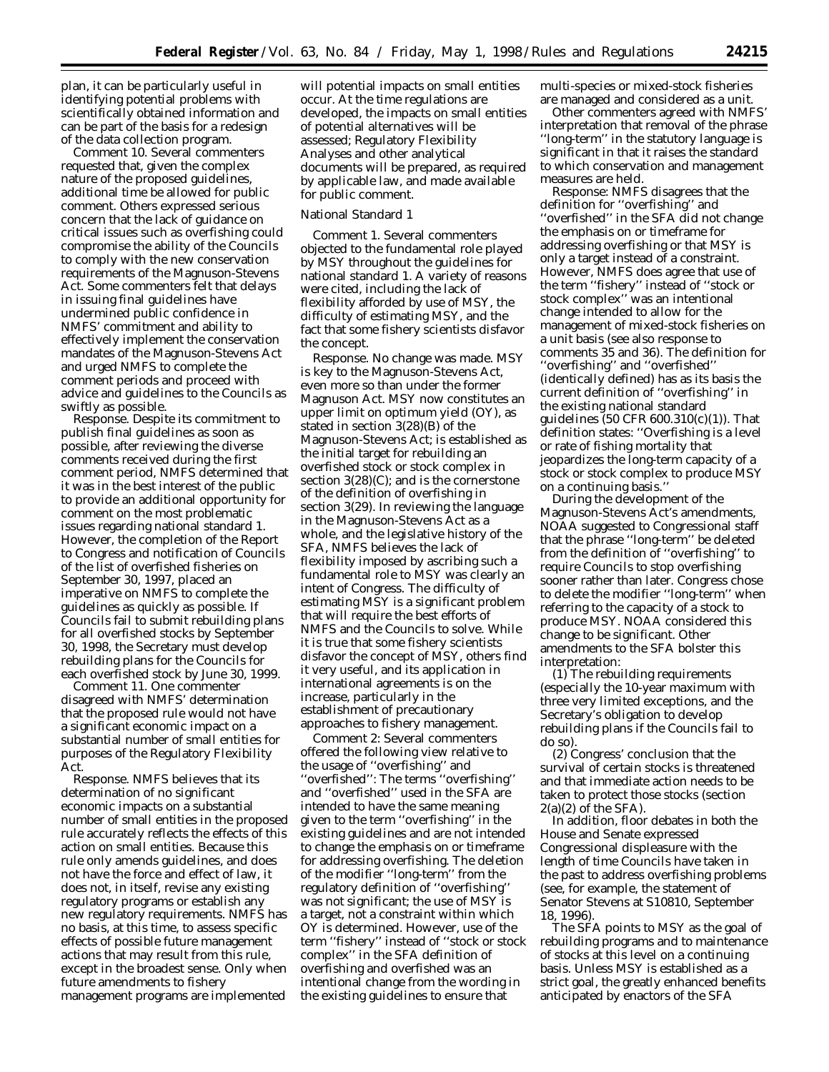plan, it can be particularly useful in identifying potential problems with scientifically obtained information and can be part of the basis for a redesign of the data collection program.

*Comment 10.* Several commenters requested that, given the complex nature of the proposed guidelines, additional time be allowed for public comment. Others expressed serious concern that the lack of guidance on critical issues such as overfishing could compromise the ability of the Councils to comply with the new conservation requirements of the Magnuson-Stevens Act. Some commenters felt that delays in issuing final guidelines have undermined public confidence in NMFS' commitment and ability to effectively implement the conservation mandates of the Magnuson-Stevens Act and urged NMFS to complete the comment periods and proceed with advice and guidelines to the Councils as swiftly as possible.

*Response.* Despite its commitment to publish final guidelines as soon as possible, after reviewing the diverse comments received during the first comment period, NMFS determined that it was in the best interest of the public to provide an additional opportunity for comment on the most problematic issues regarding national standard 1. However, the completion of the Report to Congress and notification of Councils of the list of overfished fisheries on September 30, 1997, placed an imperative on NMFS to complete the guidelines as quickly as possible. If Councils fail to submit rebuilding plans for all overfished stocks by September 30, 1998, the Secretary must develop rebuilding plans for the Councils for each overfished stock by June 30, 1999.

*Comment 11.* One commenter disagreed with NMFS' determination that the proposed rule would not have a significant economic impact on a substantial number of small entities for purposes of the Regulatory Flexibility Act.

*Response.* NMFS believes that its determination of no significant economic impacts on a substantial number of small entities in the proposed rule accurately reflects the effects of this action on small entities. Because this rule only amends guidelines, and does not have the force and effect of law, it does not, in itself, revise any existing regulatory programs or establish any new regulatory requirements. NMFS has no basis, at this time, to assess specific effects of possible future management actions that may result from this rule, except in the broadest sense. Only when future amendments to fishery management programs are implemented will potential impacts on small entities occur. At the time regulations are developed, the impacts on small entities of potential alternatives will be assessed; Regulatory Flexibility Analyses and other analytical documents will be prepared, as required by applicable law, and made available for public comment.

National Standard 1

*Comment 1.* Several commenters objected to the fundamental role played by MSY throughout the guidelines for national standard 1. A variety of reasons were cited, including the lack of flexibility afforded by use of MSY, the difficulty of estimating MSY, and the fact that some fishery scientists disfavor the concept.

*Response.* No change was made. MSY is key to the Magnuson-Stevens Act, even more so than under the former Magnuson Act. MSY now constitutes an upper limit on optimum yield (OY), as stated in section 3(28)(B) of the Magnuson-Stevens Act; is established as the initial target for rebuilding an overfished stock or stock complex in section 3(28)(C); and is the cornerstone of the definition of overfishing in section 3(29). In reviewing the language in the Magnuson-Stevens Act as a whole, and the legislative history of the SFA, NMFS believes the lack of flexibility imposed by ascribing such a fundamental role to MSY was clearly an intent of Congress. The difficulty of estimating MSY is a significant problem that will require the best efforts of NMFS and the Councils to solve. While it is true that some fishery scientists disfavor the concept of MSY, others find it very useful, and its application in international agreements is on the increase, particularly in the establishment of precautionary approaches to fishery management.

*Comment 2:* Several commenters offered the following view relative to the usage of ''overfishing'' and ''overfished'': The terms ''overfishing'' and ''overfished'' used in the SFA are intended to have the same meaning given to the term ''overfishing'' in the existing guidelines and are not intended to change the emphasis on or timeframe for addressing overfishing. The deletion of the modifier ''long-term'' from the regulatory definition of ''overfishing'' was not significant; the use of MSY is a target, not a constraint within which OY is determined. However, use of the term ''fishery'' instead of ''stock or stock complex'' in the SFA definition of overfishing and overfished was an intentional change from the wording in the existing guidelines to ensure that multi-species or mixed-stock fisheries are managed and considered as a unit.

Other commenters agreed with NMFS' interpretation that removal of the phrase ''long-term'' in the statutory language is significant in that it raises the standard to which conservation and management measures are held.

*Response:* NMFS disagrees that the definition for ''overfishing'' and ''overfished'' in the SFA did not change the emphasis on or timeframe for addressing overfishing or that MSY is only a target instead of a constraint. However, NMFS does agree that use of the term ''fishery'' instead of ''stock or stock complex'' was an intentional change intended to allow for the management of mixed-stock fisheries on a unit basis (see also response to comments 35 and 36). The definition for ''overfishing'' and ''overfished'' (identically defined) has as its basis the current definition of ''overfishing'' in the existing national standard guidelines (50 CFR 600.310(c)(1)). That definition states: ''Overfishing is a level or rate of fishing mortality that jeopardizes the long-term capacity of a stock or stock complex to produce MSY on a continuing basis.''

During the development of the Magnuson-Stevens Act's amendments, NOAA suggested to Congressional staff that the phrase ''long-term'' be deleted from the definition of ''overfishing'' to require Councils to stop overfishing sooner rather than later. Congress chose to delete the modifier ''long-term'' when referring to the capacity of a stock to produce MSY. NOAA considered this change to be significant. Other amendments to the SFA bolster this interpretation:

(1) The rebuilding requirements (especially the 10-year maximum with three very limited exceptions, and the Secretary's obligation to develop rebuilding plans if the Councils fail to do so).

(2) Congress' conclusion that the survival of certain stocks is threatened and that immediate action needs to be taken to protect those stocks (section 2(a)(2) of the SFA).

In addition, floor debates in both the House and Senate expressed Congressional displeasure with the length of time Councils have taken in the past to address overfishing problems (see, for example, the statement of Senator Stevens at S10810, September 18, 1996).

The SFA points to MSY as the goal of rebuilding programs and to maintenance of stocks at this level on a continuing basis. Unless MSY is established as a strict goal, the greatly enhanced benefits anticipated by enactors of the SFA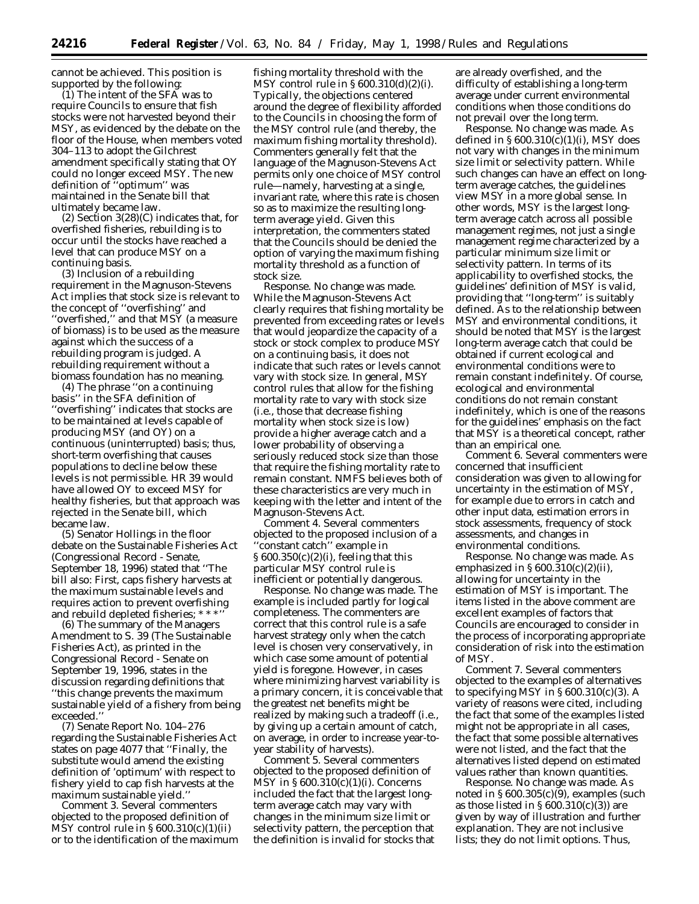cannot be achieved. This position is supported by the following:

(1) The intent of the SFA was to require Councils to ensure that fish stocks were not harvested beyond their MSY, as evidenced by the debate on the floor of the House, when members voted 304–113 to adopt the Gilchrest amendment specifically stating that OY could no longer exceed MSY. The new definition of ''optimum'' was maintained in the Senate bill that ultimately became law.

(2) Section 3(28)(C) indicates that, for overfished fisheries, rebuilding is to occur until the stocks have reached a level that can produce MSY on a continuing basis.

(3) Inclusion of a rebuilding requirement in the Magnuson-Stevens Act implies that stock size is relevant to the concept of ''overfishing'' and ''overfished,'' and that MSY (a measure of biomass) is to be used as the measure against which the success of a rebuilding program is judged. A rebuilding requirement without a biomass foundation has no meaning.

(4) The phrase ''on a continuing basis'' in the SFA definition of ''overfishing'' indicates that stocks are to be maintained at levels capable of producing MSY (and OY) on a continuous (uninterrupted) basis; thus, short-term overfishing that causes populations to decline below these levels is not permissible. HR 39 would have allowed OY to exceed MSY for healthy fisheries, but that approach was rejected in the Senate bill, which became law.

(5) Senator Hollings in the floor debate on the Sustainable Fisheries Act (Congressional Record - Senate, September 18, 1996) stated that ''The bill also: First, caps fishery harvests at the maximum sustainable levels and requires action to prevent overfishing and rebuild depleted fisheries; * * *''

(6) The summary of the Managers Amendment to S. 39 (The Sustainable Fisheries Act), as printed in the Congressional Record - Senate on September 19, 1996, states in the discussion regarding definitions that ''this change prevents the maximum sustainable yield of a fishery from being exceeded.''

(7) Senate Report No. 104–276 regarding the Sustainable Fisheries Act states on page 4077 that ''Finally, the substitute would amend the existing definition of 'optimum' with respect to fishery yield to cap fish harvests at the maximum sustainable yield.''

*Comment 3.* Several commenters objected to the proposed definition of MSY control rule in § 600.310(c)(1)(ii) or to the identification of the maximum fishing mortality threshold with the MSY control rule in § 600.310(d)(2)(i). Typically, the objections centered around the degree of flexibility afforded to the Councils in choosing the form of the MSY control rule (and thereby, the maximum fishing mortality threshold). Commenters generally felt that the language of the Magnuson-Stevens Act permits only one choice of MSY control rule—namely, harvesting at a single, invariant rate, where this rate is chosen so as to maximize the resulting long-term average yield. Given this interpretation, the commenters stated that the Councils should be denied the option of varying the maximum fishing mortality threshold as a function of stock size.

*Response.* No change was made. While the Magnuson-Stevens Act clearly requires that fishing mortality be prevented from exceeding rates or levels that would jeopardize the capacity of a stock or stock complex to produce MSY on a continuing basis, it does not indicate that such rates or levels cannot vary with stock size. In general, MSY control rules that allow for the fishing mortality rate to vary with stock size (i.e., those that decrease fishing mortality when stock size is low) provide a higher average catch and a lower probability of observing a seriously reduced stock size than those that require the fishing mortality rate to remain constant. NMFS believes both of these characteristics are very much in keeping with the letter and intent of the Magnuson-Stevens Act.

*Comment 4.* Several commenters objected to the proposed inclusion of a ''constant catch'' example in § 600.350(c)(2)(i), feeling that this particular MSY control rule is inefficient or potentially dangerous.

*Response.* No change was made. The example is included partly for logical completeness. The commenters are correct that this control rule is a safe harvest strategy only when the catch level is chosen very conservatively, in which case some amount of potential yield is foregone. However, in cases where minimizing harvest variability is a primary concern, it is conceivable that the greatest net benefits might be realized by making such a tradeoff (i.e., by giving up a certain amount of catch, on average, in order to increase year-to-year stability of harvests).

*Comment 5.* Several commenters objected to the proposed definition of MSY in § 600.310(c)(1)(i). Concerns included the fact that the largest long-term average catch may vary with changes in the minimum size limit or selectivity pattern, the perception that the definition is invalid for stocks that are already overfished, and the difficulty of establishing a long-term average under current environmental conditions when those conditions do not prevail over the long term.

*Response.* No change was made. As defined in § 600.310(c)(1)(i), MSY does not vary with changes in the minimum size limit or selectivity pattern. While such changes can have an effect on long-term average catches, the guidelines view MSY in a more global sense. In other words, MSY is the largest long-term average catch across all possible management regimes, not just a single management regime characterized by a particular minimum size limit or selectivity pattern. In terms of its applicability to overfished stocks, the guidelines' definition of MSY is valid, providing that ''long-term'' is suitably defined. As to the relationship between MSY and environmental conditions, it should be noted that MSY is the largest long-term average catch that could be obtained if current ecological and environmental conditions were to remain constant indefinitely. Of course, ecological and environmental conditions do not remain constant indefinitely, which is one of the reasons for the guidelines' emphasis on the fact that MSY is a theoretical concept, rather than an empirical one.

*Comment 6.* Several commenters were concerned that insufficient consideration was given to allowing for uncertainty in the estimation of MSY, for example due to errors in catch and other input data, estimation errors in stock assessments, frequency of stock assessments, and changes in environmental conditions.

*Response.* No change was made. As emphasized in § 600.310(c)(2)(ii), allowing for uncertainty in the estimation of MSY is important. The items listed in the above comment are excellent examples of factors that Councils are encouraged to consider in the process of incorporating appropriate consideration of risk into the estimation of MSY.

*Comment 7.* Several commenters objected to the examples of alternatives to specifying MSY in § 600.310(c)(3). A variety of reasons were cited, including the fact that some of the examples listed might not be appropriate in all cases, the fact that some possible alternatives were not listed, and the fact that the alternatives listed depend on estimated values rather than known quantities.

*Response.* No change was made. As noted in § 600.305(c)(9), examples (such as those listed in § 600.310(c)(3)) are given by way of illustration and further explanation. They are not inclusive lists; they do not limit options. Thus,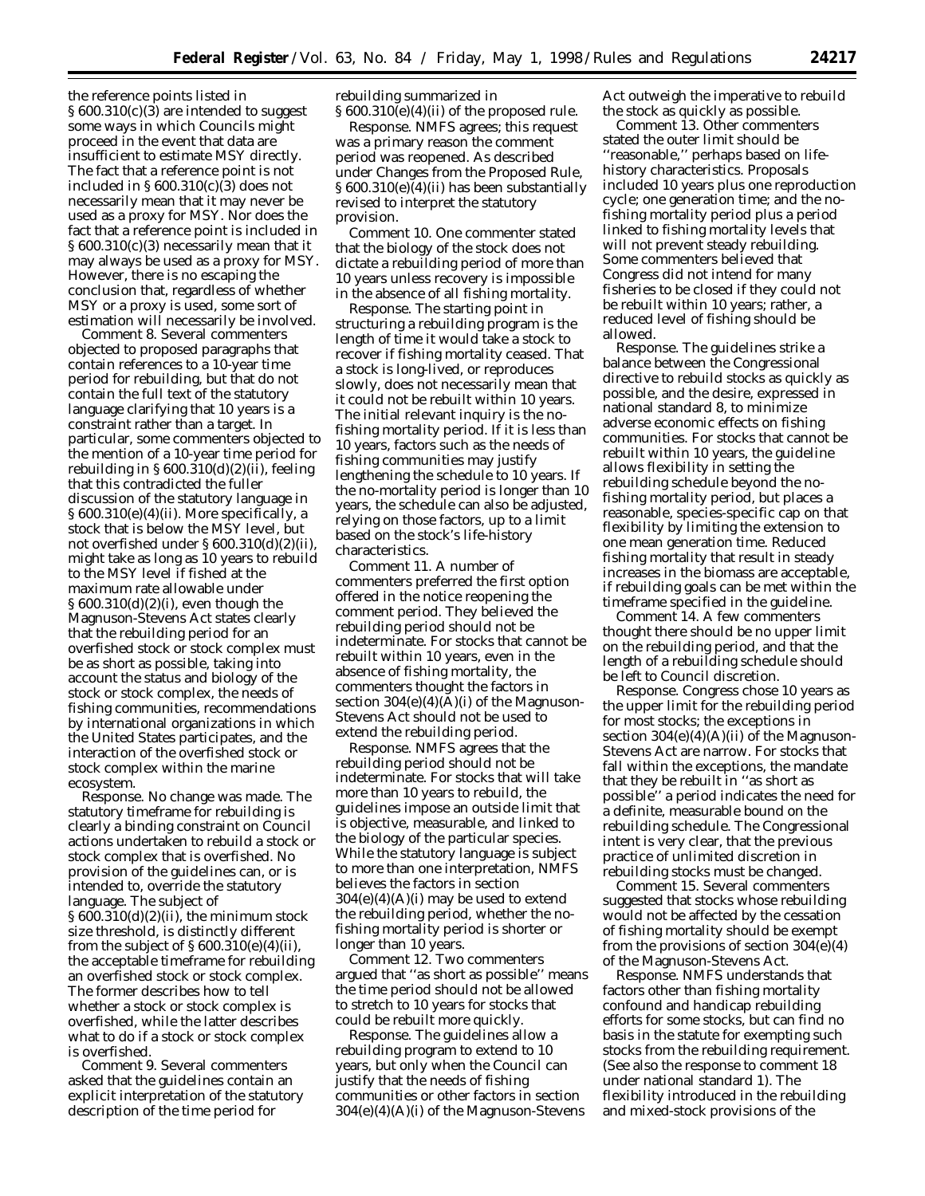the reference points listed in § 600.310(c)(3) are intended to suggest some ways in which Councils might proceed in the event that data are insufficient to estimate MSY directly. The fact that a reference point is not included in § 600.310(c)(3) does not necessarily mean that it may never be used as a proxy for MSY. Nor does the fact that a reference point is included in § 600.310(c)(3) necessarily mean that it may always be used as a proxy for MSY. However, there is no escaping the conclusion that, regardless of whether MSY or a proxy is used, some sort of estimation will necessarily be involved.

*Comment 8.* Several commenters objected to proposed paragraphs that contain references to a 10-year time period for rebuilding, but that do not contain the full text of the statutory language clarifying that 10 years is a constraint rather than a target. In particular, some commenters objected to the mention of a 10-year time period for rebuilding in § 600.310(d)(2)(ii), feeling that this contradicted the fuller discussion of the statutory language in § 600.310(e)(4)(ii). More specifically, a stock that is below the MSY level, but not overfished under § 600.310(d)(2)(ii), might take as long as 10 years to rebuild to the MSY level if fished at the maximum rate allowable under § 600.310(d)(2)(i), even though the Magnuson-Stevens Act states clearly that the rebuilding period for an overfished stock or stock complex must be as short as possible, taking into account the status and biology of the stock or stock complex, the needs of fishing communities, recommendations by international organizations in which the United States participates, and the interaction of the overfished stock or stock complex within the marine ecosystem.

*Response.* No change was made. The statutory timeframe for rebuilding is clearly a binding constraint on Council actions undertaken to rebuild a stock or stock complex that is overfished. No provision of the guidelines can, or is intended to, override the statutory language. The subject of § 600.310(d)(2)(ii), the minimum stock size threshold, is distinctly different from the subject of § 600.310(e)(4)(ii), the acceptable timeframe for rebuilding an overfished stock or stock complex. The former describes how to tell whether a stock or stock complex is overfished, while the latter describes what to do if a stock or stock complex is overfished.

*Comment 9.* Several commenters asked that the guidelines contain an explicit interpretation of the statutory description of the time period for rebuilding summarized in § 600.310(e)(4)(ii) of the proposed rule.

*Response.* NMFS agrees; this request was a primary reason the comment period was reopened. As described under Changes from the Proposed Rule, § 600.310(e)(4)(ii) has been substantially revised to interpret the statutory provision.

*Comment 10.* One commenter stated that the biology of the stock does not dictate a rebuilding period of more than 10 years unless recovery is impossible in the absence of all fishing mortality.

*Response.* The starting point in structuring a rebuilding program is the length of time it would take a stock to recover if fishing mortality ceased. That a stock is long-lived, or reproduces slowly, does not necessarily mean that it could not be rebuilt within 10 years. The initial relevant inquiry is the no-fishing mortality period. If it is less than 10 years, factors such as the needs of fishing communities may justify lengthening the schedule to 10 years. If the no-mortality period is longer than 10 years, the schedule can also be adjusted, relying on those factors, up to a limit based on the stock's life-history characteristics.

*Comment 11.* A number of commenters preferred the first option offered in the notice reopening the comment period. They believed the rebuilding period should not be indeterminate. For stocks that cannot be rebuilt within 10 years, even in the absence of fishing mortality, the commenters thought the factors in section 304(e)(4)(A)(i) of the Magnuson-Stevens Act should not be used to extend the rebuilding period.

*Response.* NMFS agrees that the rebuilding period should not be indeterminate. For stocks that will take more than 10 years to rebuild, the guidelines impose an outside limit that is objective, measurable, and linked to the biology of the particular species. While the statutory language is subject to more than one interpretation, NMFS believes the factors in section 304(e)(4)(A)(i) may be used to extend the rebuilding period, whether the no-fishing mortality period is shorter or longer than 10 years.

*Comment 12.* Two commenters argued that ''as short as possible'' means the time period should not be allowed to stretch to 10 years for stocks that could be rebuilt more quickly.

*Response.* The guidelines allow a rebuilding program to extend to 10 years, but only when the Council can justify that the needs of fishing communities or other factors in section 304(e)(4)(A)(i) of the Magnuson-Stevens Act outweigh the imperative to rebuild the stock as quickly as possible.

*Comment 13.* Other commenters stated the outer limit should be ''reasonable,'' perhaps based on life-history characteristics. Proposals included 10 years plus one reproduction cycle; one generation time; and the no-fishing mortality period plus a period linked to fishing mortality levels that will not prevent steady rebuilding. Some commenters believed that Congress did not intend for many fisheries to be closed if they could not be rebuilt within 10 years; rather, a reduced level of fishing should be allowed.

*Response.* The guidelines strike a balance between the Congressional directive to rebuild stocks as quickly as possible, and the desire, expressed in national standard 8, to minimize adverse economic effects on fishing communities. For stocks that cannot be rebuilt within 10 years, the guideline allows flexibility in setting the rebuilding schedule beyond the no-fishing mortality period, but places a reasonable, species-specific cap on that flexibility by limiting the extension to one mean generation time. Reduced fishing mortality that result in steady increases in the biomass are acceptable, if rebuilding goals can be met within the timeframe specified in the guideline.

*Comment 14.* A few commenters thought there should be no upper limit on the rebuilding period, and that the length of a rebuilding schedule should be left to Council discretion.

*Response.* Congress chose 10 years as the upper limit for the rebuilding period for most stocks; the exceptions in section 304(e)(4)(A)(ii) of the Magnuson-Stevens Act are narrow. For stocks that fall within the exceptions, the mandate that they be rebuilt in ''as short as possible'' a period indicates the need for a definite, measurable bound on the rebuilding schedule. The Congressional intent is very clear, that the previous practice of unlimited discretion in rebuilding stocks must be changed.

*Comment 15.* Several commenters suggested that stocks whose rebuilding would not be affected by the cessation of fishing mortality should be exempt from the provisions of section 304(e)(4) of the Magnuson-Stevens Act.

*Response.* NMFS understands that factors other than fishing mortality confound and handicap rebuilding efforts for some stocks, but can find no basis in the statute for exempting such stocks from the rebuilding requirement. (See also the response to comment 18 under national standard 1). The flexibility introduced in the rebuilding and mixed-stock provisions of the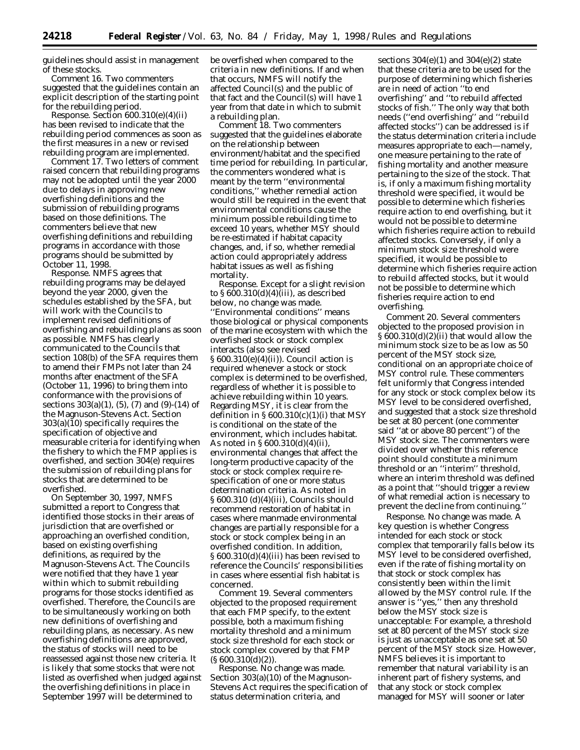guidelines should assist in management of these stocks.

*Comment 16.* Two commenters suggested that the guidelines contain an explicit description of the starting point for the rebuilding period.

*Response.* Section 600.310(e)(4)(ii) has been revised to indicate that the rebuilding period commences as soon as the first measures in a new or revised rebuilding program are implemented.

*Comment 17.* Two letters of comment raised concern that rebuilding programs may not be adopted until the year 2000 due to delays in approving new overfishing definitions and the submission of rebuilding programs based on those definitions. The commenters believe that new overfishing definitions and rebuilding programs in accordance with those programs should be submitted by October 11, 1998.

*Response.* NMFS agrees that rebuilding programs may be delayed beyond the year 2000, given the schedules established by the SFA, but will work with the Councils to implement revised definitions of overfishing and rebuilding plans as soon as possible. NMFS has clearly communicated to the Councils that section 108(b) of the SFA requires them to amend their FMPs not later than 24 months after enactment of the SFA (October 11, 1996) to bring them into conformance with the provisions of sections 303(a)(1), (5), (7) and (9)-(14) of the Magnuson-Stevens Act. Section 303(a)(10) specifically requires the specification of objective and measurable criteria for identifying when the fishery to which the FMP applies is overfished, and section 304(e) requires the submission of rebuilding plans for stocks that are determined to be overfished.

On September 30, 1997, NMFS submitted a report to Congress that identified those stocks in their areas of jurisdiction that are overfished or approaching an overfished condition, based on existing overfishing definitions, as required by the Magnuson-Stevens Act. The Councils were notified that they have 1 year within which to submit rebuilding programs for those stocks identified as overfished. Therefore, the Councils are to be simultaneously working on both new definitions of overfishing and rebuilding plans, as necessary. As new overfishing definitions are approved, the status of stocks will need to be reassessed against those new criteria. It is likely that some stocks that were not listed as overfished when judged against the overfishing definitions in place in September 1997 will be determined to be overfished when compared to the criteria in new definitions. If and when that occurs, NMFS will notify the affected Council(s) and the public of that fact and the Council(s) will have 1 year from that date in which to submit a rebuilding plan.

*Comment 18.* Two commenters suggested that the guidelines elaborate on the relationship between environment/habitat and the specified time period for rebuilding. In particular, the commenters wondered what is meant by the term ''environmental conditions,'' whether remedial action would still be required in the event that environmental conditions cause the minimum possible rebuilding time to exceed 10 years, whether MSY should be re-estimated if habitat capacity changes, and, if so, whether remedial action could appropriately address habitat issues as well as fishing mortality.

*Response.* Except for a slight revision to § 600.310(d)(4)(iii), as described below, no change was made. ''Environmental conditions'' means those biological or physical components of the marine ecosystem with which the overfished stock or stock complex interacts (also see revised § 600.310(e)(4)(ii)). Council action is required whenever a stock or stock complex is determined to be overfished, regardless of whether it is possible to achieve rebuilding within 10 years. Regarding MSY, it is clear from the definition in § 600.310(c)(1)(i) that MSY is conditional on the state of the environment, which includes habitat. As noted in § 600.310(d)(4)(ii), environmental changes that affect the long-term productive capacity of the stock or stock complex require re-specification of one or more status determination criteria. As noted in § 600.310 (d)(4)(iii), Councils should recommend restoration of habitat in cases where manmade environmental changes are partially responsible for a stock or stock complex being in an overfished condition. In addition, § 600.310(d)(4)(iii) has been revised to reference the Councils' responsibilities in cases where essential fish habitat is concerned.

*Comment 19.* Several commenters objected to the proposed requirement that each FMP specify, to the extent possible, both a maximum fishing mortality threshold and a minimum stock size threshold for each stock or stock complex covered by that FMP (§ 600.310(d)(2)).

*Response.* No change was made. Section 303(a)(10) of the Magnuson-Stevens Act requires the specification of status determination criteria, and sections 304(e)(1) and 304(e)(2) state that these criteria are to be used for the purpose of determining which fisheries are in need of action ''to end overfishing'' and ''to rebuild affected stocks of fish.'' The only way that both needs (''end overfishing'' and ''rebuild affected stocks'') can be addressed is if the status determination criteria include measures appropriate to each—namely, one measure pertaining to the rate of fishing mortality and another measure pertaining to the size of the stock. That is, if only a maximum fishing mortality threshold were specified, it would be possible to determine which fisheries require action to end overfishing, but it would not be possible to determine which fisheries require action to rebuild affected stocks. Conversely, if only a minimum stock size threshold were specified, it would be possible to determine which fisheries require action to rebuild affected stocks, but it would not be possible to determine which fisheries require action to end overfishing.

*Comment 20.* Several commenters objected to the proposed provision in § 600.310(d)(2)(ii) that would allow the minimum stock size to be as low as 50 percent of the MSY stock size, conditional on an appropriate choice of MSY control rule. These commenters felt uniformly that Congress intended for any stock or stock complex below its MSY level to be considered overfished, and suggested that a stock size threshold be set at 80 percent (one commenter said ''at or above 80 percent'') of the MSY stock size. The commenters were divided over whether this reference point should constitute a minimum threshold or an ''interim'' threshold, where an interim threshold was defined as a point that ''should trigger a review of what remedial action is necessary to prevent the decline from continuing.''

*Response.* No change was made. A key question is whether Congress intended for each stock or stock complex that temporarily falls below its MSY level to be considered overfished, even if the rate of fishing mortality on that stock or stock complex has consistently been within the limit allowed by the MSY control rule. If the answer is ''yes,'' then any threshold below the MSY stock size is unacceptable: For example, a threshold set at 80 percent of the MSY stock size is just as unacceptable as one set at 50 percent of the MSY stock size. However, NMFS believes it is important to remember that natural variability is an inherent part of fishery systems, and that any stock or stock complex managed for MSY will sooner or later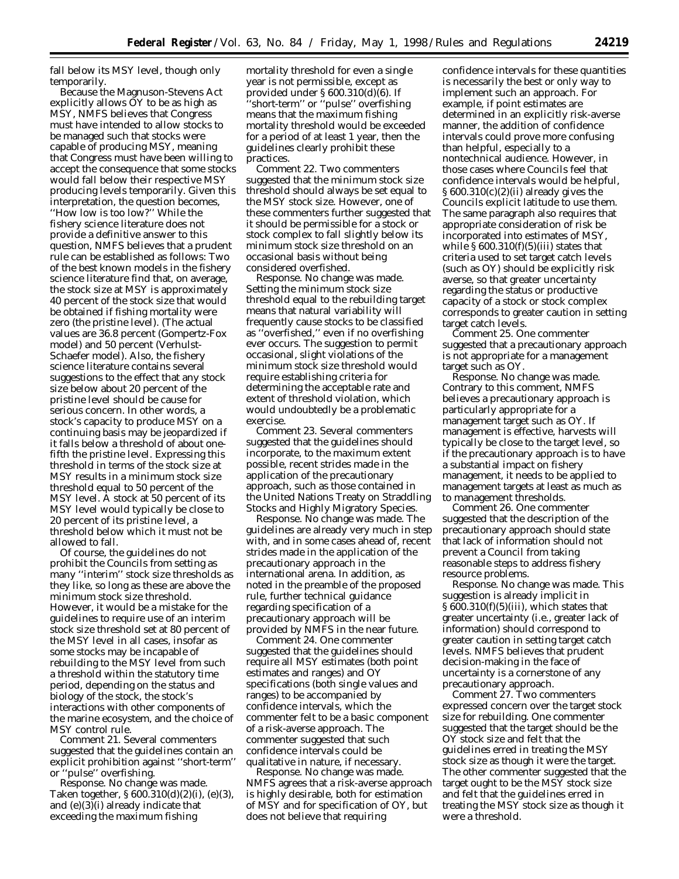fall below its MSY level, though only temporarily.

Because the Magnuson-Stevens Act explicitly allows OY to be as high as MSY, NMFS believes that Congress must have intended to allow stocks to be managed such that stocks were capable of producing MSY, meaning that Congress must have been willing to accept the consequence that some stocks would fall below their respective MSY producing levels temporarily. Given this interpretation, the question becomes, ''How low is too low?'' While the fishery science literature does not provide a definitive answer to this question, NMFS believes that a prudent rule can be established as follows: Two of the best known models in the fishery science literature find that, on average, the stock size at MSY is approximately 40 percent of the stock size that would be obtained if fishing mortality were zero (the pristine level). (The actual values are 36.8 percent (Gompertz-Fox model) and 50 percent (Verhulst-Schaefer model). Also, the fishery science literature contains several suggestions to the effect that any stock size below about 20 percent of the pristine level should be cause for serious concern. In other words, a stock's capacity to produce MSY on a continuing basis may be jeopardized if it falls below a threshold of about one-fifth the pristine level. Expressing this threshold in terms of the stock size at MSY results in a minimum stock size threshold equal to 50 percent of the MSY level. A stock at 50 percent of its MSY level would typically be close to 20 percent of its pristine level, a threshold below which it must not be allowed to fall.

Of course, the guidelines do not prohibit the Councils from setting as many ''interim'' stock size thresholds as they like, so long as these are above the minimum stock size threshold. However, it would be a mistake for the guidelines to require use of an interim stock size threshold set at 80 percent of the MSY level in all cases, insofar as some stocks may be incapable of rebuilding to the MSY level from such a threshold within the statutory time period, depending on the status and biology of the stock, the stock's interactions with other components of the marine ecosystem, and the choice of MSY control rule.

*Comment 21.* Several commenters suggested that the guidelines contain an explicit prohibition against ''short-term'' or ''pulse'' overfishing.

*Response.* No change was made. Taken together, § 600.310(d)(2)(i), (e)(3), and (e)(3)(i) already indicate that exceeding the maximum fishing mortality threshold for even a single year is not permissible, except as provided under § 600.310(d)(6). If ''short-term'' or ''pulse'' overfishing means that the maximum fishing mortality threshold would be exceeded for a period of at least 1 year, then the guidelines clearly prohibit these practices.

*Comment 22.* Two commenters suggested that the minimum stock size threshold should always be set equal to the MSY stock size. However, one of these commenters further suggested that it should be permissible for a stock or stock complex to fall slightly below its minimum stock size threshold on an occasional basis without being considered overfished.

*Response.* No change was made. Setting the minimum stock size threshold equal to the rebuilding target means that natural variability will frequently cause stocks to be classified as ''overfished,'' even if no overfishing ever occurs. The suggestion to permit occasional, slight violations of the minimum stock size threshold would require establishing criteria for determining the acceptable rate and extent of threshold violation, which would undoubtedly be a problematic exercise.

*Comment 23.* Several commenters suggested that the guidelines should incorporate, to the maximum extent possible, recent strides made in the application of the precautionary approach, such as those contained in the United Nations Treaty on Straddling Stocks and Highly Migratory Species.

*Response.* No change was made. The guidelines are already very much in step with, and in some cases ahead of, recent strides made in the application of the precautionary approach in the international arena. In addition, as noted in the preamble of the proposed rule, further technical guidance regarding specification of a precautionary approach will be provided by NMFS in the near future.

*Comment 24.* One commenter suggested that the guidelines should require all MSY estimates (both point estimates and ranges) and OY specifications (both single values and ranges) to be accompanied by confidence intervals, which the commenter felt to be a basic component of a risk-averse approach. The commenter suggested that such confidence intervals could be qualitative in nature, if necessary.

*Response.* No change was made. NMFS agrees that a risk-averse approach is highly desirable, both for estimation of MSY and for specification of OY, but does not believe that requiring confidence intervals for these quantities is necessarily the best or only way to implement such an approach. For example, if point estimates are determined in an explicitly risk-averse manner, the addition of confidence intervals could prove more confusing than helpful, especially to a nontechnical audience. However, in those cases where Councils feel that confidence intervals would be helpful, § 600.310(c)(2)(ii) already gives the Councils explicit latitude to use them. The same paragraph also requires that appropriate consideration of risk be incorporated into estimates of MSY, while § 600.310(f)(5)(iii) states that criteria used to set target catch levels (such as OY) should be explicitly risk averse, so that greater uncertainty regarding the status or productive capacity of a stock or stock complex corresponds to greater caution in setting target catch levels.

*Comment 25.* One commenter suggested that a precautionary approach is not appropriate for a management target such as OY.

*Response.* No change was made. Contrary to this comment, NMFS believes a precautionary approach is particularly appropriate for a management target such as OY. If management is effective, harvests will typically be close to the target level, so if the precautionary approach is to have a substantial impact on fishery management, it needs to be applied to management targets at least as much as to management thresholds.

*Comment 26.* One commenter suggested that the description of the precautionary approach should state that lack of information should not prevent a Council from taking reasonable steps to address fishery resource problems.

*Response.* No change was made. This suggestion is already implicit in § 600.310(f)(5)(iii), which states that greater uncertainty (i.e., greater lack of information) should correspond to greater caution in setting target catch levels. NMFS believes that prudent decision-making in the face of uncertainty is a cornerstone of any precautionary approach.

*Comment 27.* Two commenters expressed concern over the target stock size for rebuilding. One commenter suggested that the target should be the OY stock size and felt that the guidelines erred in treating the MSY stock size as though it were the target. The other commenter suggested that the target ought to be the MSY stock size and felt that the guidelines erred in treating the MSY stock size as though it were a threshold.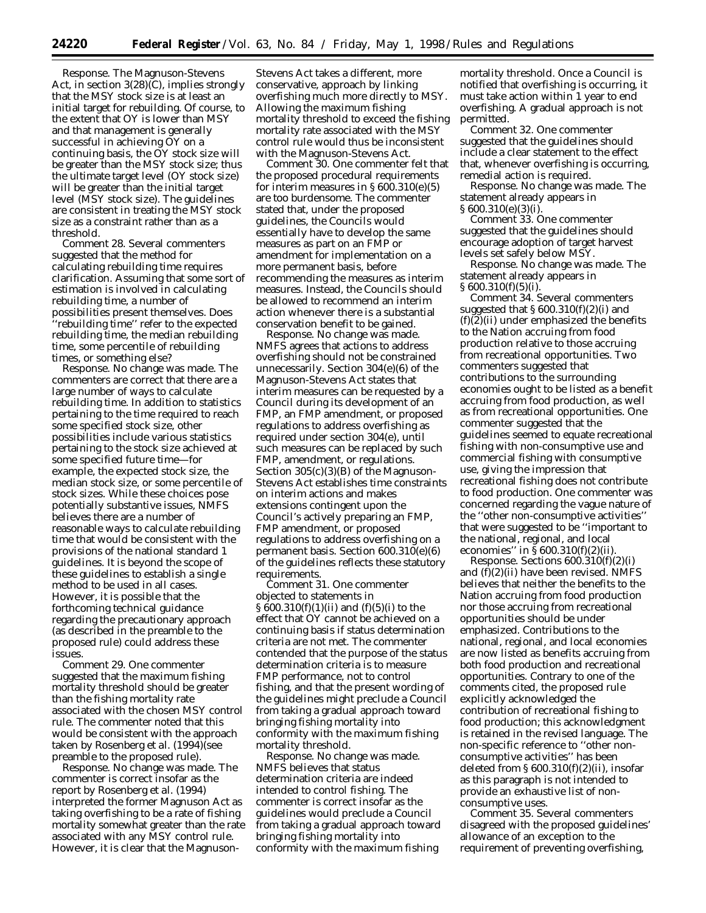*Response.* The Magnuson-Stevens Act, in section 3(28)(C), implies strongly that the MSY stock size is at least an initial target for rebuilding. Of course, to the extent that OY is lower than MSY and that management is generally successful in achieving OY on a continuing basis, the OY stock size will be greater than the MSY stock size; thus the ultimate target level (OY stock size) will be greater than the initial target level (MSY stock size). The guidelines are consistent in treating the MSY stock size as a constraint rather than as a threshold.

*Comment 28.* Several commenters suggested that the method for calculating rebuilding time requires clarification. Assuming that some sort of estimation is involved in calculating rebuilding time, a number of possibilities present themselves. Does ''rebuilding time'' refer to the expected rebuilding time, the median rebuilding time, some percentile of rebuilding times, or something else?

*Response.* No change was made. The commenters are correct that there are a large number of ways to calculate rebuilding time. In addition to statistics pertaining to the time required to reach some specified stock size, other possibilities include various statistics pertaining to the stock size achieved at some specified future time—for example, the expected stock size, the median stock size, or some percentile of stock sizes. While these choices pose potentially substantive issues, NMFS believes there are a number of reasonable ways to calculate rebuilding time that would be consistent with the provisions of the national standard 1 guidelines. It is beyond the scope of these guidelines to establish a single method to be used in all cases. However, it is possible that the forthcoming technical guidance regarding the precautionary approach (as described in the preamble to the proposed rule) could address these issues.

*Comment 29.* One commenter suggested that the maximum fishing mortality threshold should be greater than the fishing mortality rate associated with the chosen MSY control rule. The commenter noted that this would be consistent with the approach taken by Rosenberg et al. (1994)(see preamble to the proposed rule).

*Response.* No change was made. The commenter is correct insofar as the report by Rosenberg et al. (1994) interpreted the former Magnuson Act as taking overfishing to be a rate of fishing mortality somewhat greater than the rate associated with any MSY control rule. However, it is clear that the Magnuson-Stevens Act takes a different, more conservative, approach by linking overfishing much more directly to MSY. Allowing the maximum fishing mortality threshold to exceed the fishing mortality rate associated with the MSY control rule would thus be inconsistent with the Magnuson-Stevens Act.

*Comment 30.* One commenter felt that the proposed procedural requirements for interim measures in § 600.310(e)(5) are too burdensome. The commenter stated that, under the proposed guidelines, the Councils would essentially have to develop the same measures as part on an FMP or amendment for implementation on a more permanent basis, before recommending the measures as interim measures. Instead, the Councils should be allowed to recommend an interim action whenever there is a substantial conservation benefit to be gained.

*Response.* No change was made. NMFS agrees that actions to address overfishing should not be constrained unnecessarily. Section 304(e)(6) of the Magnuson-Stevens Act states that interim measures can be requested by a Council during its development of an FMP, an FMP amendment, or proposed regulations to address overfishing as required under section 304(e), until such measures can be replaced by such FMP, amendment, or regulations. Section 305(c)(3)(B) of the Magnuson-Stevens Act establishes time constraints on interim actions and makes extensions contingent upon the Council's actively preparing an FMP, FMP amendment, or proposed regulations to address overfishing on a permanent basis. Section 600.310(e)(6) of the guidelines reflects these statutory requirements.

*Comment 31.* One commenter objected to statements in § 600.310(f)(1)(ii) and (f)(5)(i) to the effect that OY cannot be achieved on a continuing basis if status determination criteria are not met. The commenter contended that the purpose of the status determination criteria is to measure FMP performance, not to control fishing, and that the present wording of the guidelines might preclude a Council from taking a gradual approach toward bringing fishing mortality into conformity with the maximum fishing mortality threshold.

*Response.* No change was made. NMFS believes that status determination criteria are indeed intended to control fishing. The commenter is correct insofar as the guidelines would preclude a Council from taking a gradual approach toward bringing fishing mortality into conformity with the maximum fishing mortality threshold. Once a Council is notified that overfishing is occurring, it must take action within 1 year to end overfishing. A gradual approach is not permitted.

*Comment 32.* One commenter suggested that the guidelines should include a clear statement to the effect that, whenever overfishing is occurring, remedial action is required.

*Response.* No change was made. The statement already appears in § 600.310(e)(3)(i).

*Comment 33.* One commenter suggested that the guidelines should encourage adoption of target harvest levels set safely below MSY.

*Response.* No change was made. The statement already appears in § 600.310(f)(5)(i).

*Comment 34.* Several commenters suggested that § 600.310(f)(2)(i) and (f)(2)(ii) under emphasized the benefits to the Nation accruing from food production relative to those accruing from recreational opportunities. Two commenters suggested that contributions to the surrounding economies ought to be listed as a benefit accruing from food production, as well as from recreational opportunities. One commenter suggested that the guidelines seemed to equate recreational fishing with non-consumptive use and commercial fishing with consumptive use, giving the impression that recreational fishing does not contribute to food production. One commenter was concerned regarding the vague nature of the ''other non-consumptive activities'' that were suggested to be ''important to the national, regional, and local economies'' in § 600.310(f)(2)(ii).

*Response.* Sections 600.310(f)(2)(i) and (f)(2)(ii) have been revised. NMFS believes that neither the benefits to the Nation accruing from food production nor those accruing from recreational opportunities should be under emphasized. Contributions to the national, regional, and local economies are now listed as benefits accruing from both food production and recreational opportunities. Contrary to one of the comments cited, the proposed rule explicitly acknowledged the contribution of recreational fishing to food production; this acknowledgment is retained in the revised language. The non-specific reference to ''other non-consumptive activities'' has been deleted from § 600.310(f)(2)(ii), insofar as this paragraph is not intended to provide an exhaustive list of non-consumptive uses.

*Comment 35.* Several commenters disagreed with the proposed guidelines' allowance of an exception to the requirement of preventing overfishing,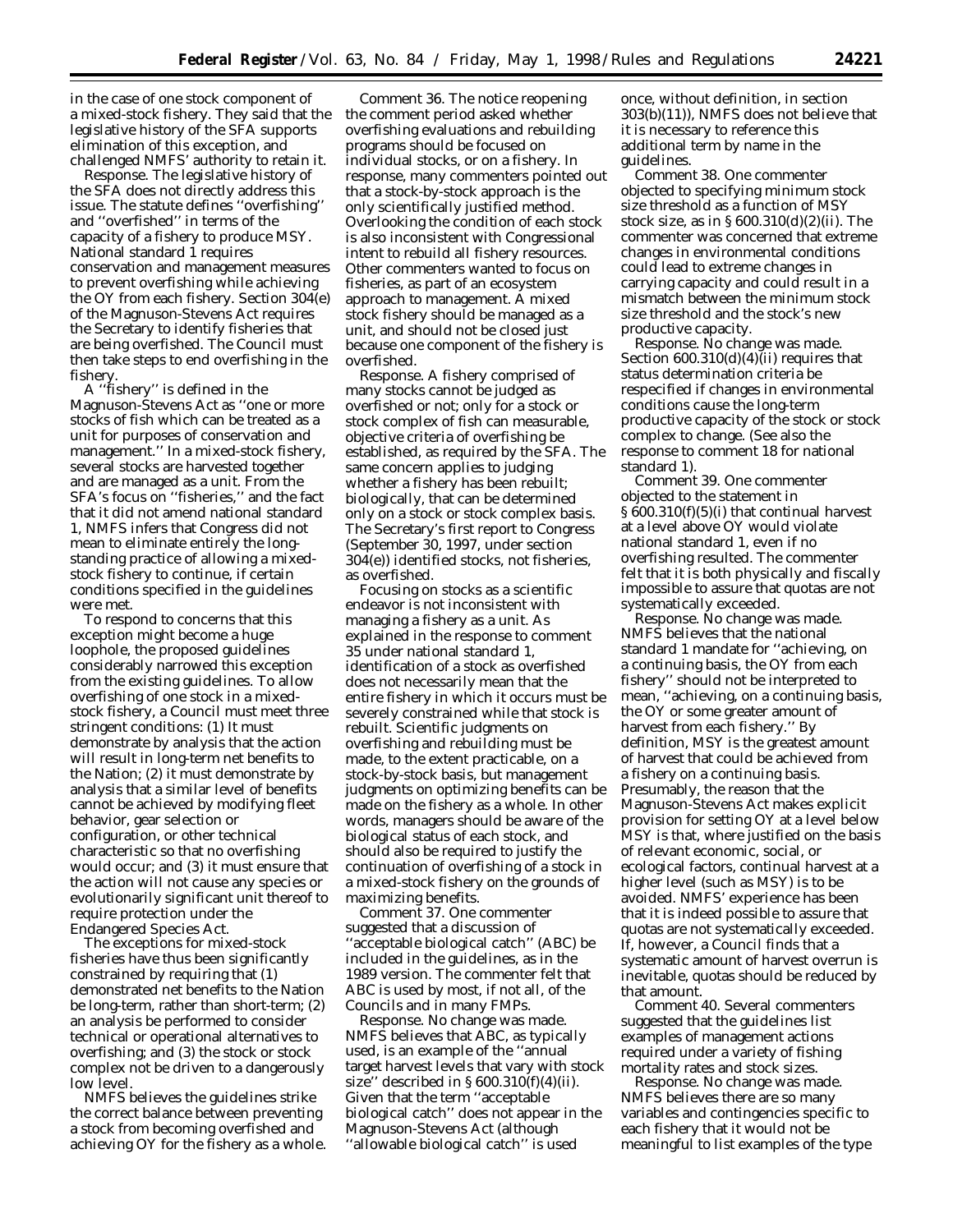in the case of one stock component of a mixed-stock fishery. They said that the legislative history of the SFA supports elimination of this exception, and challenged NMFS' authority to retain it.

*Response.* The legislative history of the SFA does not directly address this issue. The statute defines ''overfishing'' and ''overfished'' in terms of the capacity of a fishery to produce MSY. National standard 1 requires conservation and management measures to prevent overfishing while achieving the OY from each fishery. Section 304(e) of the Magnuson-Stevens Act requires the Secretary to identify fisheries that are being overfished. The Council must then take steps to end overfishing in the fishery.

A ''fishery'' is defined in the Magnuson-Stevens Act as ''one or more stocks of fish which can be treated as a unit for purposes of conservation and management.'' In a mixed-stock fishery, several stocks are harvested together and are managed as a unit. From the SFA's focus on ''fisheries,'' and the fact that it did not amend national standard 1, NMFS infers that Congress did not mean to eliminate entirely the long-standing practice of allowing a mixed-stock fishery to continue, if certain conditions specified in the guidelines were met.

To respond to concerns that this exception might become a huge loophole, the proposed guidelines considerably narrowed this exception from the existing guidelines. To allow overfishing of one stock in a mixed-stock fishery, a Council must meet three stringent conditions: (1) It must demonstrate by analysis that the action will result in long-term net benefits to the Nation; (2) it must demonstrate by analysis that a similar level of benefits cannot be achieved by modifying fleet behavior, gear selection or configuration, or other technical characteristic so that no overfishing would occur; and (3) it must ensure that the action will not cause any species or evolutionarily significant unit thereof to require protection under the Endangered Species Act.

The exceptions for mixed-stock fisheries have thus been significantly constrained by requiring that (1) demonstrated net benefits to the Nation be long-term, rather than short-term; (2) an analysis be performed to consider technical or operational alternatives to overfishing; and (3) the stock or stock complex not be driven to a dangerously low level.

NMFS believes the guidelines strike the correct balance between preventing a stock from becoming overfished and achieving OY for the fishery as a whole.

*Comment 36.* The notice reopening the comment period asked whether overfishing evaluations and rebuilding programs should be focused on individual stocks, or on a fishery. In response, many commenters pointed out that a stock-by-stock approach is the only scientifically justified method. Overlooking the condition of each stock is also inconsistent with Congressional intent to rebuild all fishery resources. Other commenters wanted to focus on fisheries, as part of an ecosystem approach to management. A mixed stock fishery should be managed as a unit, and should not be closed just because one component of the fishery is overfished.

*Response.* A fishery comprised of many stocks cannot be judged as overfished or not; only for a stock or stock complex of fish can measurable, objective criteria of overfishing be established, as required by the SFA. The same concern applies to judging whether a fishery has been rebuilt; biologically, that can be determined only on a stock or stock complex basis. The Secretary's first report to Congress (September 30, 1997, under section 304(e)) identified stocks, not fisheries, as overfished.

Focusing on stocks as a scientific endeavor is not inconsistent with managing a fishery as a unit. As explained in the response to comment 35 under national standard 1, identification of a stock as overfished does not necessarily mean that the entire fishery in which it occurs must be severely constrained while that stock is rebuilt. Scientific judgments on overfishing and rebuilding must be made, to the extent practicable, on a stock-by-stock basis, but management judgments on optimizing benefits can be made on the fishery as a whole. In other words, managers should be aware of the biological status of each stock, and should also be required to justify the continuation of overfishing of a stock in a mixed-stock fishery on the grounds of maximizing benefits.

*Comment 37.* One commenter suggested that a discussion of ''acceptable biological catch'' (ABC) be included in the guidelines, as in the 1989 version. The commenter felt that ABC is used by most, if not all, of the Councils and in many FMPs.

*Response.* No change was made. NMFS believes that ABC, as typically used, is an example of the ''annual target harvest levels that vary with stock size'' described in § 600.310(f)(4)(ii). Given that the term ''acceptable biological catch'' does not appear in the Magnuson-Stevens Act (although ''allowable biological catch'' is used once, without definition, in section 303(b)(11)), NMFS does not believe that it is necessary to reference this additional term by name in the guidelines.

*Comment 38.* One commenter objected to specifying minimum stock size threshold as a function of MSY stock size, as in § 600.310(d)(2)(ii). The commenter was concerned that extreme changes in environmental conditions could lead to extreme changes in carrying capacity and could result in a mismatch between the minimum stock size threshold and the stock's new productive capacity.

*Response.* No change was made. Section 600.310(d)(4)(ii) requires that status determination criteria be respecified if changes in environmental conditions cause the long-term productive capacity of the stock or stock complex to change. (See also the response to comment 18 for national standard 1).

*Comment 39.* One commenter objected to the statement in § 600.310(f)(5)(i) that continual harvest at a level above OY would violate national standard 1, even if no overfishing resulted. The commenter felt that it is both physically and fiscally impossible to assure that quotas are not systematically exceeded.

*Response.* No change was made. NMFS believes that the national standard 1 mandate for ''achieving, on a continuing basis, the OY from each fishery'' should not be interpreted to mean, ''achieving, on a continuing basis, the OY or some greater amount of harvest from each fishery.'' By definition, MSY is the greatest amount of harvest that could be achieved from a fishery on a continuing basis. Presumably, the reason that the Magnuson-Stevens Act makes explicit provision for setting OY at a level below MSY is that, where justified on the basis of relevant economic, social, or ecological factors, continual harvest at a higher level (such as MSY) is to be avoided. NMFS' experience has been that it is indeed possible to assure that quotas are not systematically exceeded. If, however, a Council finds that a systematic amount of harvest overrun is inevitable, quotas should be reduced by that amount.

*Comment 40.* Several commenters suggested that the guidelines list examples of management actions required under a variety of fishing mortality rates and stock sizes.

*Response.* No change was made. NMFS believes there are so many variables and contingencies specific to each fishery that it would not be meaningful to list examples of the type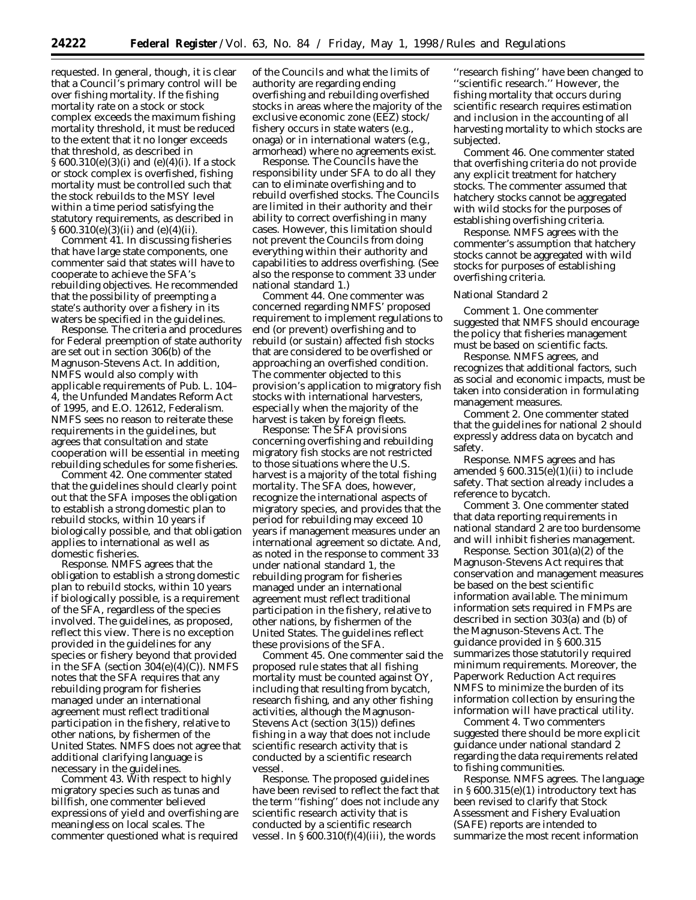requested. In general, though, it is clear that a Council's primary control will be over fishing mortality. If the fishing mortality rate on a stock or stock complex exceeds the maximum fishing mortality threshold, it must be reduced to the extent that it no longer exceeds that threshold, as described in § 600.310(e)(3)(i) and (e)(4)(i). If a stock or stock complex is overfished, fishing mortality must be controlled such that the stock rebuilds to the MSY level within a time period satisfying the statutory requirements, as described in § 600.310(e)(3)(ii) and (e)(4)(ii).

*Comment 41.* In discussing fisheries that have large state components, one commenter said that states will have to cooperate to achieve the SFA's rebuilding objectives. He recommended that the possibility of preempting a state's authority over a fishery in its waters be specified in the guidelines.

*Response.* The criteria and procedures for Federal preemption of state authority are set out in section 306(b) of the Magnuson-Stevens Act. In addition, NMFS would also comply with applicable requirements of Pub. L. 104–4, the Unfunded Mandates Reform Act of 1995, and E.O. 12612, Federalism. NMFS sees no reason to reiterate these requirements in the guidelines, but agrees that consultation and state cooperation will be essential in meeting rebuilding schedules for some fisheries.

*Comment 42.* One commenter stated that the guidelines should clearly point out that the SFA imposes the obligation to establish a strong domestic plan to rebuild stocks, within 10 years if biologically possible, and that obligation applies to international as well as domestic fisheries.

*Response.* NMFS agrees that the obligation to establish a strong domestic plan to rebuild stocks, within 10 years if biologically possible, is a requirement of the SFA, regardless of the species involved. The guidelines, as proposed, reflect this view. There is no exception provided in the guidelines for any species or fishery beyond that provided in the SFA (section 304(e)(4)(C)). NMFS notes that the SFA requires that any rebuilding program for fisheries managed under an international agreement must reflect traditional participation in the fishery, relative to other nations, by fishermen of the United States. NMFS does not agree that additional clarifying language is necessary in the guidelines.

*Comment 43.* With respect to highly migratory species such as tunas and billfish, one commenter believed expressions of yield and overfishing are meaningless on local scales. The commenter questioned what is required of the Councils and what the limits of authority are regarding ending overfishing and rebuilding overfished stocks in areas where the majority of the exclusive economic zone (EEZ) stock/fishery occurs in state waters (e.g., onaga) or in international waters (e.g., armorhead) where no agreements exist.

*Response.* The Councils have the responsibility under SFA to do all they can to eliminate overfishing and to rebuild overfished stocks. The Councils are limited in their authority and their ability to correct overfishing in many cases. However, this limitation should not prevent the Councils from doing everything within their authority and capabilities to address overfishing. (See also the response to comment 33 under national standard 1.)

*Comment 44.* One commenter was concerned regarding NMFS' proposed requirement to implement regulations to end (or prevent) overfishing and to rebuild (or sustain) affected fish stocks that are considered to be overfished or approaching an overfished condition. The commenter objected to this provision's application to migratory fish stocks with international harvesters, especially when the majority of the harvest is taken by foreign fleets.

*Response:* The SFA provisions concerning overfishing and rebuilding migratory fish stocks are not restricted to those situations where the U.S. harvest is a majority of the total fishing mortality. The SFA does, however, recognize the international aspects of migratory species, and provides that the period for rebuilding may exceed 10 years if management measures under an international agreement so dictate. And, as noted in the response to comment 33 under national standard 1, the rebuilding program for fisheries managed under an international agreement must reflect traditional participation in the fishery, relative to other nations, by fishermen of the United States. The guidelines reflect these provisions of the SFA.

*Comment 45.* One commenter said the proposed rule states that all fishing mortality must be counted against OY, including that resulting from bycatch, research fishing, and any other fishing activities, although the Magnuson-Stevens Act (section 3(15)) defines fishing in a way that does not include scientific research activity that is conducted by a scientific research vessel.

*Response.* The proposed guidelines have been revised to reflect the fact that the term ''fishing'' does not include any scientific research activity that is conducted by a scientific research vessel. In § 600.310(f)(4)(iii), the words ''research fishing'' have been changed to ''scientific research.'' However, the fishing mortality that occurs during scientific research requires estimation and inclusion in the accounting of all harvesting mortality to which stocks are subjected.

*Comment 46.* One commenter stated that overfishing criteria do not provide any explicit treatment for hatchery stocks. The commenter assumed that hatchery stocks cannot be aggregated with wild stocks for the purposes of establishing overfishing criteria.

*Response.* NMFS agrees with the commenter's assumption that hatchery stocks cannot be aggregated with wild stocks for purposes of establishing overfishing criteria.

### National Standard 2

*Comment 1.* One commenter suggested that NMFS should encourage the policy that fisheries management must be based on scientific facts.

*Response.* NMFS agrees, and recognizes that additional factors, such as social and economic impacts, must be taken into consideration in formulating management measures.

*Comment 2.* One commenter stated that the guidelines for national 2 should expressly address data on bycatch and safety.

*Response.* NMFS agrees and has amended § 600.315(e)(1)(ii) to include safety. That section already includes a reference to bycatch.

*Comment 3.* One commenter stated that data reporting requirements in national standard 2 are too burdensome and will inhibit fisheries management.

*Response.* Section 301(a)(2) of the Magnuson-Stevens Act requires that conservation and management measures be based on the best scientific information available. The minimum information sets required in FMPs are described in section 303(a) and (b) of the Magnuson-Stevens Act. The guidance provided in § 600.315 summarizes those statutorily required minimum requirements. Moreover, the Paperwork Reduction Act requires NMFS to minimize the burden of its information collection by ensuring the information will have practical utility.

*Comment 4.* Two commenters suggested there should be more explicit guidance under national standard 2 regarding the data requirements related to fishing communities.

*Response.* NMFS agrees. The language in § 600.315(e)(1) introductory text has been revised to clarify that Stock Assessment and Fishery Evaluation (SAFE) reports are intended to summarize the most recent information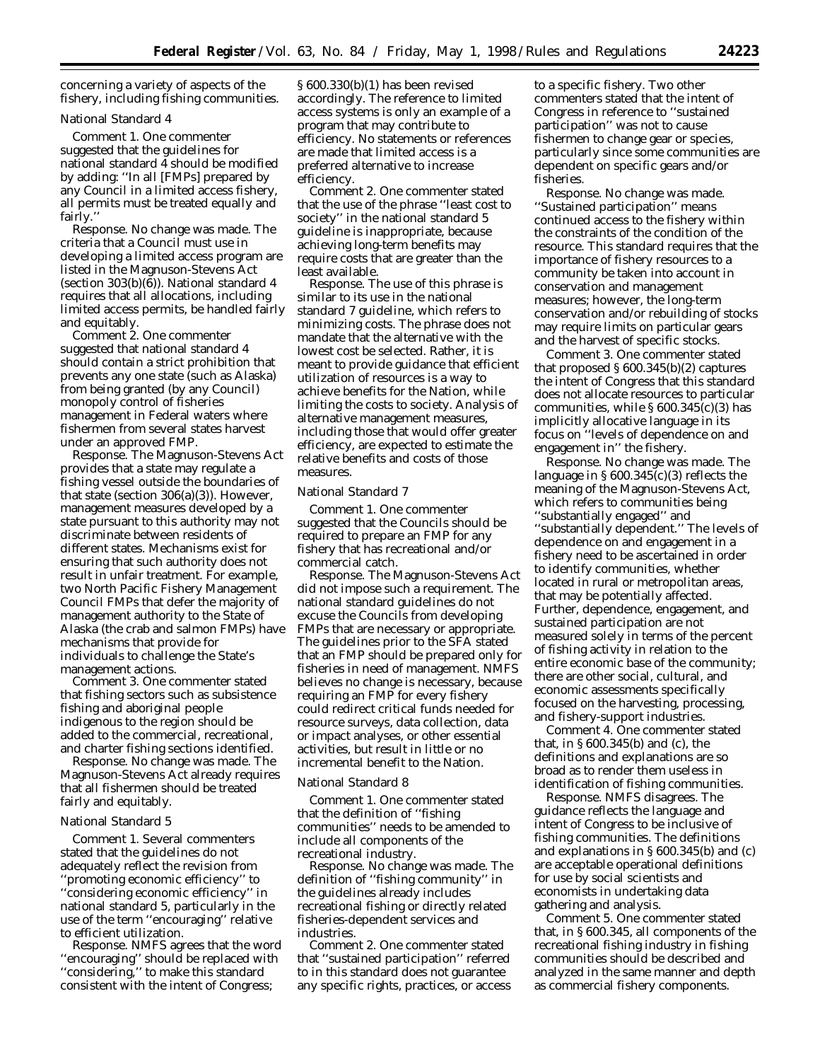concerning a variety of aspects of the fishery, including fishing communities.

### National Standard 4

*Comment 1.* One commenter suggested that the guidelines for national standard 4 should be modified by adding: ''In all [FMPs] prepared by any Council in a limited access fishery, all permits must be treated equally and fairly.''

*Response.* No change was made. The criteria that a Council must use in developing a limited access program are listed in the Magnuson-Stevens Act (section 303(b)(6)). National standard 4 requires that all allocations, including limited access permits, be handled fairly and equitably.

*Comment 2.* One commenter suggested that national standard 4 should contain a strict prohibition that prevents any one state (such as Alaska) from being granted (by any Council) monopoly control of fisheries management in Federal waters where fishermen from several states harvest under an approved FMP.

*Response.* The Magnuson-Stevens Act provides that a state may regulate a fishing vessel outside the boundaries of that state (section 306(a)(3)). However, management measures developed by a state pursuant to this authority may not discriminate between residents of different states. Mechanisms exist for ensuring that such authority does not result in unfair treatment. For example, two North Pacific Fishery Management Council FMPs that defer the majority of management authority to the State of Alaska (the crab and salmon FMPs) have mechanisms that provide for individuals to challenge the State's management actions.

*Comment 3.* One commenter stated that fishing sectors such as subsistence fishing and aboriginal people indigenous to the region should be added to the commercial, recreational, and charter fishing sections identified.

*Response.* No change was made. The Magnuson-Stevens Act already requires that all fishermen should be treated fairly and equitably.

### National Standard 5

*Comment 1.* Several commenters stated that the guidelines do not adequately reflect the revision from ''promoting economic efficiency'' to ''considering economic efficiency'' in national standard 5, particularly in the use of the term ''encouraging'' relative to efficient utilization.

*Response.* NMFS agrees that the word ''encouraging'' should be replaced with ''considering,'' to make this standard consistent with the intent of Congress; § 600.330(b)(1) has been revised accordingly. The reference to limited access systems is only an example of a program that may contribute to efficiency. No statements or references are made that limited access is a preferred alternative to increase efficiency.

*Comment 2.* One commenter stated that the use of the phrase ''least cost to society'' in the national standard 5 guideline is inappropriate, because achieving long-term benefits may require costs that are greater than the least available.

*Response.* The use of this phrase is similar to its use in the national standard 7 guideline, which refers to minimizing costs. The phrase does not mandate that the alternative with the lowest cost be selected. Rather, it is meant to provide guidance that efficient utilization of resources is a way to achieve benefits for the Nation, while limiting the costs to society. Analysis of alternative management measures, including those that would offer greater efficiency, are expected to estimate the relative benefits and costs of those measures.

### National Standard 7

*Comment 1.* One commenter suggested that the Councils should be required to prepare an FMP for any fishery that has recreational and/or commercial catch.

*Response.* The Magnuson-Stevens Act did not impose such a requirement. The national standard guidelines do not excuse the Councils from developing FMPs that are necessary or appropriate. The guidelines prior to the SFA stated that an FMP should be prepared only for fisheries in need of management. NMFS believes no change is necessary, because requiring an FMP for every fishery could redirect critical funds needed for resource surveys, data collection, data or impact analyses, or other essential activities, but result in little or no incremental benefit to the Nation.

### National Standard 8

*Comment 1.* One commenter stated that the definition of ''fishing communities'' needs to be amended to include all components of the recreational industry.

*Response.* No change was made. The definition of ''fishing community'' in the guidelines already includes recreational fishing or directly related fisheries-dependent services and industries.

*Comment 2.* One commenter stated that ''sustained participation'' referred to in this standard does not guarantee any specific rights, practices, or access to a specific fishery. Two other commenters stated that the intent of Congress in reference to ''sustained participation'' was not to cause fishermen to change gear or species, particularly since some communities are dependent on specific gears and/or fisheries.

*Response.* No change was made. ''Sustained participation'' means continued access to the fishery within the constraints of the condition of the resource. This standard requires that the importance of fishery resources to a community be taken into account in conservation and management measures; however, the long-term conservation and/or rebuilding of stocks may require limits on particular gears and the harvest of specific stocks.

*Comment 3.* One commenter stated that proposed § 600.345(b)(2) captures the intent of Congress that this standard does not allocate resources to particular communities, while § 600.345(c)(3) has implicitly allocative language in its focus on ''levels of dependence on and engagement in'' the fishery.

*Response.* No change was made. The language in § 600.345(c)(3) reflects the meaning of the Magnuson-Stevens Act, which refers to communities being ''substantially engaged'' and ''substantially dependent.'' The levels of dependence on and engagement in a fishery need to be ascertained in order to identify communities, whether located in rural or metropolitan areas, that may be potentially affected. Further, dependence, engagement, and sustained participation are not measured solely in terms of the percent of fishing activity in relation to the entire economic base of the community; there are other social, cultural, and economic assessments specifically focused on the harvesting, processing, and fishery-support industries.

*Comment 4.* One commenter stated that, in § 600.345(b) and (c), the definitions and explanations are so broad as to render them useless in identification of fishing communities.

*Response.* NMFS disagrees. The guidance reflects the language and intent of Congress to be inclusive of fishing communities. The definitions and explanations in § 600.345(b) and (c) are acceptable operational definitions for use by social scientists and economists in undertaking data gathering and analysis.

*Comment 5.* One commenter stated that, in § 600.345, all components of the recreational fishing industry in fishing communities should be described and analyzed in the same manner and depth as commercial fishery components.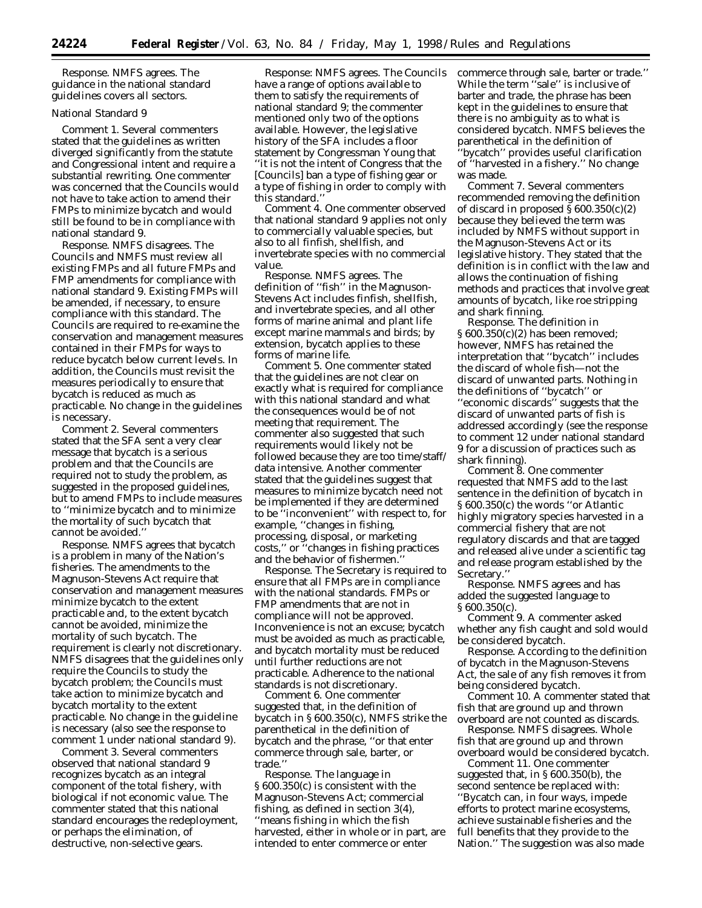*Response.* NMFS agrees. The guidance in the national standard guidelines covers all sectors.

### *National Standard 9*

*Comment 1.* Several commenters stated that the guidelines as written diverged significantly from the statute and Congressional intent and require a substantial rewriting. One commenter was concerned that the Councils would not have to take action to amend their FMPs to minimize bycatch and would still be found to be in compliance with national standard 9.

*Response.* NMFS disagrees. The Councils and NMFS must review all existing FMPs and all future FMPs and FMP amendments for compliance with national standard 9. Existing FMPs will be amended, if necessary, to ensure compliance with this standard. The Councils are required to re-examine the conservation and management measures contained in their FMPs for ways to reduce bycatch below current levels. In addition, the Councils must revisit the measures periodically to ensure that bycatch is reduced as much as practicable. No change in the guidelines is necessary.

*Comment 2.* Several commenters stated that the SFA sent a very clear message that bycatch is a serious problem and that the Councils are required not to study the problem, as suggested in the proposed guidelines, but to amend FMPs to include measures to ''minimize bycatch and to minimize the mortality of such bycatch that cannot be avoided.''

*Response.* NMFS agrees that bycatch is a problem in many of the Nation's fisheries. The amendments to the Magnuson-Stevens Act require that conservation and management measures minimize bycatch to the extent practicable and, to the extent bycatch cannot be avoided, minimize the mortality of such bycatch. The requirement is clearly not discretionary. NMFS disagrees that the guidelines only require the Councils to study the bycatch problem; the Councils must take action to minimize bycatch and bycatch mortality to the extent practicable. No change in the guideline is necessary (also see the response to comment 1 under national standard 9).

*Comment 3.* Several commenters observed that national standard 9 recognizes bycatch as an integral component of the total fishery, with biological if not economic value. The commenter stated that this national standard encourages the redeployment, or perhaps the elimination, of destructive, non-selective gears.

*Response:* NMFS agrees. The Councils have a range of options available to them to satisfy the requirements of national standard 9; the commenter mentioned only two of the options available. However, the legislative history of the SFA includes a floor statement by Congressman Young that ''it is not the intent of Congress that the [Councils] ban a type of fishing gear or a type of fishing in order to comply with this standard.''

*Comment 4.* One commenter observed that national standard 9 applies not only to commercially valuable species, but also to all finfish, shellfish, and invertebrate species with no commercial value.

*Response.* NMFS agrees. The definition of ''fish'' in the Magnuson-Stevens Act includes finfish, shellfish, and invertebrate species, and all other forms of marine animal and plant life except marine mammals and birds; by extension, bycatch applies to these forms of marine life.

*Comment 5.* One commenter stated that the guidelines are not clear on exactly what is required for compliance with this national standard and what the consequences would be of not meeting that requirement. The commenter also suggested that such requirements would likely not be followed because they are too time/staff/data intensive. Another commenter stated that the guidelines suggest that measures to minimize bycatch need not be implemented if they are determined to be ''inconvenient'' with respect to, for example, ''changes in fishing, processing, disposal, or marketing costs,'' or ''changes in fishing practices and the behavior of fishermen.''

*Response.* The Secretary is required to ensure that all FMPs are in compliance with the national standards. FMPs or FMP amendments that are not in compliance will not be approved. Inconvenience is not an excuse; bycatch must be avoided as much as practicable, and bycatch mortality must be reduced until further reductions are not practicable. Adherence to the national standards is not discretionary.

*Comment 6.* One commenter suggested that, in the definition of bycatch in § 600.350(c), NMFS strike the parenthetical in the definition of bycatch and the phrase, ''or that enter commerce through sale, barter, or trade.''

*Response.* The language in § 600.350(c) is consistent with the Magnuson-Stevens Act; commercial fishing, as defined in section 3(4), ''means fishing in which the fish harvested, either in whole or in part, are intended to enter commerce or enter commerce through sale, barter or trade.'' While the term ''sale'' is inclusive of barter and trade, the phrase has been kept in the guidelines to ensure that there is no ambiguity as to what is considered bycatch. NMFS believes the parenthetical in the definition of ''bycatch'' provides useful clarification of ''harvested in a fishery.'' No change was made.

*Comment 7.* Several commenters recommended removing the definition of discard in proposed § 600.350(c)(2) because they believed the term was included by NMFS without support in the Magnuson-Stevens Act or its legislative history. They stated that the definition is in conflict with the law and allows the continuation of fishing methods and practices that involve great amounts of bycatch, like roe stripping and shark finning.

*Response.* The definition in § 600.350(c)(2) has been removed; however, NMFS has retained the interpretation that ''bycatch'' includes the discard of whole fish—not the discard of unwanted parts. Nothing in the definitions of ''bycatch'' or ''economic discards'' suggests that the discard of unwanted parts of fish is addressed accordingly (see the response to comment 12 under national standard 9 for a discussion of practices such as shark finning).

*Comment 8.* One commenter requested that NMFS add to the last sentence in the definition of bycatch in § 600.350(c) the words ''or Atlantic highly migratory species harvested in a commercial fishery that are not regulatory discards and that are tagged and released alive under a scientific tag and release program established by the Secretary.''

*Response.* NMFS agrees and has added the suggested language to § 600.350(c).

*Comment 9.* A commenter asked whether any fish caught and sold would be considered bycatch.

*Response.* According to the definition of bycatch in the Magnuson-Stevens Act, the sale of any fish removes it from being considered bycatch.

*Comment 10.* A commenter stated that fish that are ground up and thrown overboard are not counted as discards.

*Response.* NMFS disagrees. Whole fish that are ground up and thrown overboard would be considered bycatch.

*Comment 11.* One commenter suggested that, in § 600.350(b), the second sentence be replaced with: ''Bycatch can, in four ways, impede efforts to protect marine ecosystems, achieve sustainable fisheries and the full benefits that they provide to the Nation.'' The suggestion was also made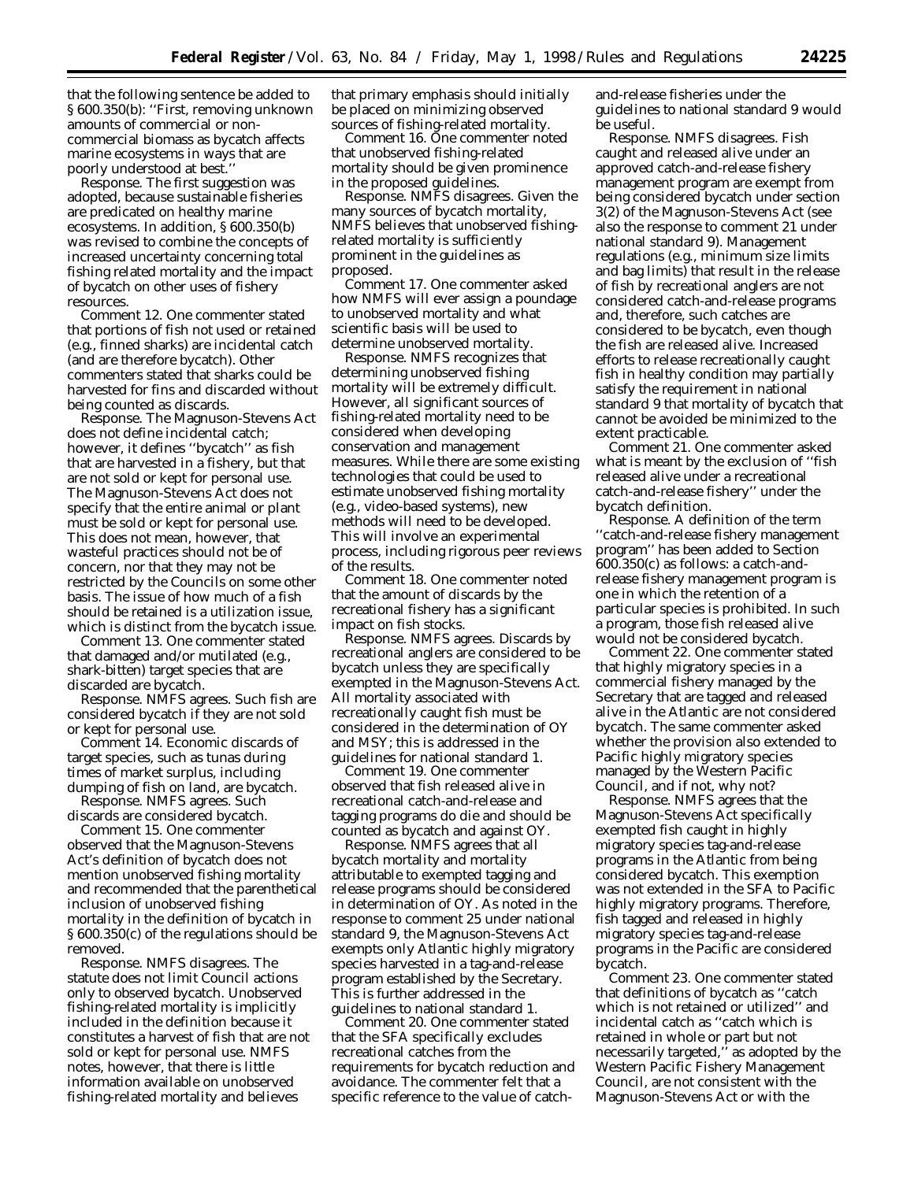that the following sentence be added to § 600.350(b): ''First, removing unknown amounts of commercial or non-commercial biomass as bycatch affects marine ecosystems in ways that are poorly understood at best.''

*Response.* The first suggestion was adopted, because sustainable fisheries are predicated on healthy marine ecosystems. In addition, § 600.350(b) was revised to combine the concepts of increased uncertainty concerning total fishing related mortality and the impact of bycatch on other uses of fishery resources.

*Comment 12.* One commenter stated that portions of fish not used or retained (e.g., finned sharks) are incidental catch (and are therefore bycatch). Other commenters stated that sharks could be harvested for fins and discarded without being counted as discards.

*Response.* The Magnuson-Stevens Act does not define incidental catch; however, it defines ''bycatch'' as fish that are harvested in a fishery, but that are not sold or kept for personal use. The Magnuson-Stevens Act does not specify that the entire animal or plant must be sold or kept for personal use. This does not mean, however, that wasteful practices should not be of concern, nor that they may not be restricted by the Councils on some other basis. The issue of how much of a fish should be retained is a utilization issue, which is distinct from the bycatch issue.

*Comment 13.* One commenter stated that damaged and/or mutilated (e.g., shark-bitten) target species that are discarded are bycatch.

*Response.* NMFS agrees. Such fish are considered bycatch if they are not sold or kept for personal use.

*Comment 14.* Economic discards of target species, such as tunas during times of market surplus, including dumping of fish on land, are bycatch.

*Response.* NMFS agrees. Such discards are considered bycatch.

*Comment 15.* One commenter observed that the Magnuson-Stevens Act's definition of bycatch does not mention unobserved fishing mortality and recommended that the parenthetical inclusion of unobserved fishing mortality in the definition of bycatch in § 600.350(c) of the regulations should be removed.

*Response.* NMFS disagrees. The statute does not limit Council actions only to observed bycatch. Unobserved fishing-related mortality is implicitly included in the definition because it constitutes a harvest of fish that are not sold or kept for personal use. NMFS notes, however, that there is little information available on unobserved fishing-related mortality and believes that primary emphasis should initially be placed on minimizing observed sources of fishing-related mortality.

*Comment 16.* One commenter noted that unobserved fishing-related mortality should be given prominence in the proposed guidelines.

*Response.* NMFS disagrees. Given the many sources of bycatch mortality, NMFS believes that unobserved fishing-related mortality is sufficiently prominent in the guidelines as proposed.

*Comment 17.* One commenter asked how NMFS will ever assign a poundage to unobserved mortality and what scientific basis will be used to determine unobserved mortality.

*Response.* NMFS recognizes that determining unobserved fishing mortality will be extremely difficult. However, all significant sources of fishing-related mortality need to be considered when developing conservation and management measures. While there are some existing technologies that could be used to estimate unobserved fishing mortality (e.g., video-based systems), new methods will need to be developed. This will involve an experimental process, including rigorous peer reviews of the results.

*Comment 18.* One commenter noted that the amount of discards by the recreational fishery has a significant impact on fish stocks.

*Response.* NMFS agrees. Discards by recreational anglers are considered to be bycatch unless they are specifically exempted in the Magnuson-Stevens Act. All mortality associated with recreationally caught fish must be considered in the determination of OY and MSY; this is addressed in the guidelines for national standard 1.

*Comment 19.* One commenter observed that fish released alive in recreational catch-and-release and tagging programs do die and should be counted as bycatch and against OY.

*Response.* NMFS agrees that all bycatch mortality and mortality attributable to exempted tagging and release programs should be considered in determination of OY. As noted in the response to comment 25 under national standard 9, the Magnuson-Stevens Act exempts only Atlantic highly migratory species harvested in a tag-and-release program established by the Secretary. This is further addressed in the guidelines to national standard 1.

*Comment 20.* One commenter stated that the SFA specifically excludes recreational catches from the requirements for bycatch reduction and avoidance. The commenter felt that a specific reference to the value of catch-and-release fisheries under the guidelines to national standard 9 would be useful.

*Response.* NMFS disagrees. Fish caught and released alive under an approved catch-and-release fishery management program are exempt from being considered bycatch under section 3(2) of the Magnuson-Stevens Act (see also the response to comment 21 under national standard 9). Management regulations (e.g., minimum size limits and bag limits) that result in the release of fish by recreational anglers are not considered catch-and-release programs and, therefore, such catches are considered to be bycatch, even though the fish are released alive. Increased efforts to release recreationally caught fish in healthy condition may partially satisfy the requirement in national standard 9 that mortality of bycatch that cannot be avoided be minimized to the extent practicable.

*Comment 21.* One commenter asked what is meant by the exclusion of ''fish released alive under a recreational catch-and-release fishery'' under the bycatch definition.

*Response.* A definition of the term ''catch-and-release fishery management program'' has been added to Section 600.350(c) as follows: a catch-and-release fishery management program is one in which the retention of a particular species is prohibited. In such a program, those fish released alive would not be considered bycatch.

*Comment 22.* One commenter stated that highly migratory species in a commercial fishery managed by the Secretary that are tagged and released alive in the Atlantic are not considered bycatch. The same commenter asked whether the provision also extended to Pacific highly migratory species managed by the Western Pacific Council, and if not, why not?

*Response.* NMFS agrees that the Magnuson-Stevens Act specifically exempted fish caught in highly migratory species tag-and-release programs in the Atlantic from being considered bycatch. This exemption was not extended in the SFA to Pacific highly migratory programs. Therefore, fish tagged and released in highly migratory species tag-and-release programs in the Pacific are considered bycatch.

*Comment 23.* One commenter stated that definitions of bycatch as ''catch which is not retained or utilized'' and incidental catch as ''catch which is retained in whole or part but not necessarily targeted,'' as adopted by the Western Pacific Fishery Management Council, are not consistent with the Magnuson-Stevens Act or with the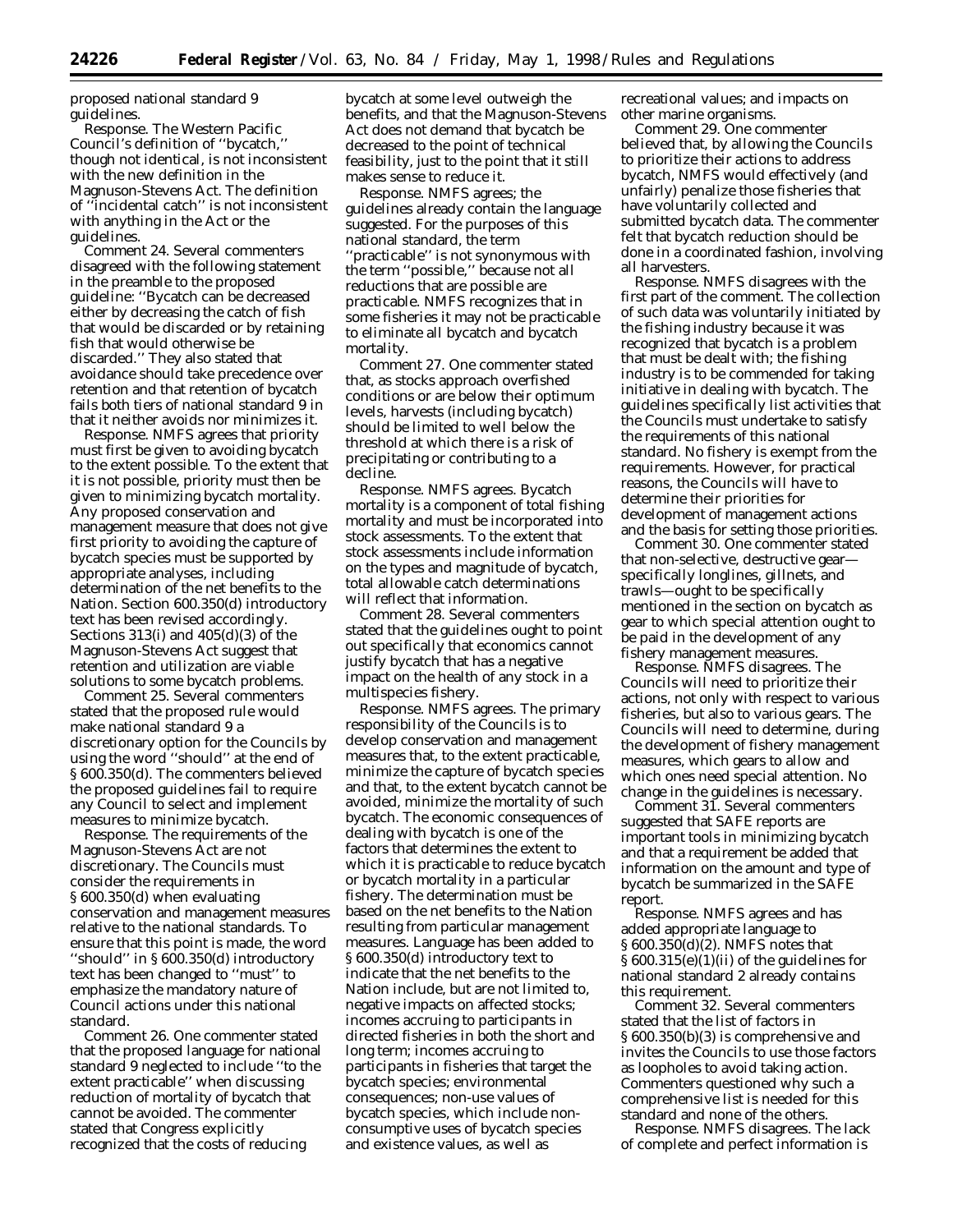proposed national standard 9 guidelines.

*Response.* The Western Pacific Council's definition of ''bycatch,'' though not identical, is not inconsistent with the new definition in the Magnuson-Stevens Act. The definition of ''incidental catch'' is not inconsistent with anything in the Act or the guidelines.

*Comment 24.* Several commenters disagreed with the following statement in the preamble to the proposed guideline: ''Bycatch can be decreased either by decreasing the catch of fish that would be discarded or by retaining fish that would otherwise be discarded.'' They also stated that avoidance should take precedence over retention and that retention of bycatch fails both tiers of national standard 9 in that it neither avoids nor minimizes it.

*Response.* NMFS agrees that priority must first be given to avoiding bycatch to the extent possible. To the extent that it is not possible, priority must then be given to minimizing bycatch mortality. Any proposed conservation and management measure that does not give first priority to avoiding the capture of bycatch species must be supported by appropriate analyses, including determination of the net benefits to the Nation. Section 600.350(d) introductory text has been revised accordingly. Sections 313(i) and 405(d)(3) of the Magnuson-Stevens Act suggest that retention and utilization are viable solutions to some bycatch problems.

*Comment 25.* Several commenters stated that the proposed rule would make national standard 9 a discretionary option for the Councils by using the word ''should'' at the end of § 600.350(d). The commenters believed the proposed guidelines fail to require any Council to select and implement measures to minimize bycatch.

*Response.* The requirements of the Magnuson-Stevens Act are not discretionary. The Councils must consider the requirements in § 600.350(d) when evaluating conservation and management measures relative to the national standards. To ensure that this point is made, the word ''should'' in § 600.350(d) introductory text has been changed to ''must'' to emphasize the mandatory nature of Council actions under this national standard.

*Comment 26.* One commenter stated that the proposed language for national standard 9 neglected to include ''to the extent practicable'' when discussing reduction of mortality of bycatch that cannot be avoided. The commenter stated that Congress explicitly recognized that the costs of reducing bycatch at some level outweigh the benefits, and that the Magnuson-Stevens Act does not demand that bycatch be decreased to the point of technical feasibility, just to the point that it still makes sense to reduce it.

*Response.* NMFS agrees; the guidelines already contain the language suggested. For the purposes of this national standard, the term ''practicable'' is not synonymous with the term ''possible,'' because not all reductions that are possible are practicable. NMFS recognizes that in some fisheries it may not be practicable to eliminate all bycatch and bycatch mortality.

*Comment 27.* One commenter stated that, as stocks approach overfished conditions or are below their optimum levels, harvests (including bycatch) should be limited to well below the threshold at which there is a risk of precipitating or contributing to a decline.

*Response.* NMFS agrees. Bycatch mortality is a component of total fishing mortality and must be incorporated into stock assessments. To the extent that stock assessments include information on the types and magnitude of bycatch, total allowable catch determinations will reflect that information.

*Comment 28.* Several commenters stated that the guidelines ought to point out specifically that economics cannot justify bycatch that has a negative impact on the health of any stock in a multispecies fishery.

*Response.* NMFS agrees. The primary responsibility of the Councils is to develop conservation and management measures that, to the extent practicable, minimize the capture of bycatch species and that, to the extent bycatch cannot be avoided, minimize the mortality of such bycatch. The economic consequences of dealing with bycatch is one of the factors that determines the extent to which it is practicable to reduce bycatch or bycatch mortality in a particular fishery. The determination must be based on the net benefits to the Nation resulting from particular management measures. Language has been added to § 600.350(d) introductory text to indicate that the net benefits to the Nation include, but are not limited to, negative impacts on affected stocks; incomes accruing to participants in directed fisheries in both the short and long term; incomes accruing to participants in fisheries that target the bycatch species; environmental consequences; non-use values of bycatch species, which include non-consumptive uses of bycatch species and existence values, as well as recreational values; and impacts on other marine organisms.

*Comment 29.* One commenter believed that, by allowing the Councils to prioritize their actions to address bycatch, NMFS would effectively (and unfairly) penalize those fisheries that have voluntarily collected and submitted bycatch data. The commenter felt that bycatch reduction should be done in a coordinated fashion, involving all harvesters.

*Response.* NMFS disagrees with the first part of the comment. The collection of such data was voluntarily initiated by the fishing industry because it was recognized that bycatch is a problem that must be dealt with; the fishing industry is to be commended for taking initiative in dealing with bycatch. The guidelines specifically list activities that the Councils must undertake to satisfy the requirements of this national standard. No fishery is exempt from the requirements. However, for practical reasons, the Councils will have to determine their priorities for development of management actions and the basis for setting those priorities.

*Comment 30.* One commenter stated that non-selective, destructive gear—specifically longlines, gillnets, and trawls—ought to be specifically mentioned in the section on bycatch as gear to which special attention ought to be paid in the development of any fishery management measures.

*Response.* NMFS disagrees. The Councils will need to prioritize their actions, not only with respect to various fisheries, but also to various gears. The Councils will need to determine, during the development of fishery management measures, which gears to allow and which ones need special attention. No change in the guidelines is necessary.

*Comment 31.* Several commenters suggested that SAFE reports are important tools in minimizing bycatch and that a requirement be added that information on the amount and type of bycatch be summarized in the SAFE report.

*Response.* NMFS agrees and has added appropriate language to § 600.350(d)(2). NMFS notes that § 600.315(e)(1)(ii) of the guidelines for national standard 2 already contains this requirement.

*Comment 32.* Several commenters stated that the list of factors in § 600.350(b)(3) is comprehensive and invites the Councils to use those factors as loopholes to avoid taking action. Commenters questioned why such a comprehensive list is needed for this standard and none of the others.

*Response.* NMFS disagrees. The lack of complete and perfect information is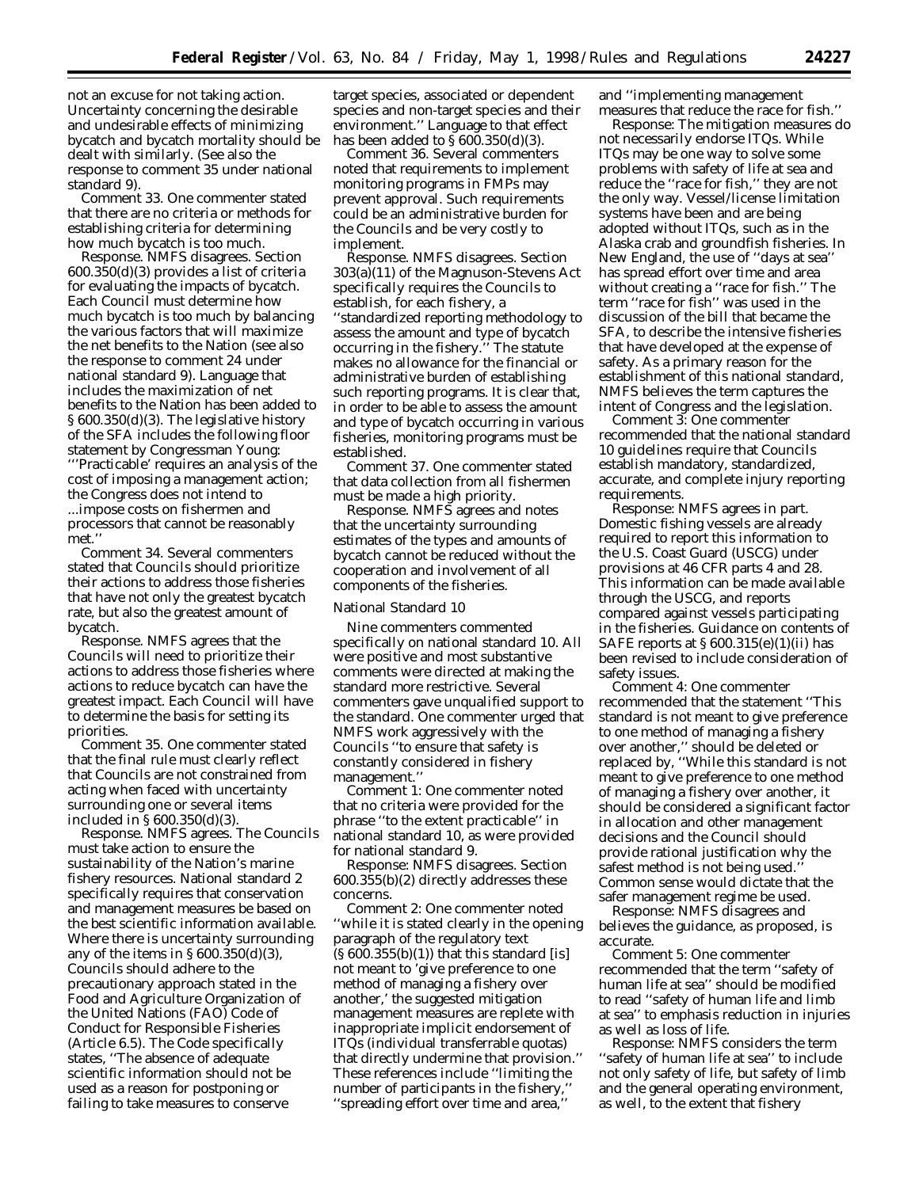not an excuse for not taking action. Uncertainty concerning the desirable and undesirable effects of minimizing bycatch and bycatch mortality should be dealt with similarly. (See also the response to comment 35 under national standard 9).

*Comment 33.* One commenter stated that there are no criteria or methods for establishing criteria for determining how much bycatch is too much.

*Response.* NMFS disagrees. Section 600.350(d)(3) provides a list of criteria for evaluating the impacts of bycatch. Each Council must determine how much bycatch is too much by balancing the various factors that will maximize the net benefits to the Nation (see also the response to comment 24 under national standard 9). Language that includes the maximization of net benefits to the Nation has been added to § 600.350(d)(3). The legislative history of the SFA includes the following floor statement by Congressman Young: '''Practicable' requires an analysis of the cost of imposing a management action; the Congress does not intend to ...impose costs on fishermen and processors that cannot be reasonably met.''

*Comment 34.* Several commenters stated that Councils should prioritize their actions to address those fisheries that have not only the greatest bycatch rate, but also the greatest amount of bycatch.

*Response.* NMFS agrees that the Councils will need to prioritize their actions to address those fisheries where actions to reduce bycatch can have the greatest impact. Each Council will have to determine the basis for setting its priorities.

*Comment 35.* One commenter stated that the final rule must clearly reflect that Councils are not constrained from acting when faced with uncertainty surrounding one or several items included in § 600.350(d)(3).

*Response.* NMFS agrees. The Councils must take action to ensure the sustainability of the Nation's marine fishery resources. National standard 2 specifically requires that conservation and management measures be based on the best scientific information available. Where there is uncertainty surrounding any of the items in § 600.350(d)(3), Councils should adhere to the precautionary approach stated in the Food and Agriculture Organization of the United Nations (FAO) Code of Conduct for Responsible Fisheries (Article 6.5). The Code specifically states, ''The absence of adequate scientific information should not be used as a reason for postponing or failing to take measures to conserve target species, associated or dependent species and non-target species and their environment.'' Language to that effect has been added to § 600.350(d)(3).

*Comment 36.* Several commenters noted that requirements to implement monitoring programs in FMPs may prevent approval. Such requirements could be an administrative burden for the Councils and be very costly to implement.

*Response.* NMFS disagrees. Section 303(a)(11) of the Magnuson-Stevens Act specifically requires the Councils to establish, for each fishery, a ''standardized reporting methodology to assess the amount and type of bycatch occurring in the fishery.'' The statute makes no allowance for the financial or administrative burden of establishing such reporting programs. It is clear that, in order to be able to assess the amount and type of bycatch occurring in various fisheries, monitoring programs must be established.

*Comment 37.* One commenter stated that data collection from all fishermen must be made a high priority.

*Response.* NMFS agrees and notes that the uncertainty surrounding estimates of the types and amounts of bycatch cannot be reduced without the cooperation and involvement of all components of the fisheries.

*National Standard 10*

Nine commenters commented specifically on national standard 10. All were positive and most substantive comments were directed at making the standard more restrictive. Several commenters gave unqualified support to the standard. One commenter urged that NMFS work aggressively with the Councils ''to ensure that safety is constantly considered in fishery management.''

*Comment 1:* One commenter noted that no criteria were provided for the phrase ''to the extent practicable'' in national standard 10, as were provided for national standard 9.

*Response:* NMFS disagrees. Section 600.355(b)(2) directly addresses these concerns.

*Comment 2:* One commenter noted ''while it is stated clearly in the opening paragraph of the regulatory text (§ 600.355(b)(1)) that this standard [is] not meant to 'give preference to one method of managing a fishery over another,' the suggested mitigation management measures are replete with inappropriate implicit endorsement of ITQs (individual transferrable quotas) that directly undermine that provision.'' These references include ''limiting the number of participants in the fishery,'' ''spreading effort over time and area,'' and ''implementing management measures that reduce the race for fish.''

*Response:* The mitigation measures do not necessarily endorse ITQs. While ITQs may be one way to solve some problems with safety of life at sea and reduce the ''race for fish,'' they are not the only way. Vessel/license limitation systems have been and are being adopted without ITQs, such as in the Alaska crab and groundfish fisheries. In New England, the use of ''days at sea'' has spread effort over time and area without creating a ''race for fish.'' The term ''race for fish'' was used in the discussion of the bill that became the SFA, to describe the intensive fisheries that have developed at the expense of safety. As a primary reason for the establishment of this national standard, NMFS believes the term captures the intent of Congress and the legislation.

*Comment 3:* One commenter recommended that the national standard 10 guidelines require that Councils establish mandatory, standardized, accurate, and complete injury reporting requirements.

*Response:* NMFS agrees in part. Domestic fishing vessels are already required to report this information to the U.S. Coast Guard (USCG) under provisions at 46 CFR parts 4 and 28. This information can be made available through the USCG, and reports compared against vessels participating in the fisheries. Guidance on contents of SAFE reports at § 600.315(e)(1)(ii) has been revised to include consideration of safety issues.

*Comment 4:* One commenter recommended that the statement ''This standard is not meant to give preference to one method of managing a fishery over another,'' should be deleted or replaced by, ''While this standard is not meant to give preference to one method of managing a fishery over another, it should be considered a significant factor in allocation and other management decisions and the Council should provide rational justification why the safest method is not being used.'' Common sense would dictate that the safer management regime be used.

*Response:* NMFS disagrees and believes the guidance, as proposed, is accurate.

*Comment 5:* One commenter recommended that the term ''safety of human life at sea'' should be modified to read ''safety of human life and limb at sea'' to emphasis reduction in injuries as well as loss of life.

*Response:* NMFS considers the term ''safety of human life at sea'' to include not only safety of life, but safety of limb and the general operating environment, as well, to the extent that fishery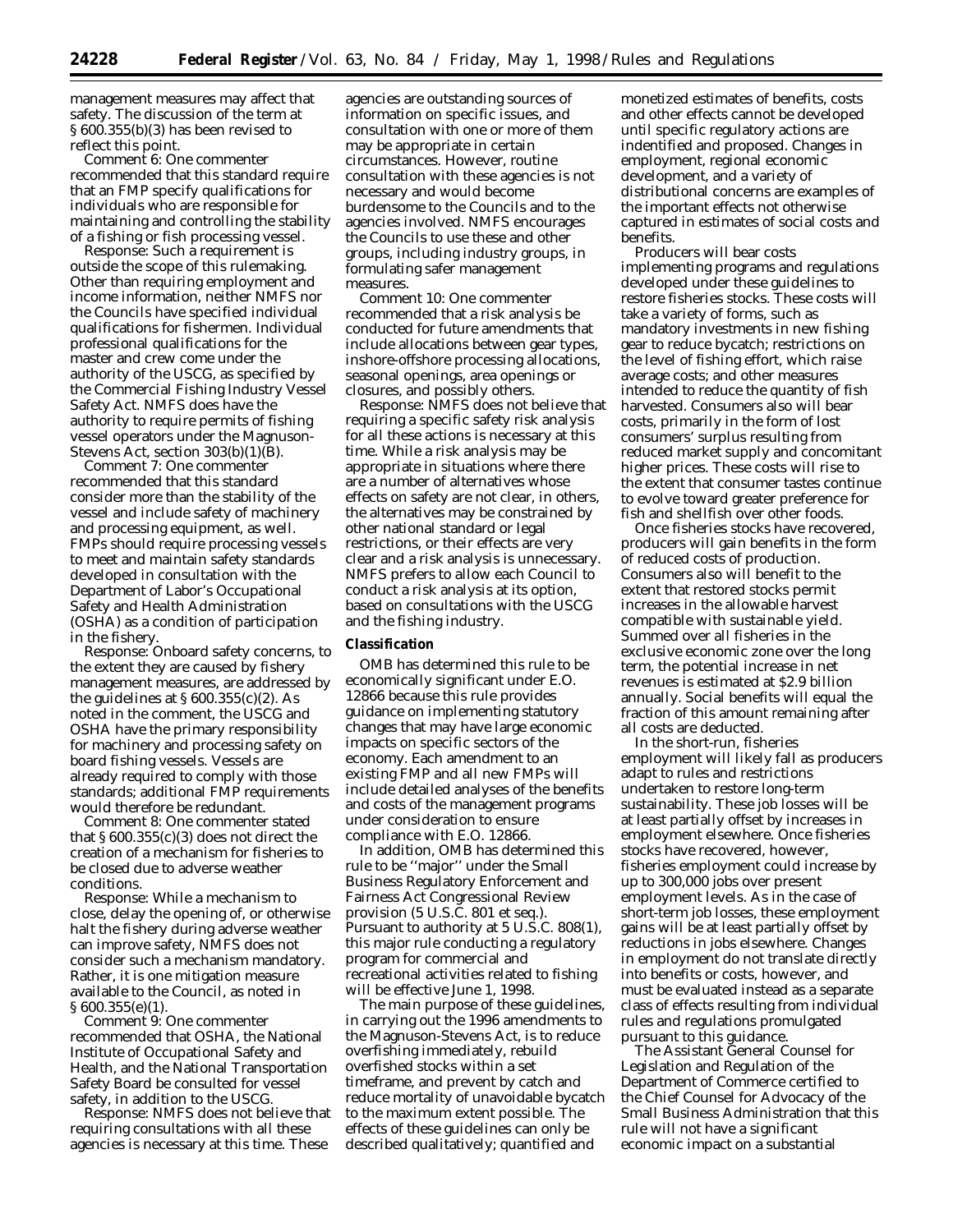management measures may affect that safety. The discussion of the term at § 600.355(b)(3) has been revised to reflect this point.

*Comment 6:* One commenter recommended that this standard require that an FMP specify qualifications for individuals who are responsible for maintaining and controlling the stability of a fishing or fish processing vessel.

*Response:* Such a requirement is outside the scope of this rulemaking. Other than requiring employment and income information, neither NMFS nor the Councils have specified individual qualifications for fishermen. Individual professional qualifications for the master and crew come under the authority of the USCG, as specified by the Commercial Fishing Industry Vessel Safety Act. NMFS does have the authority to require permits of fishing vessel operators under the Magnuson-Stevens Act, section 303(b)(1)(B).

*Comment 7:* One commenter recommended that this standard consider more than the stability of the vessel and include safety of machinery and processing equipment, as well. FMPs should require processing vessels to meet and maintain safety standards developed in consultation with the Department of Labor's Occupational Safety and Health Administration (OSHA) as a condition of participation in the fishery.

*Response:* Onboard safety concerns, to the extent they are caused by fishery management measures, are addressed by the guidelines at § 600.355(c)(2). As noted in the comment, the USCG and OSHA have the primary responsibility for machinery and processing safety on board fishing vessels. Vessels are already required to comply with those standards; additional FMP requirements would therefore be redundant.

*Comment 8:* One commenter stated that § 600.355(c)(3) does not direct the creation of a mechanism for fisheries to be closed due to adverse weather conditions.

*Response:* While a mechanism to close, delay the opening of, or otherwise halt the fishery during adverse weather can improve safety, NMFS does not consider such a mechanism mandatory. Rather, it is one mitigation measure available to the Council, as noted in § 600.355(e)(1).

*Comment 9:* One commenter recommended that OSHA, the National Institute of Occupational Safety and Health, and the National Transportation Safety Board be consulted for vessel safety, in addition to the USCG.

*Response:* NMFS does not believe that requiring consultations with all these agencies is necessary at this time. These agencies are outstanding sources of information on specific issues, and consultation with one or more of them may be appropriate in certain circumstances. However, routine consultation with these agencies is not necessary and would become burdensome to the Councils and to the agencies involved. NMFS encourages the Councils to use these and other groups, including industry groups, in formulating safer management measures.

*Comment 10:* One commenter recommended that a risk analysis be conducted for future amendments that include allocations between gear types, inshore-offshore processing allocations, seasonal openings, area openings or closures, and possibly others.

*Response:* NMFS does not believe that requiring a specific safety risk analysis for all these actions is necessary at this time. While a risk analysis may be appropriate in situations where there are a number of alternatives whose effects on safety are not clear, in others, the alternatives may be constrained by other national standard or legal restrictions, or their effects are very clear and a risk analysis is unnecessary. NMFS prefers to allow each Council to conduct a risk analysis at its option, based on consultations with the USCG and the fishing industry.

## Classification

OMB has determined this rule to be economically significant under E.O. 12866 because this rule provides guidance on implementing statutory changes that may have large economic impacts on specific sectors of the economy. Each amendment to an existing FMP and all new FMPs will include detailed analyses of the benefits and costs of the management programs under consideration to ensure compliance with E.O. 12866.

In addition, OMB has determined this rule to be "major" under the Small Business Regulatory Enforcement and Fairness Act Congressional Review provision (5 U.S.C. 801 et seq.). Pursuant to authority at 5 U.S.C. 808(1), this major rule conducting a regulatory program for commercial and recreational activities related to fishing will be effective June 1, 1998.

The main purpose of these guidelines, in carrying out the 1996 amendments to the Magnuson-Stevens Act, is to reduce overfishing immediately, rebuild overfished stocks within a set timeframe, and prevent by catch and reduce mortality of unavoidable bycatch to the maximum extent possible. The effects of these guidelines can only be described qualitatively; quantified and monetized estimates of benefits, costs and other effects cannot be developed until specific regulatory actions are indentified and proposed. Changes in employment, regional economic development, and a variety of distributional concerns are examples of the important effects not otherwise captured in estimates of social costs and benefits.

Producers will bear costs implementing programs and regulations developed under these guidelines to restore fisheries stocks. These costs will take a variety of forms, such as mandatory investments in new fishing gear to reduce bycatch; restrictions on the level of fishing effort, which raise average costs; and other measures intended to reduce the quantity of fish harvested. Consumers also will bear costs, primarily in the form of lost consumers' surplus resulting from reduced market supply and concomitant higher prices. These costs will rise to the extent that consumer tastes continue to evolve toward greater preference for fish and shellfish over other foods.

Once fisheries stocks have recovered, producers will gain benefits in the form of reduced costs of production. Consumers also will benefit to the extent that restored stocks permit increases in the allowable harvest compatible with sustainable yield. Summed over all fisheries in the exclusive economic zone over the long term, the potential increase in net revenues is estimated at $2.9 billion annually. Social benefits will equal the fraction of this amount remaining after all costs are deducted.

In the short-run, fisheries employment will likely fall as producers adapt to rules and restrictions undertaken to restore long-term sustainability. These job losses will be at least partially offset by increases in employment elsewhere. Once fisheries stocks have recovered, however, fisheries employment could increase by up to 300,000 jobs over present employment levels. As in the case of short-term job losses, these employment gains will be at least partially offset by reductions in jobs elsewhere. Changes in employment do not translate directly into benefits or costs, however, and must be evaluated instead as a separate class of effects resulting from individual rules and regulations promulgated pursuant to this guidance.

The Assistant General Counsel for Legislation and Regulation of the Department of Commerce certified to the Chief Counsel for Advocacy of the Small Business Administration that this rule will not have a significant economic impact on a substantial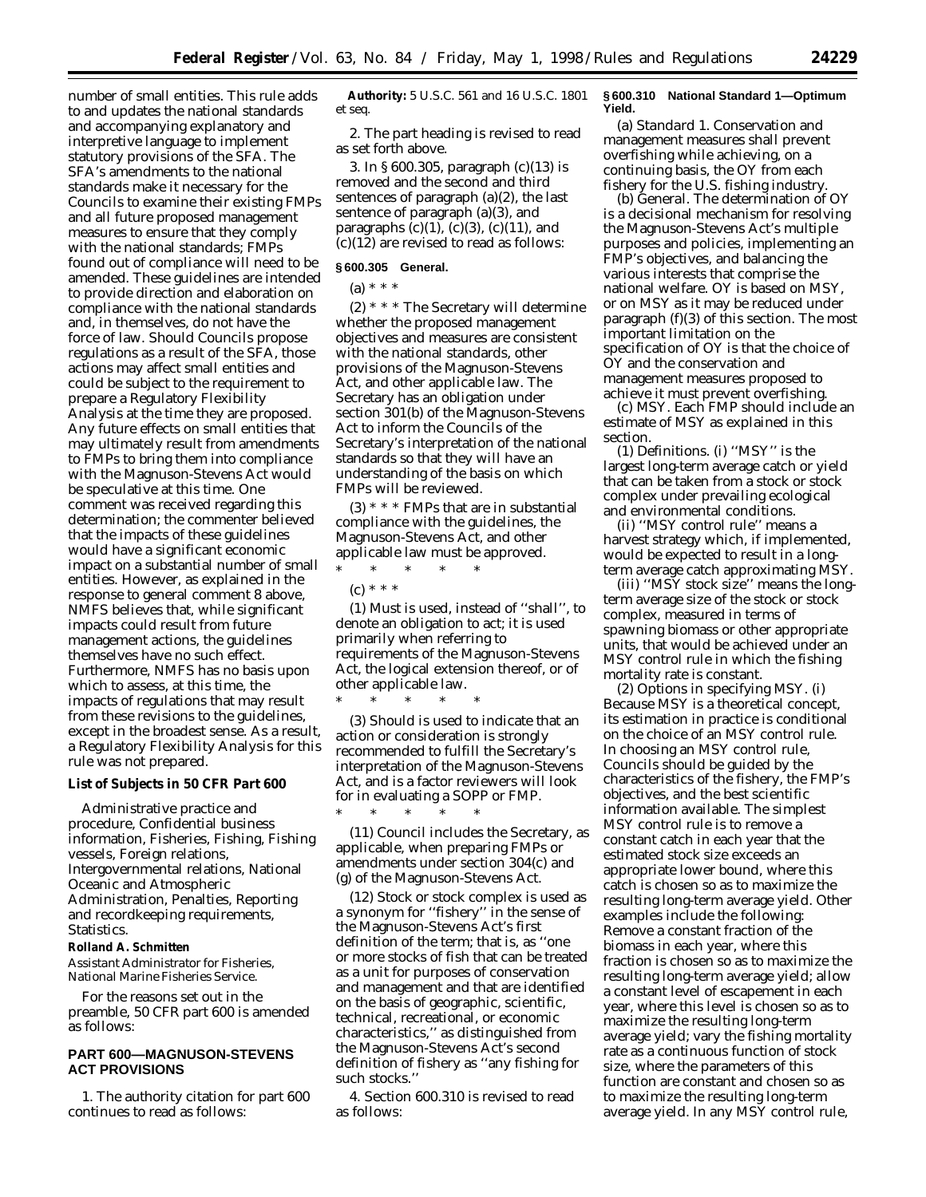number of small entities. This rule adds to and updates the national standards and accompanying explanatory and interpretive language to implement statutory provisions of the SFA. The SFA's amendments to the national standards make it necessary for the Councils to examine their existing FMPs and all future proposed management measures to ensure that they comply with the national standards; FMPs found out of compliance will need to be amended. These guidelines are intended to provide direction and elaboration on compliance with the national standards and, in themselves, do not have the force of law. Should Councils propose regulations as a result of the SFA, those actions may affect small entities and could be subject to the requirement to prepare a Regulatory Flexibility Analysis at the time they are proposed. Any future effects on small entities that may ultimately result from amendments to FMPs to bring them into compliance with the Magnuson-Stevens Act would be speculative at this time. One comment was received regarding this determination; the commenter believed that the impacts of these guidelines would have a significant economic impact on a substantial number of small entities. However, as explained in the response to general comment 8 above, NMFS believes that, while significant impacts could result from future management actions, the guidelines themselves have no such effect. Furthermore, NMFS has no basis upon which to assess, at this time, the impacts of regulations that may result from these revisions to the guidelines, except in the broadest sense. As a result, a Regulatory Flexibility Analysis for this rule was not prepared.

**List of Subjects in 50 CFR Part 600**

Administrative practice and procedure, Confidential business information, Fisheries, Fishing, Fishing vessels, Foreign relations, Intergovernmental relations, National Oceanic and Atmospheric Administration, Penalties, Reporting and recordkeeping requirements, Statistics.

**Rolland A. Schmitten**

*Assistant Administrator for Fisheries, National Marine Fisheries Service.*

For the reasons set out in the preamble, 50 CFR part 600 is amended as follows:

## PART 600—MAGNUSON-STEVENS ACT PROVISIONS

1. The authority citation for part 600 continues to read as follows:

**Authority:** 5 U.S.C. 561 and 16 U.S.C. 1801 *et seq.*

2. The part heading is revised to read as set forth above.

3. In § 600.305, paragraph (c)(13) is removed and the second and third sentences of paragraph (a)(2), the last sentence of paragraph (a)(3), and paragraphs (c)(1), (c)(3), (c)(11), and (c)(12) are revised to read as follows:

**§ 600.305 General.**

(a) * * *

(2) * * * The Secretary will determine whether the proposed management objectives and measures are consistent with the national standards, other provisions of the Magnuson-Stevens Act, and other applicable law. The Secretary has an obligation under section 301(b) of the Magnuson-Stevens Act to inform the Councils of the Secretary's interpretation of the national standards so that they will have an understanding of the basis on which FMPs will be reviewed.

(3) * * * FMPs that are in substantial compliance with the guidelines, the Magnuson-Stevens Act, and other applicable law must be approved.

\* \* \* \* \*

(c) * * *

(1) *Must* is used, instead of ''shall'', to denote an obligation to act; it is used primarily when referring to requirements of the Magnuson-Stevens Act, the logical extension thereof, or of other applicable law.

\* \* \* \* \*

(3) *Should* is used to indicate that an action or consideration is strongly recommended to fulfill the Secretary's interpretation of the Magnuson-Stevens Act, and is a factor reviewers will look for in evaluating a SOPP or FMP.

\* \* \* \* \*

(11) *Council* includes the Secretary, as applicable, when preparing FMPs or amendments under section 304(c) and (g) of the Magnuson-Stevens Act.

(12) *Stock or stock complex* is used as a synonym for ''fishery'' in the sense of the Magnuson-Stevens Act's first definition of the term; that is, as ''one or more stocks of fish that can be treated as a unit for purposes of conservation and management and that are identified on the basis of geographic, scientific, technical, recreational, or economic characteristics,'' as distinguished from the Magnuson-Stevens Act's second definition of fishery as ''any fishing for such stocks.''

4. Section 600.310 is revised to read as follows:

**§ 600.310 National Standard 1—Optimum Yield.**

(a) *Standard 1.* Conservation and management measures shall prevent overfishing while achieving, on a continuing basis, the OY from each fishery for the U.S. fishing industry.

(b) *General.* The determination of OY is a decisional mechanism for resolving the Magnuson-Stevens Act's multiple purposes and policies, implementing an FMP's objectives, and balancing the various interests that comprise the national welfare. OY is based on MSY, or on MSY as it may be reduced under paragraph (f)(3) of this section. The most important limitation on the specification of OY is that the choice of OY and the conservation and management measures proposed to achieve it must prevent overfishing.

(c) *MSY.* Each FMP should include an estimate of MSY as explained in this section.

(1) *Definitions.* (i) ''MSY'' is the largest long-term average catch or yield that can be taken from a stock or stock complex under prevailing ecological and environmental conditions.

(ii) ''MSY control rule'' means a harvest strategy which, if implemented, would be expected to result in a long-term average catch approximating MSY.

(iii) ''MSY stock size'' means the long-term average size of the stock or stock complex, measured in terms of spawning biomass or other appropriate units, that would be achieved under an MSY control rule in which the fishing mortality rate is constant.

(2) *Options in specifying MSY.* (i) Because MSY is a theoretical concept, its estimation in practice is conditional on the choice of an MSY control rule. In choosing an MSY control rule, Councils should be guided by the characteristics of the fishery, the FMP's objectives, and the best scientific information available. The simplest MSY control rule is to remove a constant catch in each year that the estimated stock size exceeds an appropriate lower bound, where this catch is chosen so as to maximize the resulting long-term average yield. Other examples include the following: Remove a constant fraction of the biomass in each year, where this fraction is chosen so as to maximize the resulting long-term average yield; allow a constant level of escapement in each year, where this level is chosen so as to maximize the resulting long-term average yield; vary the fishing mortality rate as a continuous function of stock size, where the parameters of this function are constant and chosen so as to maximize the resulting long-term average yield. In any MSY control rule,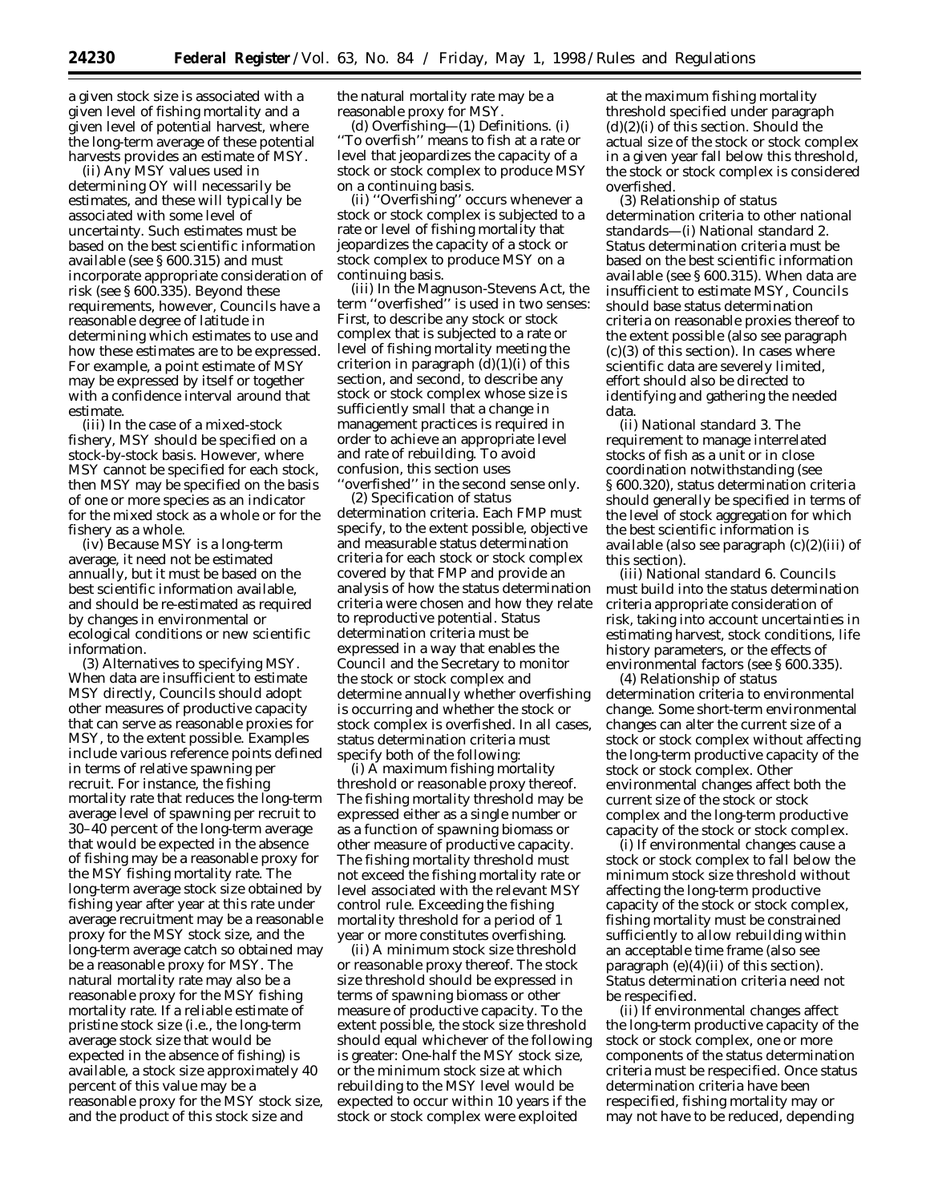a given stock size is associated with a given level of fishing mortality and a given level of potential harvest, where the long-term average of these potential harvests provides an estimate of MSY.

(ii) Any MSY values used in determining OY will necessarily be estimates, and these will typically be associated with some level of uncertainty. Such estimates must be based on the best scientific information available (see § 600.315) and must incorporate appropriate consideration of risk (see § 600.335). Beyond these requirements, however, Councils have a reasonable degree of latitude in determining which estimates to use and how these estimates are to be expressed. For example, a point estimate of MSY may be expressed by itself or together with a confidence interval around that estimate.

(iii) In the case of a mixed-stock fishery, MSY should be specified on a stock-by-stock basis. However, where MSY cannot be specified for each stock, then MSY may be specified on the basis of one or more species as an indicator for the mixed stock as a whole or for the fishery as a whole.

(iv) Because MSY is a long-term average, it need not be estimated annually, but it must be based on the best scientific information available, and should be re-estimated as required by changes in environmental or ecological conditions or new scientific information.

(3) *Alternatives to specifying MSY.* When data are insufficient to estimate MSY directly, Councils should adopt other measures of productive capacity that can serve as reasonable proxies for MSY, to the extent possible. Examples include various reference points defined in terms of relative spawning per recruit. For instance, the fishing mortality rate that reduces the long-term average level of spawning per recruit to 30–40 percent of the long-term average that would be expected in the absence of fishing may be a reasonable proxy for the MSY fishing mortality rate. The long-term average stock size obtained by fishing year after year at this rate under average recruitment may be a reasonable proxy for the MSY stock size, and the long-term average catch so obtained may be a reasonable proxy for MSY. The natural mortality rate may also be a reasonable proxy for the MSY fishing mortality rate. If a reliable estimate of pristine stock size (i.e., the long-term average stock size that would be expected in the absence of fishing) is available, a stock size approximately 40 percent of this value may be a reasonable proxy for the MSY stock size, and the product of this stock size and the natural mortality rate may be a reasonable proxy for MSY.

(d) *Overfishing*—(1) *Definitions.* (i) ''To overfish'' means to fish at a rate or level that jeopardizes the capacity of a stock or stock complex to produce MSY on a continuing basis.

(ii) ''Overfishing'' occurs whenever a stock or stock complex is subjected to a rate or level of fishing mortality that jeopardizes the capacity of a stock or stock complex to produce MSY on a continuing basis.

(iii) In the Magnuson-Stevens Act, the term ''overfished'' is used in two senses: First, to describe any stock or stock complex that is subjected to a rate or level of fishing mortality meeting the criterion in paragraph (d)(1)(i) of this section, and second, to describe any stock or stock complex whose size is sufficiently small that a change in management practices is required in order to achieve an appropriate level and rate of rebuilding. To avoid confusion, this section uses ''overfished'' in the second sense only.

(2) *Specification of status determination criteria.* Each FMP must specify, to the extent possible, objective and measurable status determination criteria for each stock or stock complex covered by that FMP and provide an analysis of how the status determination criteria were chosen and how they relate to reproductive potential. Status determination criteria must be expressed in a way that enables the Council and the Secretary to monitor the stock or stock complex and determine annually whether overfishing is occurring and whether the stock or stock complex is overfished. In all cases, status determination criteria must specify both of the following:

(i) *A maximum fishing mortality threshold or reasonable proxy thereof.* The fishing mortality threshold may be expressed either as a single number or as a function of spawning biomass or other measure of productive capacity. The fishing mortality threshold must not exceed the fishing mortality rate or level associated with the relevant MSY control rule. Exceeding the fishing mortality threshold for a period of 1 year or more constitutes overfishing.

(ii) *A minimum stock size threshold or reasonable proxy thereof.* The stock size threshold should be expressed in terms of spawning biomass or other measure of productive capacity. To the extent possible, the stock size threshold should equal whichever of the following is greater: One-half the MSY stock size, or the minimum stock size at which rebuilding to the MSY level would be expected to occur within 10 years if the stock or stock complex were exploited at the maximum fishing mortality threshold specified under paragraph (d)(2)(i) of this section. Should the actual size of the stock or stock complex in a given year fall below this threshold, the stock or stock complex is considered overfished.

(3) *Relationship of status determination criteria to other national standards*—(i) *National standard 2.* Status determination criteria must be based on the best scientific information available (see § 600.315). When data are insufficient to estimate MSY, Councils should base status determination criteria on reasonable proxies thereof to the extent possible (also see paragraph (c)(3) of this section). In cases where scientific data are severely limited, effort should also be directed to identifying and gathering the needed data.

(ii) *National standard 3.* The requirement to manage interrelated stocks of fish as a unit or in close coordination notwithstanding (see § 600.320), status determination criteria should generally be specified in terms of the level of stock aggregation for which the best scientific information is available (also see paragraph (c)(2)(iii) of this section).

(iii) *National standard 6.* Councils must build into the status determination criteria appropriate consideration of risk, taking into account uncertainties in estimating harvest, stock conditions, life history parameters, or the effects of environmental factors (see § 600.335).

(4) *Relationship of status determination criteria to environmental change.* Some short-term environmental changes can alter the current size of a stock or stock complex without affecting the long-term productive capacity of the stock or stock complex. Other environmental changes affect both the current size of the stock or stock complex and the long-term productive capacity of the stock or stock complex.

(i) If environmental changes cause a stock or stock complex to fall below the minimum stock size threshold without affecting the long-term productive capacity of the stock or stock complex, fishing mortality must be constrained sufficiently to allow rebuilding within an acceptable time frame (also see paragraph (e)(4)(ii) of this section). Status determination criteria need not be respecified.

(ii) If environmental changes affect the long-term productive capacity of the stock or stock complex, one or more components of the status determination criteria must be respecified. Once status determination criteria have been respecified, fishing mortality may or may not have to be reduced, depending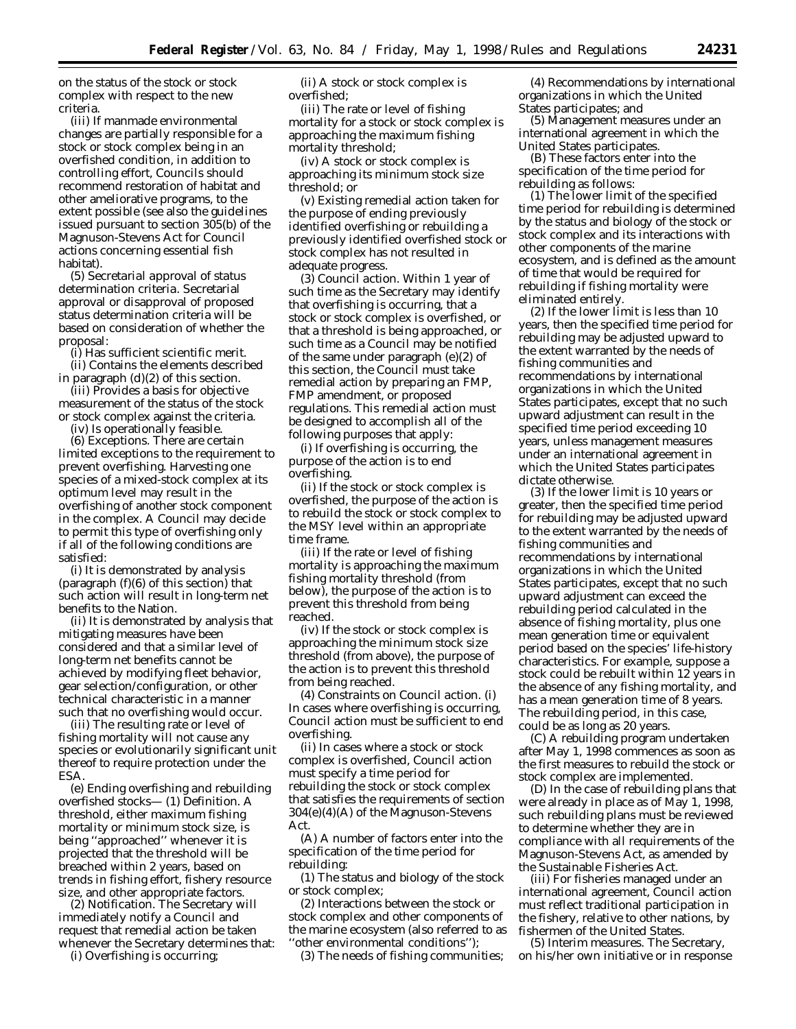on the status of the stock or stock complex with respect to the new criteria.

(iii) If manmade environmental changes are partially responsible for a stock or stock complex being in an overfished condition, in addition to controlling effort, Councils should recommend restoration of habitat and other ameliorative programs, to the extent possible (see also the guidelines issued pursuant to section 305(b) of the Magnuson-Stevens Act for Council actions concerning essential fish habitat).

(5) *Secretarial approval of status determination criteria.* Secretarial approval or disapproval of proposed status determination criteria will be based on consideration of whether the proposal:

(i) Has sufficient scientific merit.

(ii) Contains the elements described in paragraph (d)(2) of this section.

(iii) Provides a basis for objective measurement of the status of the stock or stock complex against the criteria.

(iv) Is operationally feasible.

(6) *Exceptions.* There are certain limited exceptions to the requirement to prevent overfishing. Harvesting one species of a mixed-stock complex at its optimum level may result in the overfishing of another stock component in the complex. A Council may decide to permit this type of overfishing only if all of the following conditions are satisfied:

(i) It is demonstrated by analysis (paragraph (f)(6) of this section) that such action will result in long-term net benefits to the Nation.

(ii) It is demonstrated by analysis that mitigating measures have been considered and that a similar level of long-term net benefits cannot be achieved by modifying fleet behavior, gear selection/configuration, or other technical characteristic in a manner such that no overfishing would occur.

(iii) The resulting rate or level of fishing mortality will not cause any species or evolutionarily significant unit thereof to require protection under the ESA.

(e) *Ending overfishing and rebuilding overfished stocks*—(1) *Definition.* A threshold, either maximum fishing mortality or minimum stock size, is being ''approached'' whenever it is projected that the threshold will be breached within 2 years, based on trends in fishing effort, fishery resource size, and other appropriate factors.

(2) *Notification.* The Secretary will immediately notify a Council and request that remedial action be taken whenever the Secretary determines that:

(i) Overfishing is occurring;

(ii) A stock or stock complex is overfished;

(iii) The rate or level of fishing mortality for a stock or stock complex is approaching the maximum fishing mortality threshold;

(iv) A stock or stock complex is approaching its minimum stock size threshold; or

(v) Existing remedial action taken for the purpose of ending previously identified overfishing or rebuilding a previously identified overfished stock or stock complex has not resulted in adequate progress.

(3) *Council action.* Within 1 year of such time as the Secretary may identify that overfishing is occurring, that a stock or stock complex is overfished, or that a threshold is being approached, or such time as a Council may be notified of the same under paragraph (e)(2) of this section, the Council must take remedial action by preparing an FMP, FMP amendment, or proposed regulations. This remedial action must be designed to accomplish all of the following purposes that apply:

(i) If overfishing is occurring, the purpose of the action is to end overfishing.

(ii) If the stock or stock complex is overfished, the purpose of the action is to rebuild the stock or stock complex to the MSY level within an appropriate time frame.

(iii) If the rate or level of fishing mortality is approaching the maximum fishing mortality threshold (from below), the purpose of the action is to prevent this threshold from being reached.

(iv) If the stock or stock complex is approaching the minimum stock size threshold (from above), the purpose of the action is to prevent this threshold from being reached.

(4) *Constraints on Council action.* (i) In cases where overfishing is occurring, Council action must be sufficient to end overfishing.

(ii) In cases where a stock or stock complex is overfished, Council action must specify a time period for rebuilding the stock or stock complex that satisfies the requirements of section 304(e)(4)(A) of the Magnuson-Stevens Act.

(A) A number of factors enter into the specification of the time period for rebuilding:

(*1*) The status and biology of the stock or stock complex;

(*2*) Interactions between the stock or stock complex and other components of the marine ecosystem (also referred to as ''other environmental conditions'');

(*3*) The needs of fishing communities;

(*4*) Recommendations by international organizations in which the United States participates; and

(*5*) Management measures under an international agreement in which the United States participates.

(B) These factors enter into the specification of the time period for rebuilding as follows:

(*1*) The lower limit of the specified time period for rebuilding is determined by the status and biology of the stock or stock complex and its interactions with other components of the marine ecosystem, and is defined as the amount of time that would be required for rebuilding if fishing mortality were eliminated entirely.

(*2*) If the lower limit is less than 10 years, then the specified time period for rebuilding may be adjusted upward to the extent warranted by the needs of fishing communities and recommendations by international organizations in which the United States participates, except that no such upward adjustment can result in the specified time period exceeding 10 years, unless management measures under an international agreement in which the United States participates dictate otherwise.

(*3*) If the lower limit is 10 years or greater, then the specified time period for rebuilding may be adjusted upward to the extent warranted by the needs of fishing communities and recommendations by international organizations in which the United States participates, except that no such upward adjustment can exceed the rebuilding period calculated in the absence of fishing mortality, plus one mean generation time or equivalent period based on the species' life-history characteristics. For example, suppose a stock could be rebuilt within 12 years in the absence of any fishing mortality, and has a mean generation time of 8 years. The rebuilding period, in this case, could be as long as 20 years.

(C) A rebuilding program undertaken after May 1, 1998 commences as soon as the first measures to rebuild the stock or stock complex are implemented.

(D) In the case of rebuilding plans that were already in place as of May 1, 1998, such rebuilding plans must be reviewed to determine whether they are in compliance with all requirements of the Magnuson-Stevens Act, as amended by the Sustainable Fisheries Act.

(iii) For fisheries managed under an international agreement, Council action must reflect traditional participation in the fishery, relative to other nations, by fishermen of the United States.

(5) *Interim measures.* The Secretary, on his/her own initiative or in response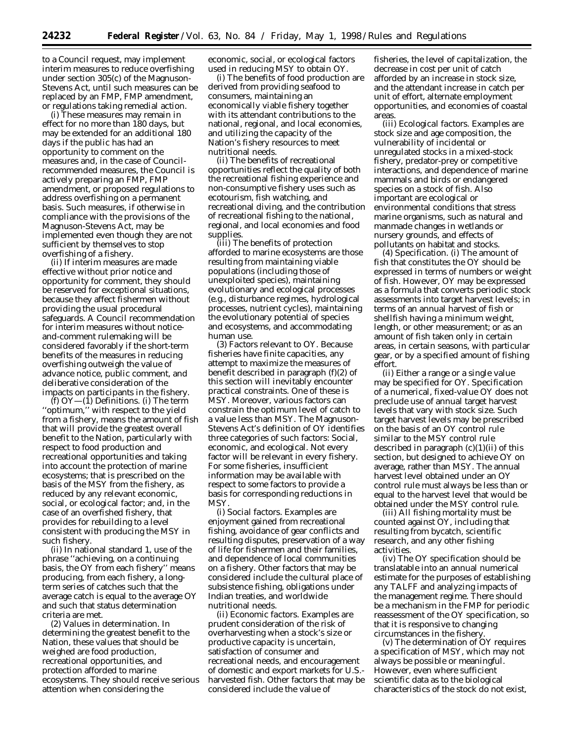to a Council request, may implement interim measures to reduce overfishing under section 305(c) of the Magnuson-Stevens Act, until such measures can be replaced by an FMP, FMP amendment, or regulations taking remedial action.

(i) These measures may remain in effect for no more than 180 days, but may be extended for an additional 180 days if the public has had an opportunity to comment on the measures and, in the case of Council-recommended measures, the Council is actively preparing an FMP, FMP amendment, or proposed regulations to address overfishing on a permanent basis. Such measures, if otherwise in compliance with the provisions of the Magnuson-Stevens Act, may be implemented even though they are not sufficient by themselves to stop overfishing of a fishery.

(ii) If interim measures are made effective without prior notice and opportunity for comment, they should be reserved for exceptional situations, because they affect fishermen without providing the usual procedural safeguards. A Council recommendation for interim measures without notice-and-comment rulemaking will be considered favorably if the short-term benefits of the measures in reducing overfishing outweigh the value of advance notice, public comment, and deliberative consideration of the impacts on participants in the fishery.

(f) *OY*—(1) *Definitions*. (i) The term "optimum," with respect to the yield from a fishery, means the amount of fish that will provide the greatest overall benefit to the Nation, particularly with respect to food production and recreational opportunities and taking into account the protection of marine ecosystems; that is prescribed on the basis of the MSY from the fishery, as reduced by any relevant economic, social, or ecological factor; and, in the case of an overfished fishery, that provides for rebuilding to a level consistent with producing the MSY in such fishery.

(ii) In national standard 1, use of the phrase "achieving, on a continuing basis, the OY from each fishery" means producing, from each fishery, a long-term series of catches such that the average catch is equal to the average OY and such that status determination criteria are met.

(2) *Values in determination*. In determining the greatest benefit to the Nation, these values that should be weighed are food production, recreational opportunities, and protection afforded to marine ecosystems. They should receive serious attention when considering the economic, social, or ecological factors used in reducing MSY to obtain OY.

(i) The benefits of food production are derived from providing seafood to consumers, maintaining an economically viable fishery together with its attendant contributions to the national, regional, and local economies, and utilizing the capacity of the Nation's fishery resources to meet nutritional needs.

(ii) The benefits of recreational opportunities reflect the quality of both the recreational fishing experience and non-consumptive fishery uses such as ecotourism, fish watching, and recreational diving, and the contribution of recreational fishing to the national, regional, and local economies and food supplies.

(iii) The benefits of protection afforded to marine ecosystems are those resulting from maintaining viable populations (including those of unexploited species), maintaining evolutionary and ecological processes (e.g., disturbance regimes, hydrological processes, nutrient cycles), maintaining the evolutionary potential of species and ecosystems, and accommodating human use.

(3) *Factors relevant to OY*. Because fisheries have finite capacities, any attempt to maximize the measures of benefit described in paragraph (f)(2) of this section will inevitably encounter practical constraints. One of these is MSY. Moreover, various factors can constrain the optimum level of catch to a value less than MSY. The Magnuson-Stevens Act's definition of OY identifies three categories of such factors: Social, economic, and ecological. Not every factor will be relevant in every fishery. For some fisheries, insufficient information may be available with respect to some factors to provide a basis for corresponding reductions in MSY.

(i) *Social factors*. Examples are enjoyment gained from recreational fishing, avoidance of gear conflicts and resulting disputes, preservation of a way of life for fishermen and their families, and dependence of local communities on a fishery. Other factors that may be considered include the cultural place of subsistence fishing, obligations under Indian treaties, and worldwide nutritional needs.

(ii) *Economic factors*. Examples are prudent consideration of the risk of overharvesting when a stock's size or productive capacity is uncertain, satisfaction of consumer and recreational needs, and encouragement of domestic and export markets for U.S.-harvested fish. Other factors that may be considered include the value of fisheries, the level of capitalization, the decrease in cost per unit of catch afforded by an increase in stock size, and the attendant increase in catch per unit of effort, alternate employment opportunities, and economies of coastal areas.

(iii) *Ecological factors*. Examples are stock size and age composition, the vulnerability of incidental or unregulated stocks in a mixed-stock fishery, predator-prey or competitive interactions, and dependence of marine mammals and birds or endangered species on a stock of fish. Also important are ecological or environmental conditions that stress marine organisms, such as natural and manmade changes in wetlands or nursery grounds, and effects of pollutants on habitat and stocks.

(4) *Specification*. (i) The amount of fish that constitutes the OY should be expressed in terms of numbers or weight of fish. However, OY may be expressed as a formula that converts periodic stock assessments into target harvest levels; in terms of an annual harvest of fish or shellfish having a minimum weight, length, or other measurement; or as an amount of fish taken only in certain areas, in certain seasons, with particular gear, or by a specified amount of fishing effort.

(ii) Either a range or a single value may be specified for OY. Specification of a numerical, fixed-value OY does not preclude use of annual target harvest levels that vary with stock size. Such target harvest levels may be prescribed on the basis of an OY control rule similar to the MSY control rule described in paragraph (c)(1)(ii) of this section, but designed to achieve OY on average, rather than MSY. The annual harvest level obtained under an OY control rule must always be less than or equal to the harvest level that would be obtained under the MSY control rule.

(iii) All fishing mortality must be counted against OY, including that resulting from bycatch, scientific research, and any other fishing activities.

(iv) The OY specification should be translatable into an annual numerical estimate for the purposes of establishing any TALFF and analyzing impacts of the management regime. There should be a mechanism in the FMP for periodic reassessment of the OY specification, so that it is responsive to changing circumstances in the fishery.

(v) The determination of OY requires a specification of MSY, which may not always be possible or meaningful. However, even where sufficient scientific data as to the biological characteristics of the stock do not exist,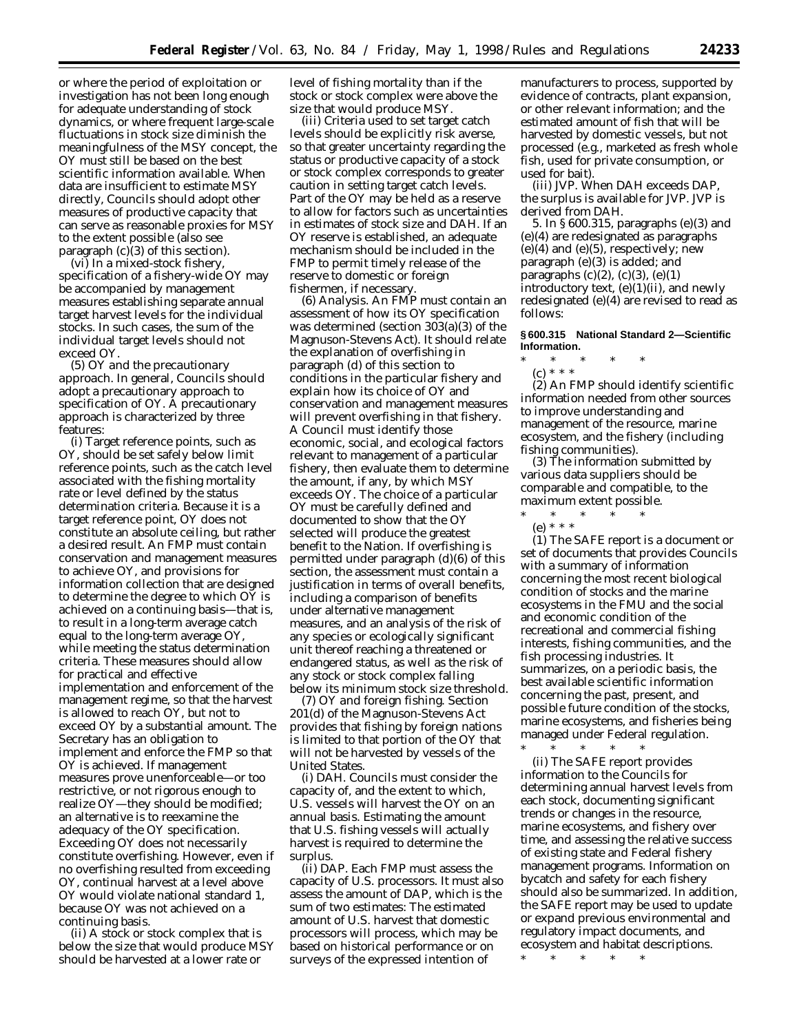or where the period of exploitation or investigation has not been long enough for adequate understanding of stock dynamics, or where frequent large-scale fluctuations in stock size diminish the meaningfulness of the MSY concept, the OY must still be based on the best scientific information available. When data are insufficient to estimate MSY directly, Councils should adopt other measures of productive capacity that can serve as reasonable proxies for MSY to the extent possible (also see paragraph (c)(3) of this section).

(vi) In a mixed-stock fishery, specification of a fishery-wide OY may be accompanied by management measures establishing separate annual target harvest levels for the individual stocks. In such cases, the sum of the individual target levels should not exceed OY.

(5) *OY and the precautionary approach.* In general, Councils should adopt a precautionary approach to specification of OY. A precautionary approach is characterized by three features:

(i) Target reference points, such as OY, should be set safely below limit reference points, such as the catch level associated with the fishing mortality rate or level defined by the status determination criteria. Because it is a target reference point, OY does not constitute an absolute ceiling, but rather a desired result. An FMP must contain conservation and management measures to achieve OY, and provisions for information collection that are designed to determine the degree to which OY is achieved on a continuing basis—that is, to result in a long-term average catch equal to the long-term average OY, while meeting the status determination criteria. These measures should allow for practical and effective implementation and enforcement of the management regime, so that the harvest is allowed to reach OY, but not to exceed OY by a substantial amount. The Secretary has an obligation to implement and enforce the FMP so that OY is achieved. If management measures prove unenforceable—or too restrictive, or not rigorous enough to realize OY—they should be modified; an alternative is to reexamine the adequacy of the OY specification. Exceeding OY does not necessarily constitute overfishing. However, even if no overfishing resulted from exceeding OY, continual harvest at a level above OY would violate national standard 1, because OY was not achieved on a continuing basis.

(ii) A stock or stock complex that is below the size that would produce MSY should be harvested at a lower rate or level of fishing mortality than if the stock or stock complex were above the size that would produce MSY.

(iii) Criteria used to set target catch levels should be explicitly risk averse, so that greater uncertainty regarding the status or productive capacity of a stock or stock complex corresponds to greater caution in setting target catch levels. Part of the OY may be held as a reserve to allow for factors such as uncertainties in estimates of stock size and DAH. If an OY reserve is established, an adequate mechanism should be included in the FMP to permit timely release of the reserve to domestic or foreign fishermen, if necessary.

(6) *Analysis.* An FMP must contain an assessment of how its OY specification was determined (section 303(a)(3) of the Magnuson-Stevens Act). It should relate the explanation of overfishing in paragraph (d) of this section to conditions in the particular fishery and explain how its choice of OY and conservation and management measures will prevent overfishing in that fishery. A Council must identify those economic, social, and ecological factors relevant to management of a particular fishery, then evaluate them to determine the amount, if any, by which MSY exceeds OY. The choice of a particular OY must be carefully defined and documented to show that the OY selected will produce the greatest benefit to the Nation. If overfishing is permitted under paragraph (d)(6) of this section, the assessment must contain a justification in terms of overall benefits, including a comparison of benefits under alternative management measures, and an analysis of the risk of any species or ecologically significant unit thereof reaching a threatened or endangered status, as well as the risk of any stock or stock complex falling below its minimum stock size threshold.

(7) *OY and foreign fishing.* Section 201(d) of the Magnuson-Stevens Act provides that fishing by foreign nations is limited to that portion of the OY that will not be harvested by vessels of the United States.

(i) *DAH.* Councils must consider the capacity of, and the extent to which, U.S. vessels will harvest the OY on an annual basis. Estimating the amount that U.S. fishing vessels will actually harvest is required to determine the surplus.

(ii) *DAP.* Each FMP must assess the capacity of U.S. processors. It must also assess the amount of DAP, which is the sum of two estimates: The estimated amount of U.S. harvest that domestic processors will process, which may be based on historical performance or on surveys of the expressed intention of manufacturers to process, supported by evidence of contracts, plant expansion, or other relevant information; and the estimated amount of fish that will be harvested by domestic vessels, but not processed (e.g., marketed as fresh whole fish, used for private consumption, or used for bait).

(iii) *JVP.* When DAH exceeds DAP, the surplus is available for JVP. JVP is derived from DAH.

5. In § 600.315, paragraphs (e)(3) and (e)(4) are redesignated as paragraphs (e)(4) and (e)(5), respectively; new paragraph (e)(3) is added; and paragraphs (c)(2), (c)(3), (e)(1) introductory text, (e)(1)(ii), and newly redesignated (e)(4) are revised to read as follows:

**§ 600.315 National Standard 2—Scientific Information.**

* * * * *

(c) * * *

(2) An FMP should identify scientific information needed from other sources to improve understanding and management of the resource, marine ecosystem, and the fishery (including fishing communities).

(3) The information submitted by various data suppliers should be comparable and compatible, to the maximum extent possible.

* * * * *

(e) * * *

(1) The SAFE report is a document or set of documents that provides Councils with a summary of information concerning the most recent biological condition of stocks and the marine ecosystems in the FMU and the social and economic condition of the recreational and commercial fishing interests, fishing communities, and the fish processing industries. It summarizes, on a periodic basis, the best available scientific information concerning the past, present, and possible future condition of the stocks, marine ecosystems, and fisheries being managed under Federal regulation.

* * * * *

(ii) The SAFE report provides information to the Councils for determining annual harvest levels from each stock, documenting significant trends or changes in the resource, marine ecosystems, and fishery over time, and assessing the relative success of existing state and Federal fishery management programs. Information on bycatch and safety for each fishery should also be summarized. In addition, the SAFE report may be used to update or expand previous environmental and regulatory impact documents, and ecosystem and habitat descriptions.

* * * * *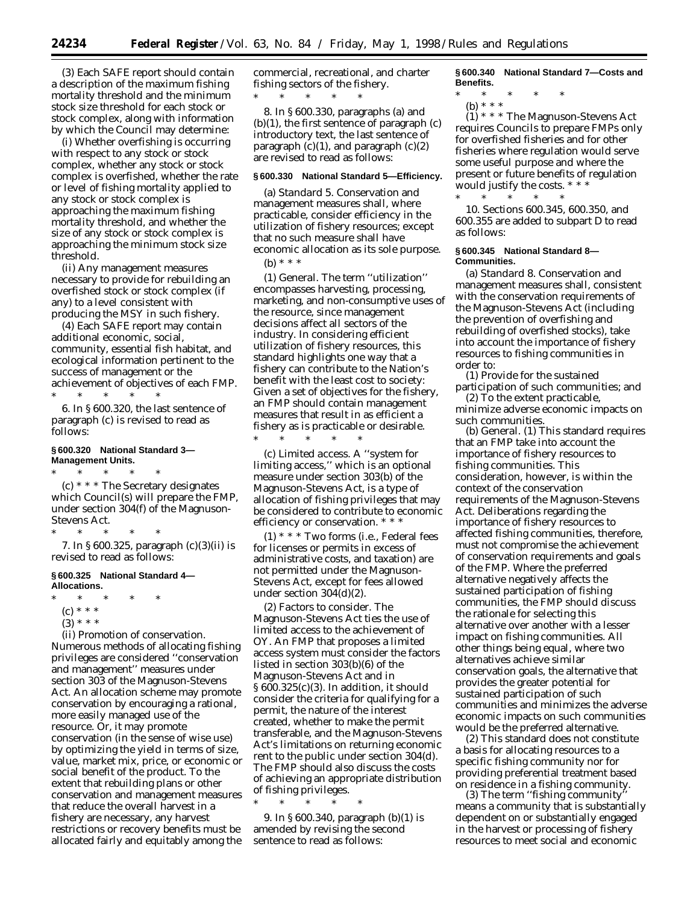(3) Each SAFE report should contain a description of the maximum fishing mortality threshold and the minimum stock size threshold for each stock or stock complex, along with information by which the Council may determine:

(i) Whether overfishing is occurring with respect to any stock or stock complex, whether any stock or stock complex is overfished, whether the rate or level of fishing mortality applied to any stock or stock complex is approaching the maximum fishing mortality threshold, and whether the size of any stock or stock complex is approaching the minimum stock size threshold.

(ii) Any management measures necessary to provide for rebuilding an overfished stock or stock complex (if any) to a level consistent with producing the MSY in such fishery.

(4) Each SAFE report may contain additional economic, social, community, essential fish habitat, and ecological information pertinent to the success of management or the achievement of objectives of each FMP.

\* \* \* \* \*

6. In § 600.320, the last sentence of paragraph (c) is revised to read as follows:

**§ 600.320 National Standard 3—Management Units.**

\* \* \* \* \*

(c) \* \* \* The Secretary designates which Council(s) will prepare the FMP, under section 304(f) of the Magnuson-Stevens Act.

\* \* \* \* \*

7. In § 600.325, paragraph (c)(3)(ii) is revised to read as follows:

**§ 600.325 National Standard 4—Allocations.**

\* \* \* \* \*

(c) \* \* \*

(3) \* \* \*

(ii) *Promotion of conservation.* Numerous methods of allocating fishing privileges are considered ''conservation and management'' measures under section 303 of the Magnuson-Stevens Act. An allocation scheme may promote conservation by encouraging a rational, more easily managed use of the resource. Or, it may promote conservation (in the sense of wise use) by optimizing the yield in terms of size, value, market mix, price, or economic or social benefit of the product. To the extent that rebuilding plans or other conservation and management measures that reduce the overall harvest in a fishery are necessary, any harvest restrictions or recovery benefits must be allocated fairly and equitably among the commercial, recreational, and charter fishing sectors of the fishery.

\* \* \* \* \*

8. In § 600.330, paragraphs (a) and (b)(1), the first sentence of paragraph (c) introductory text, the last sentence of paragraph (c)(1), and paragraph (c)(2) are revised to read as follows:

**§ 600.330 National Standard 5—Efficiency.**

(a) *Standard 5.* Conservation and management measures shall, where practicable, consider efficiency in the utilization of fishery resources; except that no such measure shall have economic allocation as its sole purpose.

(b) \* \* \*

(1) *General.* The term ''utilization'' encompasses harvesting, processing, marketing, and non-consumptive uses of the resource, since management decisions affect all sectors of the industry. In considering efficient utilization of fishery resources, this standard highlights one way that a fishery can contribute to the Nation's benefit with the least cost to society: Given a set of objectives for the fishery, an FMP should contain management measures that result in as efficient a fishery as is practicable or desirable.

\* \* \* \* \*

(c) *Limited access.* A ''system for limiting access,'' which is an optional measure under section 303(b) of the Magnuson-Stevens Act, is a type of allocation of fishing privileges that may be considered to contribute to economic efficiency or conservation. \* \* \*

(1) \* \* \* Two forms (i.e., Federal fees for licenses or permits in excess of administrative costs, and taxation) are not permitted under the Magnuson-Stevens Act, except for fees allowed under section 304(d)(2).

(2) *Factors to consider.* The Magnuson-Stevens Act ties the use of limited access to the achievement of OY. An FMP that proposes a limited access system must consider the factors listed in section 303(b)(6) of the Magnuson-Stevens Act and in § 600.325(c)(3). In addition, it should consider the criteria for qualifying for a permit, the nature of the interest created, whether to make the permit transferable, and the Magnuson-Stevens Act's limitations on returning economic rent to the public under section 304(d). The FMP should also discuss the costs of achieving an appropriate distribution of fishing privileges.

\* \* \* \* \*

9. In § 600.340, paragraph (b)(1) is amended by revising the second sentence to read as follows:

**§ 600.340 National Standard 7—Costs and Benefits.**

\* \* \* \* \*

(b) \* \* \*

(1) \* \* \* The Magnuson-Stevens Act requires Councils to prepare FMPs only for overfished fisheries and for other fisheries where regulation would serve some useful purpose and where the present or future benefits of regulation would justify the costs. \* \* \*

\* \* \* \* \*

10. Sections 600.345, 600.350, and 600.355 are added to subpart D to read as follows:

**§ 600.345 National Standard 8—Communities.**

(a) *Standard 8.* Conservation and management measures shall, consistent with the conservation requirements of the Magnuson-Stevens Act (including the prevention of overfishing and rebuilding of overfished stocks), take into account the importance of fishery resources to fishing communities in order to:

(1) Provide for the sustained participation of such communities; and

(2) To the extent practicable, minimize adverse economic impacts on such communities.

(b) *General.* (1) This standard requires that an FMP take into account the importance of fishery resources to fishing communities. This consideration, however, is within the context of the conservation requirements of the Magnuson-Stevens Act. Deliberations regarding the importance of fishery resources to affected fishing communities, therefore, must not compromise the achievement of conservation requirements and goals of the FMP. Where the preferred alternative negatively affects the sustained participation of fishing communities, the FMP should discuss the rationale for selecting this alternative over another with a lesser impact on fishing communities. All other things being equal, where two alternatives achieve similar conservation goals, the alternative that provides the greater potential for sustained participation of such communities and minimizes the adverse economic impacts on such communities would be the preferred alternative.

(2) This standard does not constitute a basis for allocating resources to a specific fishing community nor for providing preferential treatment based on residence in a fishing community.

(3) The term ''fishing community'' means a community that is substantially dependent on or substantially engaged in the harvest or processing of fishery resources to meet social and economic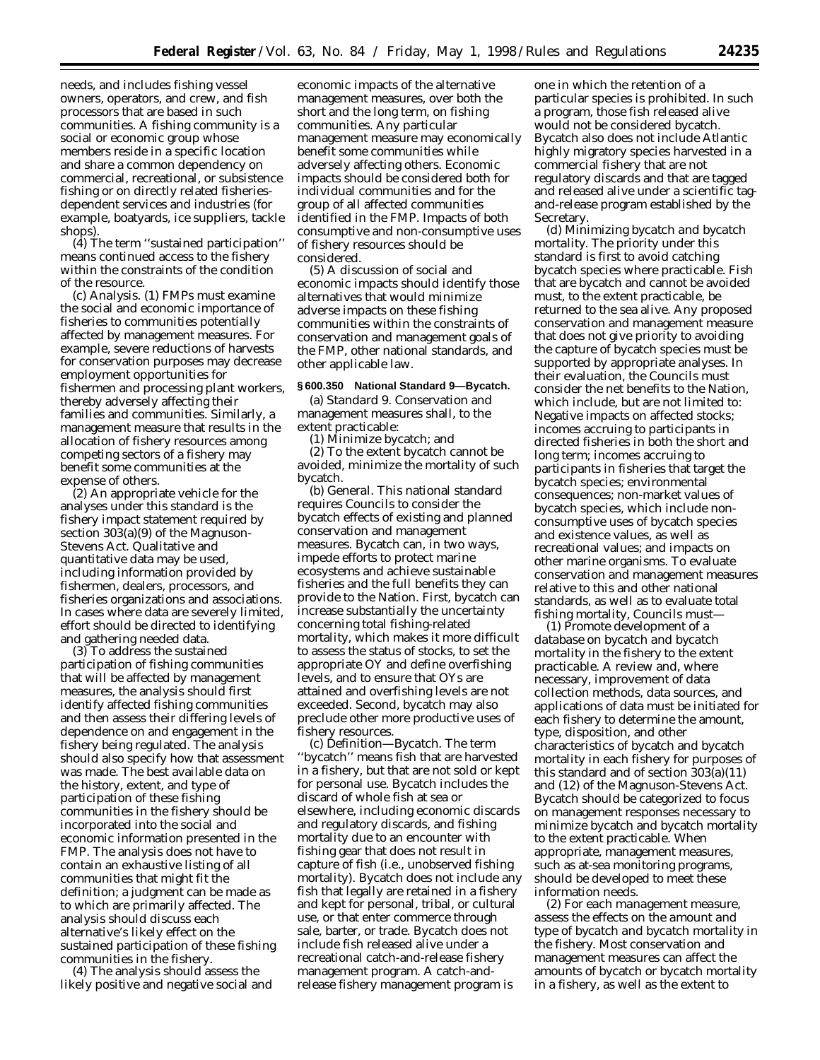needs, and includes fishing vessel owners, operators, and crew, and fish processors that are based in such communities. A fishing community is a social or economic group whose members reside in a specific location and share a common dependency on commercial, recreational, or subsistence fishing or on directly related fisheries-dependent services and industries (for example, boatyards, ice suppliers, tackle shops).

(4) The term ''sustained participation'' means continued access to the fishery within the constraints of the condition of the resource.

(c) *Analysis.* (1) FMPs must examine the social and economic importance of fisheries to communities potentially affected by management measures. For example, severe reductions of harvests for conservation purposes may decrease employment opportunities for fishermen and processing plant workers, thereby adversely affecting their families and communities. Similarly, a management measure that results in the allocation of fishery resources among competing sectors of a fishery may benefit some communities at the expense of others.

(2) An appropriate vehicle for the analyses under this standard is the fishery impact statement required by section 303(a)(9) of the Magnuson-Stevens Act. Qualitative and quantitative data may be used, including information provided by fishermen, dealers, processors, and fisheries organizations and associations. In cases where data are severely limited, effort should be directed to identifying and gathering needed data.

(3) To address the sustained participation of fishing communities that will be affected by management measures, the analysis should first identify affected fishing communities and then assess their differing levels of dependence on and engagement in the fishery being regulated. The analysis should also specify how that assessment was made. The best available data on the history, extent, and type of participation of these fishing communities in the fishery should be incorporated into the social and economic information presented in the FMP. The analysis does not have to contain an exhaustive listing of all communities that might fit the definition; a judgment can be made as to which are primarily affected. The analysis should discuss each alternative's likely effect on the sustained participation of these fishing communities in the fishery.

(4) The analysis should assess the likely positive and negative social and economic impacts of the alternative management measures, over both the short and the long term, on fishing communities. Any particular management measure may economically benefit some communities while adversely affecting others. Economic impacts should be considered both for individual communities and for the group of all affected communities identified in the FMP. Impacts of both consumptive and non-consumptive uses of fishery resources should be considered.

(5) A discussion of social and economic impacts should identify those alternatives that would minimize adverse impacts on these fishing communities within the constraints of conservation and management goals of the FMP, other national standards, and other applicable law.

**§ 600.350 National Standard 9—Bycatch.**

(a) *Standard 9.* Conservation and management measures shall, to the extent practicable:

(1) Minimize bycatch; and

(2) To the extent bycatch cannot be avoided, minimize the mortality of such bycatch.

(b) *General.* This national standard requires Councils to consider the bycatch effects of existing and planned conservation and management measures. Bycatch can, in two ways, impede efforts to protect marine ecosystems and achieve sustainable fisheries and the full benefits they can provide to the Nation. First, bycatch can increase substantially the uncertainty concerning total fishing-related mortality, which makes it more difficult to assess the status of stocks, to set the appropriate OY and define overfishing levels, and to ensure that OYs are attained and overfishing levels are not exceeded. Second, bycatch may also preclude other more productive uses of fishery resources.

(c) *Definition—Bycatch.* The term ''bycatch'' means fish that are harvested in a fishery, but that are not sold or kept for personal use. Bycatch includes the discard of whole fish at sea or elsewhere, including economic discards and regulatory discards, and fishing mortality due to an encounter with fishing gear that does not result in capture of fish (i.e., unobserved fishing mortality). Bycatch does not include any fish that legally are retained in a fishery and kept for personal, tribal, or cultural use, or that enter commerce through sale, barter, or trade. Bycatch does not include fish released alive under a recreational catch-and-release fishery management program. A catch-and-release fishery management program is one in which the retention of a particular species is prohibited. In such a program, those fish released alive would not be considered bycatch. Bycatch also does not include Atlantic highly migratory species harvested in a commercial fishery that are not regulatory discards and that are tagged and released alive under a scientific tag-and-release program established by the Secretary.

(d) *Minimizing bycatch and bycatch mortality.* The priority under this standard is first to avoid catching bycatch species where practicable. Fish that are bycatch and cannot be avoided must, to the extent practicable, be returned to the sea alive. Any proposed conservation and management measure that does not give priority to avoiding the capture of bycatch species must be supported by appropriate analyses. In their evaluation, the Councils must consider the net benefits to the Nation, which include, but are not limited to: Negative impacts on affected stocks; incomes accruing to participants in directed fisheries in both the short and long term; incomes accruing to participants in fisheries that target the bycatch species; environmental consequences; non-market values of bycatch species, which include non-consumptive uses of bycatch species and existence values, as well as recreational values; and impacts on other marine organisms. To evaluate conservation and management measures relative to this and other national standards, as well as to evaluate total fishing mortality, Councils must—

(1) *Promote development of a database on bycatch and bycatch mortality in the fishery to the extent practicable.* A review and, where necessary, improvement of data collection methods, data sources, and applications of data must be initiated for each fishery to determine the amount, type, disposition, and other characteristics of bycatch and bycatch mortality in each fishery for purposes of this standard and of section 303(a)(11) and (12) of the Magnuson-Stevens Act. Bycatch should be categorized to focus on management responses necessary to minimize bycatch and bycatch mortality to the extent practicable. When appropriate, management measures, such as at-sea monitoring programs, should be developed to meet these information needs.

(2) *For each management measure, assess the effects on the amount and type of bycatch and bycatch mortality in the fishery.* Most conservation and management measures can affect the amounts of bycatch or bycatch mortality in a fishery, as well as the extent to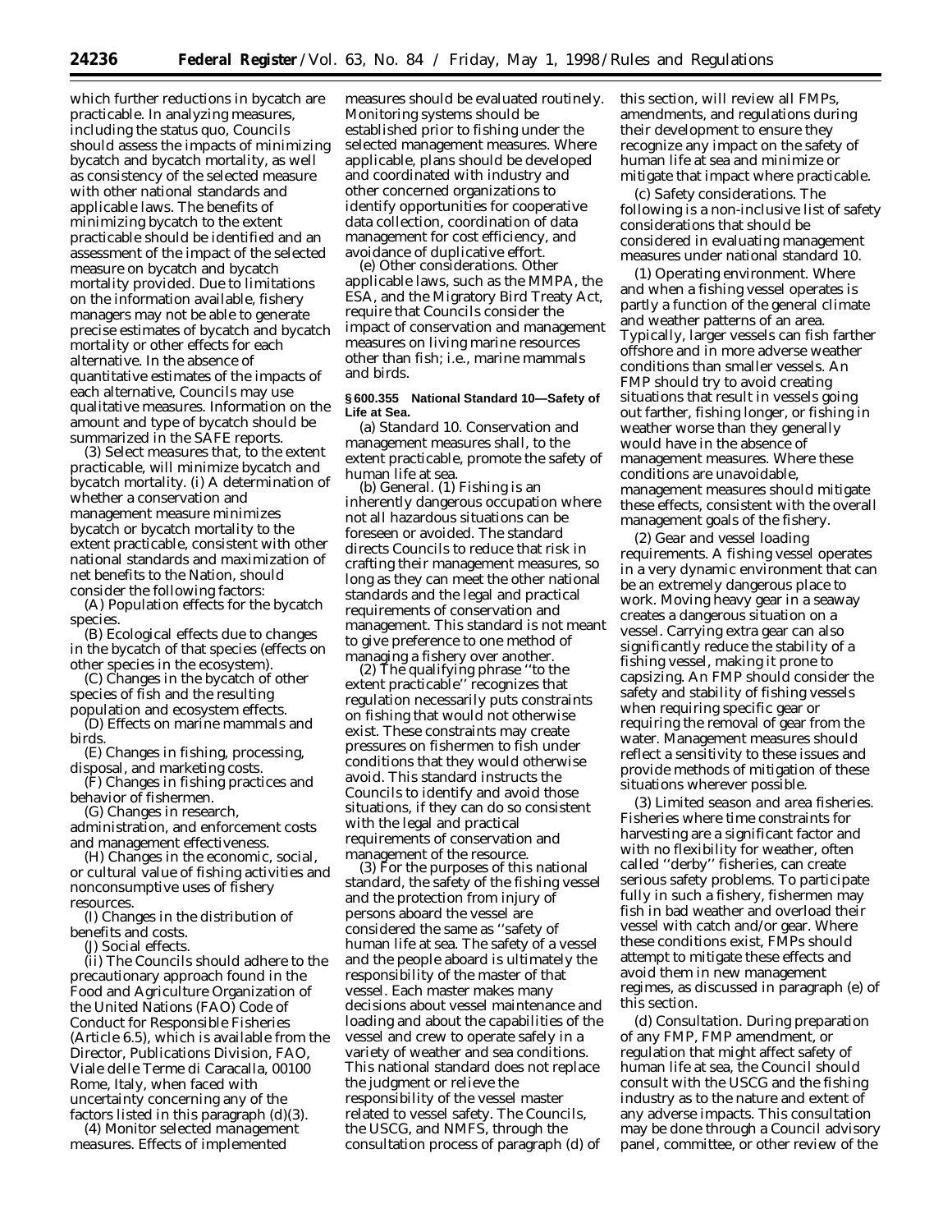which further reductions in bycatch are practicable. In analyzing measures, including the status quo, Councils should assess the impacts of minimizing bycatch and bycatch mortality, as well as consistency of the selected measure with other national standards and applicable laws. The benefits of minimizing bycatch to the extent practicable should be identified and an assessment of the impact of the selected measure on bycatch and bycatch mortality provided. Due to limitations on the information available, fishery managers may not be able to generate precise estimates of bycatch and bycatch mortality or other effects for each alternative. In the absence of quantitative estimates of the impacts of each alternative, Councils may use qualitative measures. Information on the amount and type of bycatch should be summarized in the SAFE reports.

(3) *Select measures that, to the extent practicable, will minimize bycatch and bycatch mortality.* (i) A determination of whether a conservation and management measure minimizes bycatch or bycatch mortality to the extent practicable, consistent with other national standards and maximization of net benefits to the Nation, should consider the following factors:

(A) Population effects for the bycatch species.

(B) Ecological effects due to changes in the bycatch of that species (effects on other species in the ecosystem).

(C) Changes in the bycatch of other species of fish and the resulting population and ecosystem effects.

(D) Effects on marine mammals and birds.

(E) Changes in fishing, processing, disposal, and marketing costs.

(F) Changes in fishing practices and behavior of fishermen.

(G) Changes in research, administration, and enforcement costs and management effectiveness.

(H) Changes in the economic, social, or cultural value of fishing activities and nonconsumptive uses of fishery resources.

(I) Changes in the distribution of benefits and costs.

(J) Social effects.

(ii) The Councils should adhere to the precautionary approach found in the Food and Agriculture Organization of the United Nations (FAO) Code of Conduct for Responsible Fisheries (Article 6.5), which is available from the Director, Publications Division, FAO, Viale delle Terme di Caracalla, 00100 Rome, Italy, when faced with uncertainty concerning any of the factors listed in this paragraph (d)(3).

(4) *Monitor selected management measures.* Effects of implemented measures should be evaluated routinely. Monitoring systems should be established prior to fishing under the selected management measures. Where applicable, plans should be developed and coordinated with industry and other concerned organizations to identify opportunities for cooperative data collection, coordination of data management for cost efficiency, and avoidance of duplicative effort.

(e) *Other considerations.* Other applicable laws, such as the MMPA, the ESA, and the Migratory Bird Treaty Act, require that Councils consider the impact of conservation and management measures on living marine resources other than fish; i.e., marine mammals and birds.

**§ 600.355 National Standard 10—Safety of Life at Sea.**

(a) *Standard 10.* Conservation and management measures shall, to the extent practicable, promote the safety of human life at sea.

(b) *General.* (1) Fishing is an inherently dangerous occupation where not all hazardous situations can be foreseen or avoided. The standard directs Councils to reduce that risk in crafting their management measures, so long as they can meet the other national standards and the legal and practical requirements of conservation and management. This standard is not meant to give preference to one method of managing a fishery over another.

(2) The qualifying phrase ''to the extent practicable'' recognizes that regulation necessarily puts constraints on fishing that would not otherwise exist. These constraints may create pressures on fishermen to fish under conditions that they would otherwise avoid. This standard instructs the Councils to identify and avoid those situations, if they can do so consistent with the legal and practical requirements of conservation and management of the resource.

(3) For the purposes of this national standard, the safety of the fishing vessel and the protection from injury of persons aboard the vessel are considered the same as ''safety of human life at sea. The safety of a vessel and the people aboard is ultimately the responsibility of the master of that vessel. Each master makes many decisions about vessel maintenance and loading and about the capabilities of the vessel and crew to operate safely in a variety of weather and sea conditions. This national standard does not replace the judgment or relieve the responsibility of the vessel master related to vessel safety. The Councils, the USCG, and NMFS, through the consultation process of paragraph (d) of this section, will review all FMPs, amendments, and regulations during their development to ensure they recognize any impact on the safety of human life at sea and minimize or mitigate that impact where practicable.

(c) *Safety considerations.* The following is a non-inclusive list of safety considerations that should be considered in evaluating management measures under national standard 10.

(1) *Operating environment.* Where and when a fishing vessel operates is partly a function of the general climate and weather patterns of an area. Typically, larger vessels can fish farther offshore and in more adverse weather conditions than smaller vessels. An FMP should try to avoid creating situations that result in vessels going out farther, fishing longer, or fishing in weather worse than they generally would have in the absence of management measures. Where these conditions are unavoidable, management measures should mitigate these effects, consistent with the overall management goals of the fishery.

(2) *Gear and vessel loading requirements.* A fishing vessel operates in a very dynamic environment that can be an extremely dangerous place to work. Moving heavy gear in a seaway creates a dangerous situation on a vessel. Carrying extra gear can also significantly reduce the stability of a fishing vessel, making it prone to capsizing. An FMP should consider the safety and stability of fishing vessels when requiring specific gear or requiring the removal of gear from the water. Management measures should reflect a sensitivity to these issues and provide methods of mitigation of these situations wherever possible.

(3) *Limited season and area fisheries.* Fisheries where time constraints for harvesting are a significant factor and with no flexibility for weather, often called ''derby'' fisheries, can create serious safety problems. To participate fully in such a fishery, fishermen may fish in bad weather and overload their vessel with catch and/or gear. Where these conditions exist, FMPs should attempt to mitigate these effects and avoid them in new management regimes, as discussed in paragraph (e) of this section.

(d) *Consultation.* During preparation of any FMP, FMP amendment, or regulation that might affect safety of human life at sea, the Council should consult with the USCG and the fishing industry as to the nature and extent of any adverse impacts. This consultation may be done through a Council advisory panel, committee, or other review of the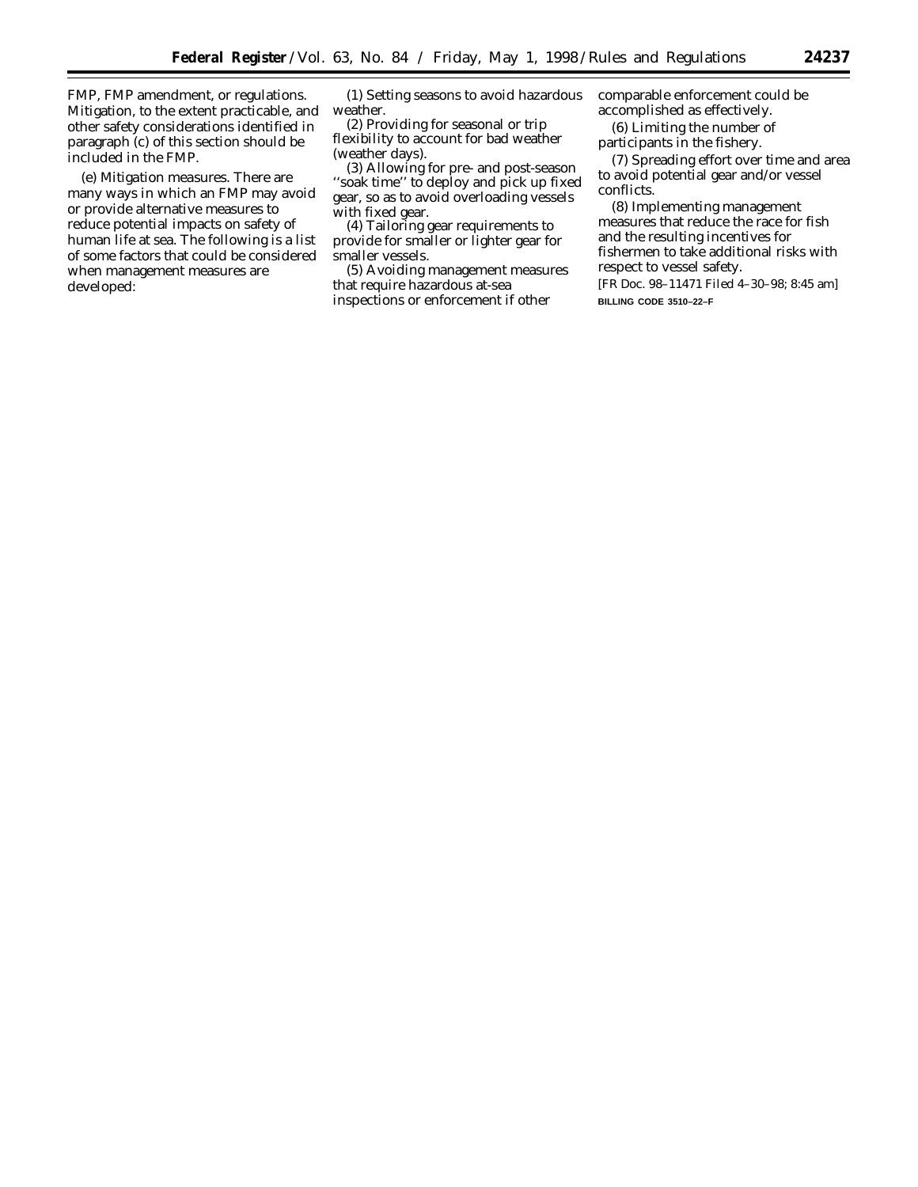FMP, FMP amendment, or regulations. Mitigation, to the extent practicable, and other safety considerations identified in paragraph (c) of this section should be included in the FMP.

(e) *Mitigation measures.* There are many ways in which an FMP may avoid or provide alternative measures to reduce potential impacts on safety of human life at sea. The following is a list of some factors that could be considered when management measures are developed:

(1) Setting seasons to avoid hazardous weather.

(2) Providing for seasonal or trip flexibility to account for bad weather (weather days).

(3) Allowing for pre- and post-season ''soak time'' to deploy and pick up fixed gear, so as to avoid overloading vessels with fixed gear.

(4) Tailoring gear requirements to provide for smaller or lighter gear for smaller vessels.

(5) Avoiding management measures that require hazardous at-sea inspections or enforcement if other comparable enforcement could be accomplished as effectively.

(6) Limiting the number of participants in the fishery.

(7) Spreading effort over time and area to avoid potential gear and/or vessel conflicts.

(8) Implementing management measures that reduce the race for fish and the resulting incentives for fishermen to take additional risks with respect to vessel safety.

[FR Doc. 98–11471 Filed 4–30–98; 8:45 am]

BILLING CODE 3510–22–F